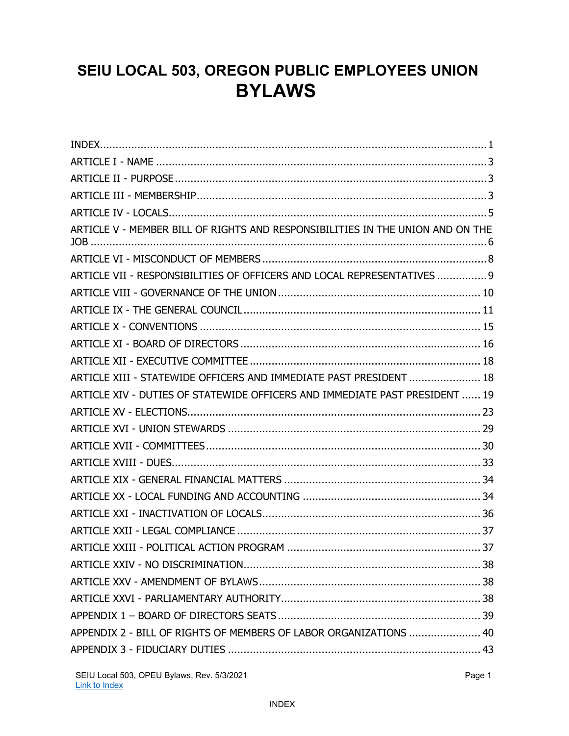# SEIU LOCAL 503, OREGON PUBLIC EMPLOYEES UNION
# BYLAWS

| | |
|---|---|
| INDEX | 1 |
| ARTICLE I - NAME | 3 |
| ARTICLE II - PURPOSE | 3 |
| ARTICLE III - MEMBERSHIP | 3 |
| ARTICLE IV - LOCALS | 5 |
| ARTICLE V - MEMBER BILL OF RIGHTS AND RESPONSIBILITIES IN THE UNION AND ON THE JOB | 6 |
| ARTICLE VI - MISCONDUCT OF MEMBERS | 8 |
| ARTICLE VII - RESPONSIBILITIES OF OFFICERS AND LOCAL REPRESENTATIVES | 9 |
| ARTICLE VIII - GOVERNANCE OF THE UNION | 10 |
| ARTICLE IX - THE GENERAL COUNCIL | 11 |
| ARTICLE X - CONVENTIONS | 15 |
| ARTICLE XI - BOARD OF DIRECTORS | 16 |
| ARTICLE XII - EXECUTIVE COMMITTEE | 18 |
| ARTICLE XIII - STATEWIDE OFFICERS AND IMMEDIATE PAST PRESIDENT | 18 |
| ARTICLE XIV - DUTIES OF STATEWIDE OFFICERS AND IMMEDIATE PAST PRESIDENT | 19 |
| ARTICLE XV - ELECTIONS | 23 |
| ARTICLE XVI - UNION STEWARDS | 29 |
| ARTICLE XVII - COMMITTEES | 30 |
| ARTICLE XVIII - DUES | 33 |
| ARTICLE XIX - GENERAL FINANCIAL MATTERS | 34 |
| ARTICLE XX - LOCAL FUNDING AND ACCOUNTING | 34 |
| ARTICLE XXI - INACTIVATION OF LOCALS | 36 |
| ARTICLE XXII - LEGAL COMPLIANCE | 37 |
| ARTICLE XXIII - POLITICAL ACTION PROGRAM | 37 |
| ARTICLE XXIV - NO DISCRIMINATION | 38 |
| ARTICLE XXV - AMENDMENT OF BYLAWS | 38 |
| ARTICLE XXVI - PARLIAMENTARY AUTHORITY | 38 |
| APPENDIX 1 – BOARD OF DIRECTORS SEATS | 39 |
| APPENDIX 2 - BILL OF RIGHTS OF MEMBERS OF LABOR ORGANIZATIONS | 40 |
| APPENDIX 3 - FIDUCIARY DUTIES | 43 |

SEIU Local 503, OPEU Bylaws, Rev. 5/3/2021

Link to Index

INDEX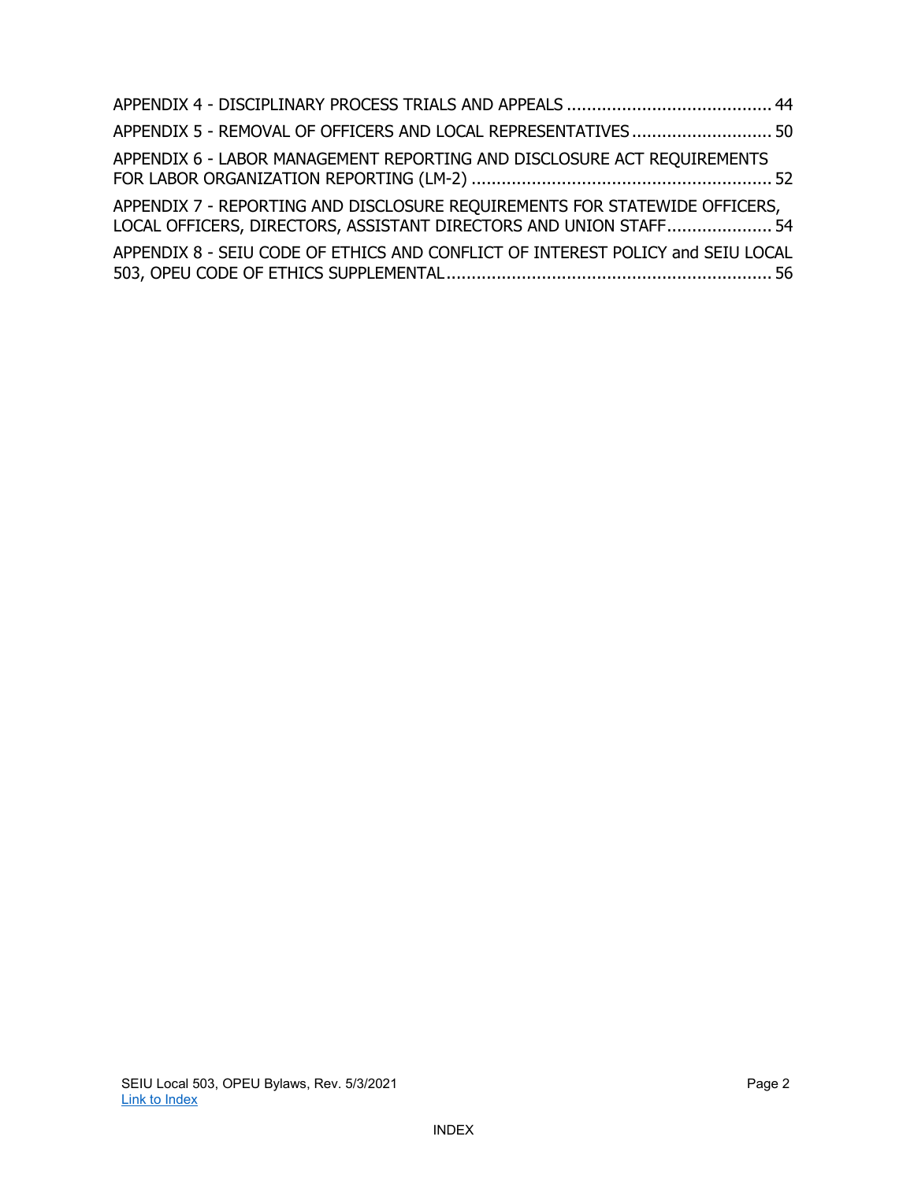APPENDIX 4 - DISCIPLINARY PROCESS TRIALS AND APPEALS ........................................ 44

APPENDIX 5 - REMOVAL OF OFFICERS AND LOCAL REPRESENTATIVES ........................... 50

APPENDIX 6 - LABOR MANAGEMENT REPORTING AND DISCLOSURE ACT REQUIREMENTS FOR LABOR ORGANIZATION REPORTING (LM-2) ........................................................... 52

APPENDIX 7 - REPORTING AND DISCLOSURE REQUIREMENTS FOR STATEWIDE OFFICERS, LOCAL OFFICERS, DIRECTORS, ASSISTANT DIRECTORS AND UNION STAFF..................... 54

APPENDIX 8 - SEIU CODE OF ETHICS AND CONFLICT OF INTEREST POLICY and SEIU LOCAL 503, OPEU CODE OF ETHICS SUPPLEMENTAL................................................................. 56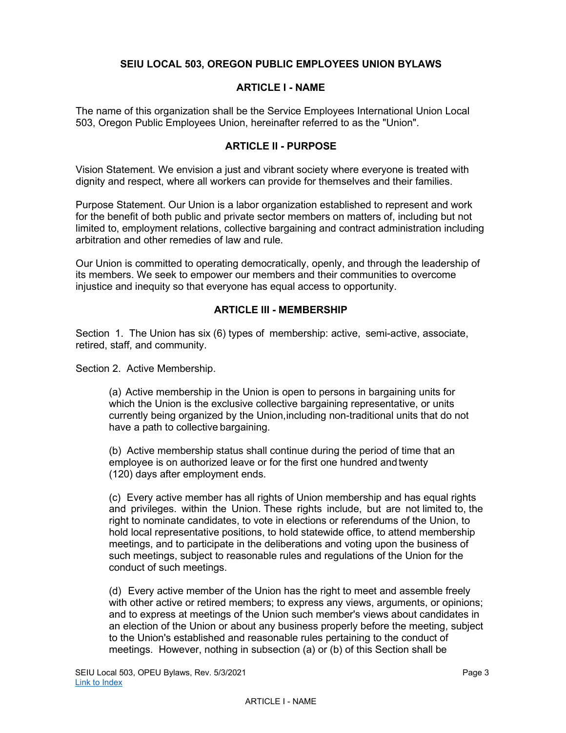## SEIU LOCAL 503, OREGON PUBLIC EMPLOYEES UNION BYLAWS

### ARTICLE I - NAME

The name of this organization shall be the Service Employees International Union Local 503, Oregon Public Employees Union, hereinafter referred to as the "Union".

### ARTICLE II - PURPOSE

Vision Statement. We envision a just and vibrant society where everyone is treated with dignity and respect, where all workers can provide for themselves and their families.

Purpose Statement. Our Union is a labor organization established to represent and work for the benefit of both public and private sector members on matters of, including but not limited to, employment relations, collective bargaining and contract administration including arbitration and other remedies of law and rule.

Our Union is committed to operating democratically, openly, and through the leadership of its members. We seek to empower our members and their communities to overcome injustice and inequity so that everyone has equal access to opportunity.

### ARTICLE III - MEMBERSHIP

Section 1. The Union has six (6) types of membership: active, semi-active, associate, retired, staff, and community.

Section 2. Active Membership.

(a) Active membership in the Union is open to persons in bargaining units for which the Union is the exclusive collective bargaining representative, or units currently being organized by the Union, including non-traditional units that do not have a path to collective bargaining.

(b) Active membership status shall continue during the period of time that an employee is on authorized leave or for the first one hundred and twenty (120) days after employment ends.

(c) Every active member has all rights of Union membership and has equal rights and privileges within the Union. These rights include, but are not limited to, the right to nominate candidates, to vote in elections or referendums of the Union, to hold local representative positions, to hold statewide office, to attend membership meetings, and to participate in the deliberations and voting upon the business of such meetings, subject to reasonable rules and regulations of the Union for the conduct of such meetings.

(d) Every active member of the Union has the right to meet and assemble freely with other active or retired members; to express any views, arguments, or opinions; and to express at meetings of the Union such member's views about candidates in an election of the Union or about any business properly before the meeting, subject to the Union's established and reasonable rules pertaining to the conduct of meetings. However, nothing in subsection (a) or (b) of this Section shall be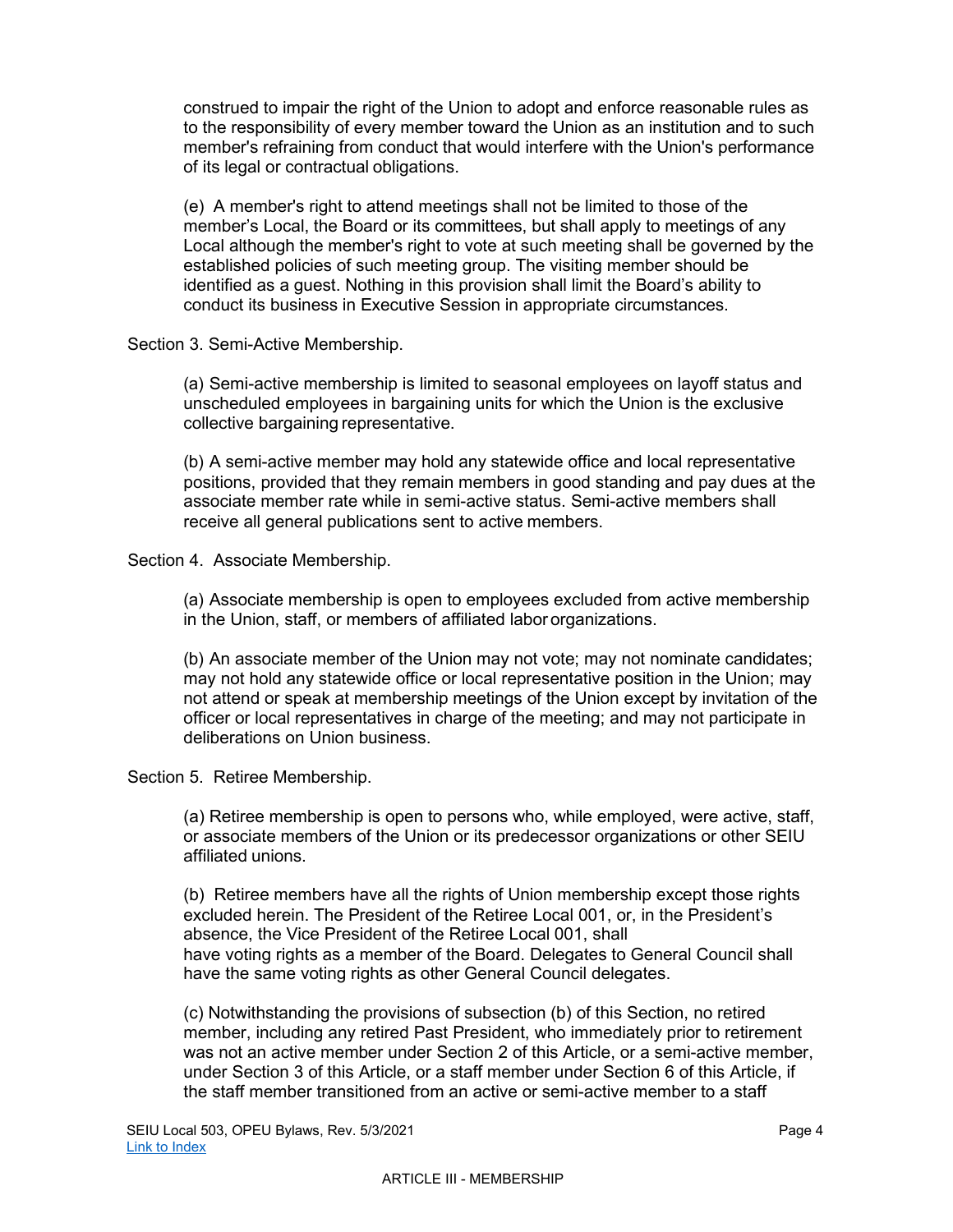construed to impair the right of the Union to adopt and enforce reasonable rules as to the responsibility of every member toward the Union as an institution and to such member's refraining from conduct that would interfere with the Union's performance of its legal or contractual obligations.

(e) A member's right to attend meetings shall not be limited to those of the member's Local, the Board or its committees, but shall apply to meetings of any Local although the member's right to vote at such meeting shall be governed by the established policies of such meeting group. The visiting member should be identified as a guest. Nothing in this provision shall limit the Board's ability to conduct its business in Executive Session in appropriate circumstances.

Section 3. Semi-Active Membership.

(a) Semi-active membership is limited to seasonal employees on layoff status and unscheduled employees in bargaining units for which the Union is the exclusive collective bargaining representative.

(b) A semi-active member may hold any statewide office and local representative positions, provided that they remain members in good standing and pay dues at the associate member rate while in semi-active status. Semi-active members shall receive all general publications sent to active members.

Section 4. Associate Membership.

(a) Associate membership is open to employees excluded from active membership in the Union, staff, or members of affiliated labor organizations.

(b) An associate member of the Union may not vote; may not nominate candidates; may not hold any statewide office or local representative position in the Union; may not attend or speak at membership meetings of the Union except by invitation of the officer or local representatives in charge of the meeting; and may not participate in deliberations on Union business.

Section 5. Retiree Membership.

(a) Retiree membership is open to persons who, while employed, were active, staff, or associate members of the Union or its predecessor organizations or other SEIU affiliated unions.

(b) Retiree members have all the rights of Union membership except those rights excluded herein. The President of the Retiree Local 001, or, in the President's absence, the Vice President of the Retiree Local 001, shall have voting rights as a member of the Board. Delegates to General Council shall have the same voting rights as other General Council delegates.

(c) Notwithstanding the provisions of subsection (b) of this Section, no retired member, including any retired Past President, who immediately prior to retirement was not an active member under Section 2 of this Article, or a semi-active member, under Section 3 of this Article, or a staff member under Section 6 of this Article, if the staff member transitioned from an active or semi-active member to a staff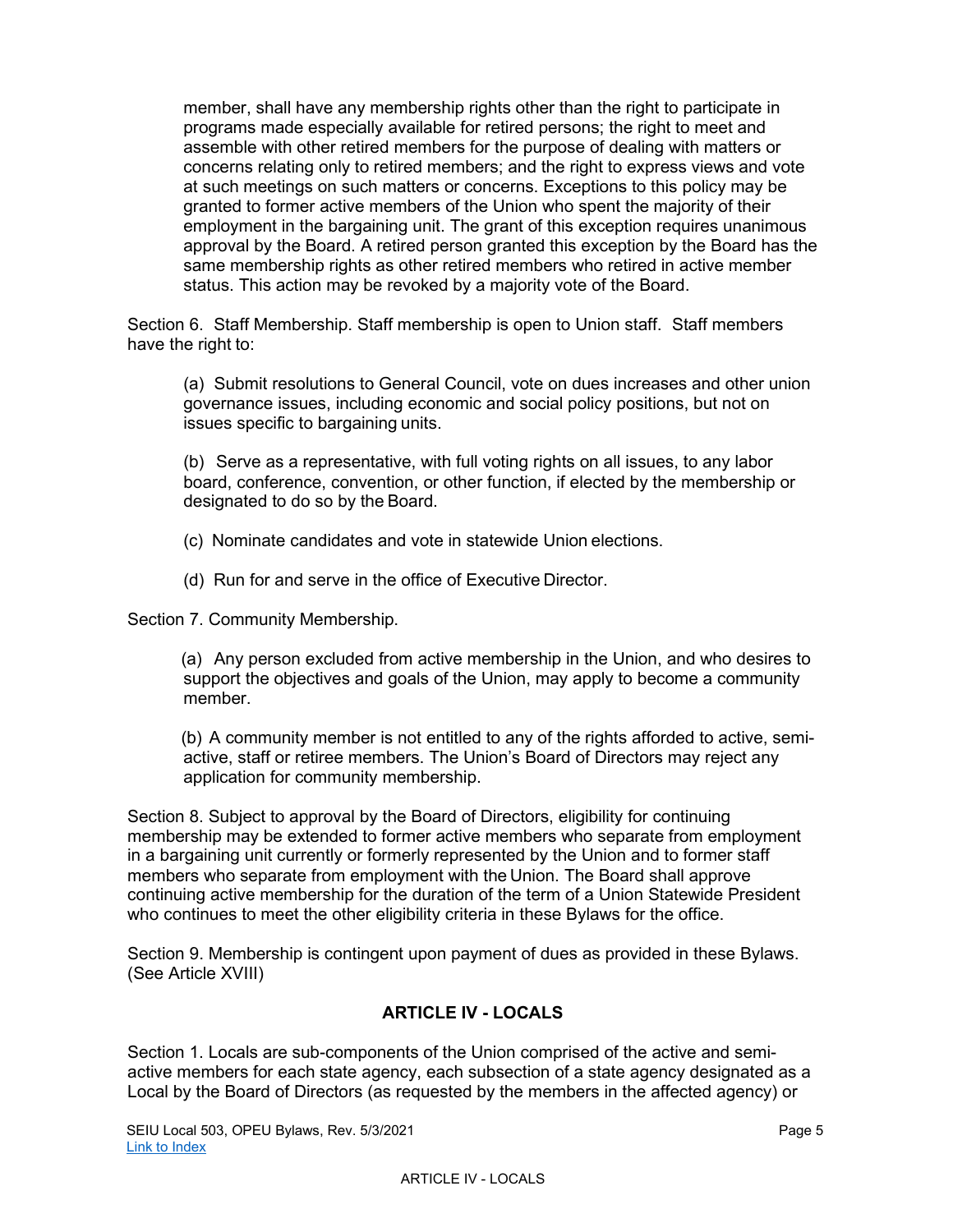member, shall have any membership rights other than the right to participate in programs made especially available for retired persons; the right to meet and assemble with other retired members for the purpose of dealing with matters or concerns relating only to retired members; and the right to express views and vote at such meetings on such matters or concerns. Exceptions to this policy may be granted to former active members of the Union who spent the majority of their employment in the bargaining unit. The grant of this exception requires unanimous approval by the Board. A retired person granted this exception by the Board has the same membership rights as other retired members who retired in active member status. This action may be revoked by a majority vote of the Board.

Section 6. Staff Membership. Staff membership is open to Union staff. Staff members have the right to:

(a) Submit resolutions to General Council, vote on dues increases and other union governance issues, including economic and social policy positions, but not on issues specific to bargaining units.

(b) Serve as a representative, with full voting rights on all issues, to any labor board, conference, convention, or other function, if elected by the membership or designated to do so by the Board.

(c) Nominate candidates and vote in statewide Union elections.

(d) Run for and serve in the office of Executive Director.

Section 7. Community Membership.

(a) Any person excluded from active membership in the Union, and who desires to support the objectives and goals of the Union, may apply to become a community member.

(b) A community member is not entitled to any of the rights afforded to active, semi-active, staff or retiree members. The Union's Board of Directors may reject any application for community membership.

Section 8. Subject to approval by the Board of Directors, eligibility for continuing membership may be extended to former active members who separate from employment in a bargaining unit currently or formerly represented by the Union and to former staff members who separate from employment with the Union. The Board shall approve continuing active membership for the duration of the term of a Union Statewide President who continues to meet the other eligibility criteria in these Bylaws for the office.

Section 9. Membership is contingent upon payment of dues as provided in these Bylaws. (See Article XVIII)

## ARTICLE IV - LOCALS

Section 1. Locals are sub-components of the Union comprised of the active and semi-active members for each state agency, each subsection of a state agency designated as a Local by the Board of Directors (as requested by the members in the affected agency) or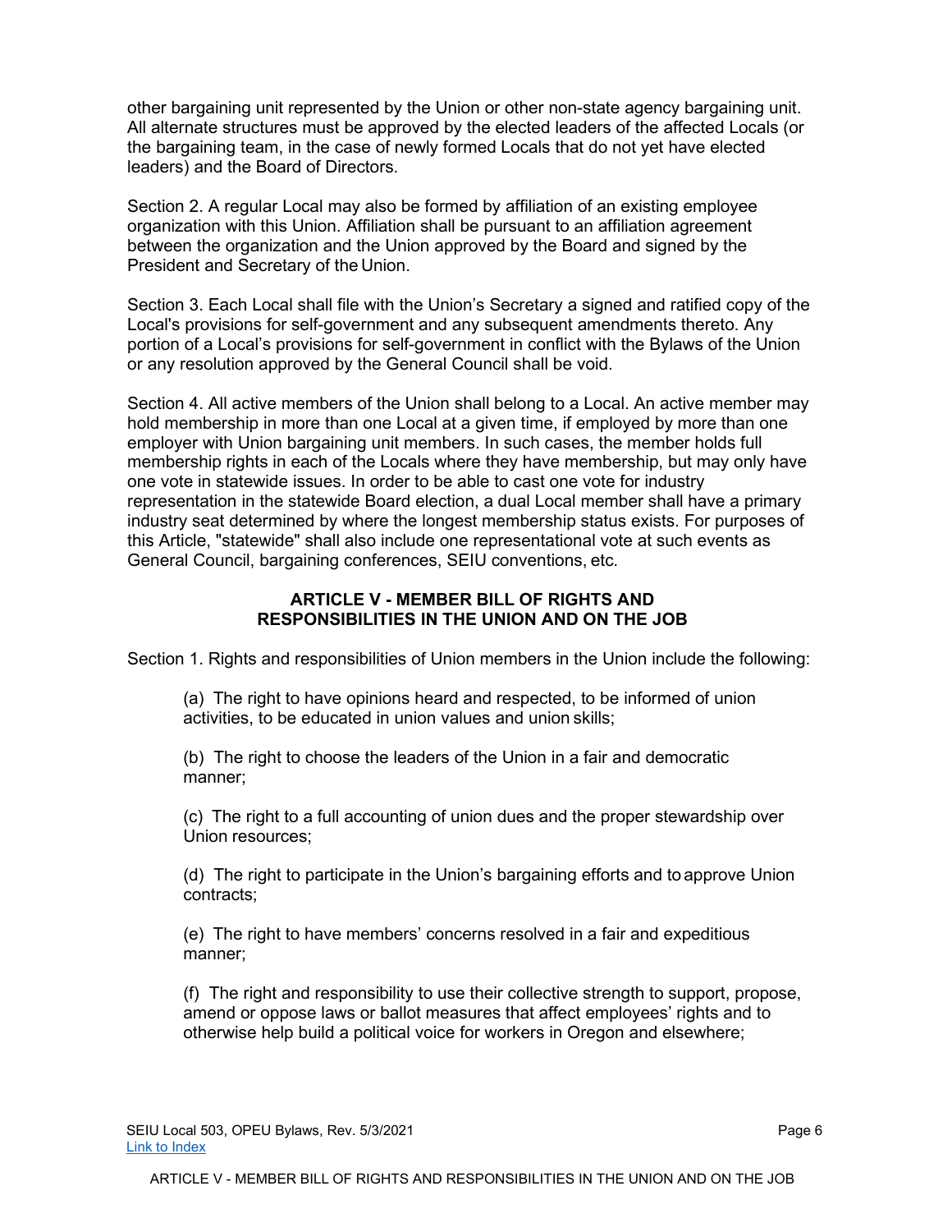other bargaining unit represented by the Union or other non-state agency bargaining unit. All alternate structures must be approved by the elected leaders of the affected Locals (or the bargaining team, in the case of newly formed Locals that do not yet have elected leaders) and the Board of Directors.

Section 2. A regular Local may also be formed by affiliation of an existing employee organization with this Union. Affiliation shall be pursuant to an affiliation agreement between the organization and the Union approved by the Board and signed by the President and Secretary of the Union.

Section 3. Each Local shall file with the Union's Secretary a signed and ratified copy of the Local's provisions for self-government and any subsequent amendments thereto. Any portion of a Local's provisions for self-government in conflict with the Bylaws of the Union or any resolution approved by the General Council shall be void.

Section 4. All active members of the Union shall belong to a Local. An active member may hold membership in more than one Local at a given time, if employed by more than one employer with Union bargaining unit members. In such cases, the member holds full membership rights in each of the Locals where they have membership, but may only have one vote in statewide issues. In order to be able to cast one vote for industry representation in the statewide Board election, a dual Local member shall have a primary industry seat determined by where the longest membership status exists. For purposes of this Article, "statewide" shall also include one representational vote at such events as General Council, bargaining conferences, SEIU conventions, etc.

## ARTICLE V - MEMBER BILL OF RIGHTS AND RESPONSIBILITIES IN THE UNION AND ON THE JOB

Section 1. Rights and responsibilities of Union members in the Union include the following:

(a) The right to have opinions heard and respected, to be informed of union activities, to be educated in union values and union skills;

(b) The right to choose the leaders of the Union in a fair and democratic manner;

(c) The right to a full accounting of union dues and the proper stewardship over Union resources;

(d) The right to participate in the Union's bargaining efforts and to approve Union contracts;

(e) The right to have members' concerns resolved in a fair and expeditious manner;

(f) The right and responsibility to use their collective strength to support, propose, amend or oppose laws or ballot measures that affect employees' rights and to otherwise help build a political voice for workers in Oregon and elsewhere;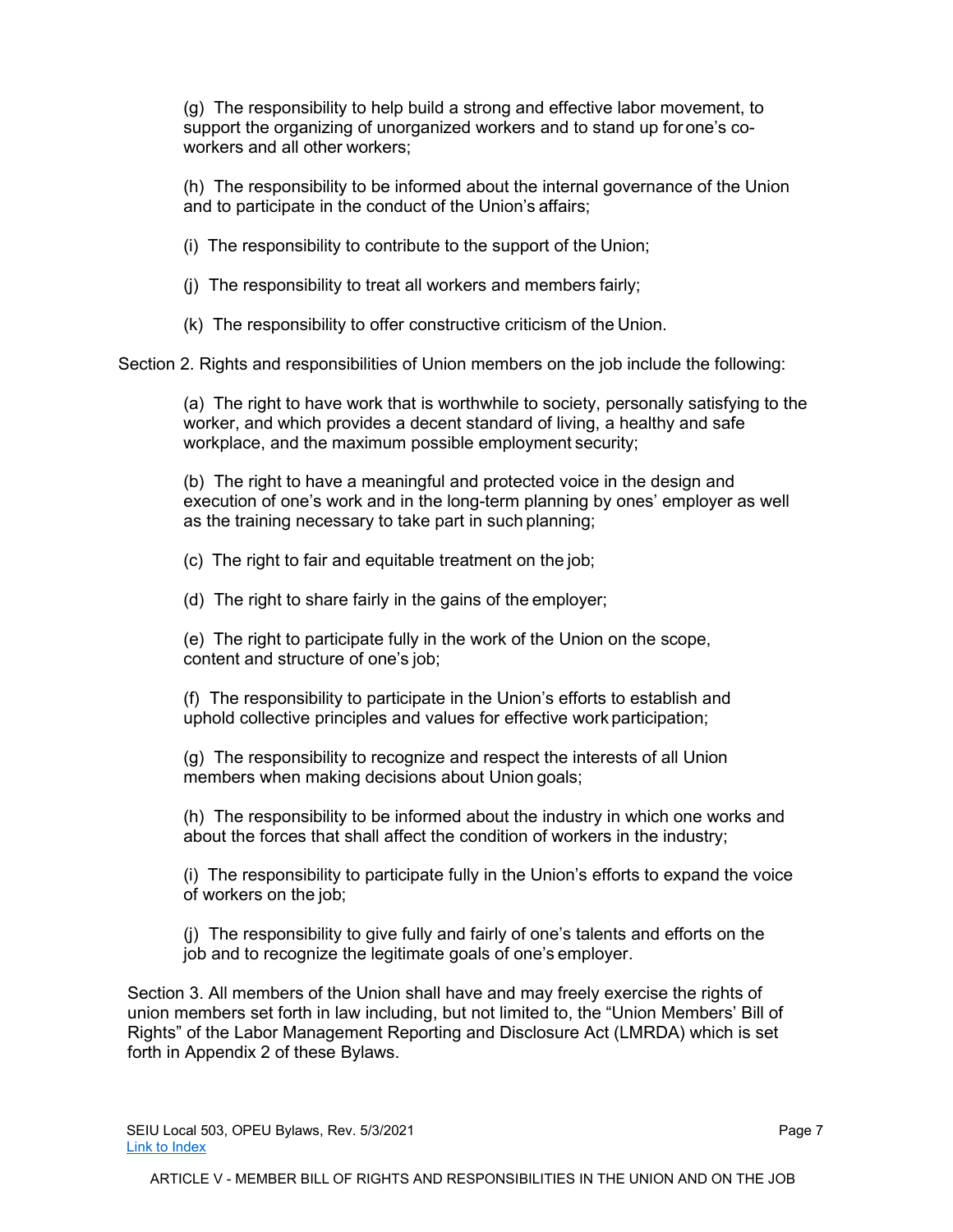(g) The responsibility to help build a strong and effective labor movement, to support the organizing of unorganized workers and to stand up for one's co-workers and all other workers;

(h) The responsibility to be informed about the internal governance of the Union and to participate in the conduct of the Union's affairs;

(i) The responsibility to contribute to the support of the Union;

(j) The responsibility to treat all workers and members fairly;

(k) The responsibility to offer constructive criticism of the Union.

Section 2. Rights and responsibilities of Union members on the job include the following:

(a) The right to have work that is worthwhile to society, personally satisfying to the worker, and which provides a decent standard of living, a healthy and safe workplace, and the maximum possible employment security;

(b) The right to have a meaningful and protected voice in the design and execution of one's work and in the long-term planning by ones' employer as well as the training necessary to take part in such planning;

(c) The right to fair and equitable treatment on the job;

(d) The right to share fairly in the gains of the employer;

(e) The right to participate fully in the work of the Union on the scope, content and structure of one's job;

(f) The responsibility to participate in the Union's efforts to establish and uphold collective principles and values for effective work participation;

(g) The responsibility to recognize and respect the interests of all Union members when making decisions about Union goals;

(h) The responsibility to be informed about the industry in which one works and about the forces that shall affect the condition of workers in the industry;

(i) The responsibility to participate fully in the Union's efforts to expand the voice of workers on the job;

(j) The responsibility to give fully and fairly of one's talents and efforts on the job and to recognize the legitimate goals of one's employer.

Section 3. All members of the Union shall have and may freely exercise the rights of union members set forth in law including, but not limited to, the "Union Members' Bill of Rights" of the Labor Management Reporting and Disclosure Act (LMRDA) which is set forth in Appendix 2 of these Bylaws.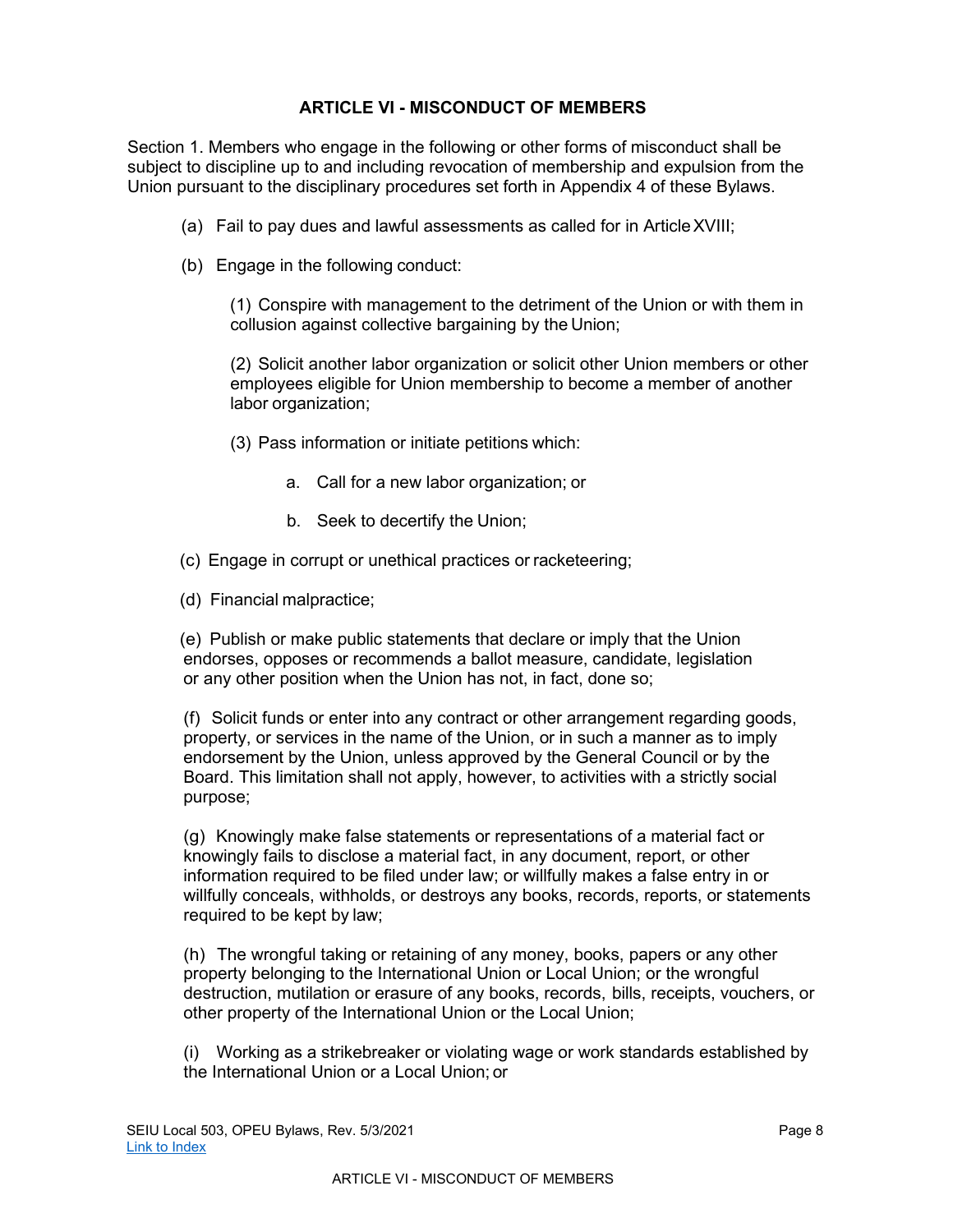## ARTICLE VI - MISCONDUCT OF MEMBERS

Section 1. Members who engage in the following or other forms of misconduct shall be subject to discipline up to and including revocation of membership and expulsion from the Union pursuant to the disciplinary procedures set forth in Appendix 4 of these Bylaws.

(a) Fail to pay dues and lawful assessments as called for in Article XVIII;

(b) Engage in the following conduct:

(1) Conspire with management to the detriment of the Union or with them in collusion against collective bargaining by the Union;

(2) Solicit another labor organization or solicit other Union members or other employees eligible for Union membership to become a member of another labor organization;

(3) Pass information or initiate petitions which:

a. Call for a new labor organization; or

b. Seek to decertify the Union;

(c) Engage in corrupt or unethical practices or racketeering;

(d) Financial malpractice;

(e) Publish or make public statements that declare or imply that the Union endorses, opposes or recommends a ballot measure, candidate, legislation or any other position when the Union has not, in fact, done so;

(f) Solicit funds or enter into any contract or other arrangement regarding goods, property, or services in the name of the Union, or in such a manner as to imply endorsement by the Union, unless approved by the General Council or by the Board. This limitation shall not apply, however, to activities with a strictly social purpose;

(g) Knowingly make false statements or representations of a material fact or knowingly fails to disclose a material fact, in any document, report, or other information required to be filed under law; or willfully makes a false entry in or willfully conceals, withholds, or destroys any books, records, reports, or statements required to be kept by law;

(h) The wrongful taking or retaining of any money, books, papers or any other property belonging to the International Union or Local Union; or the wrongful destruction, mutilation or erasure of any books, records, bills, receipts, vouchers, or other property of the International Union or the Local Union;

(i) Working as a strikebreaker or violating wage or work standards established by the International Union or a Local Union; or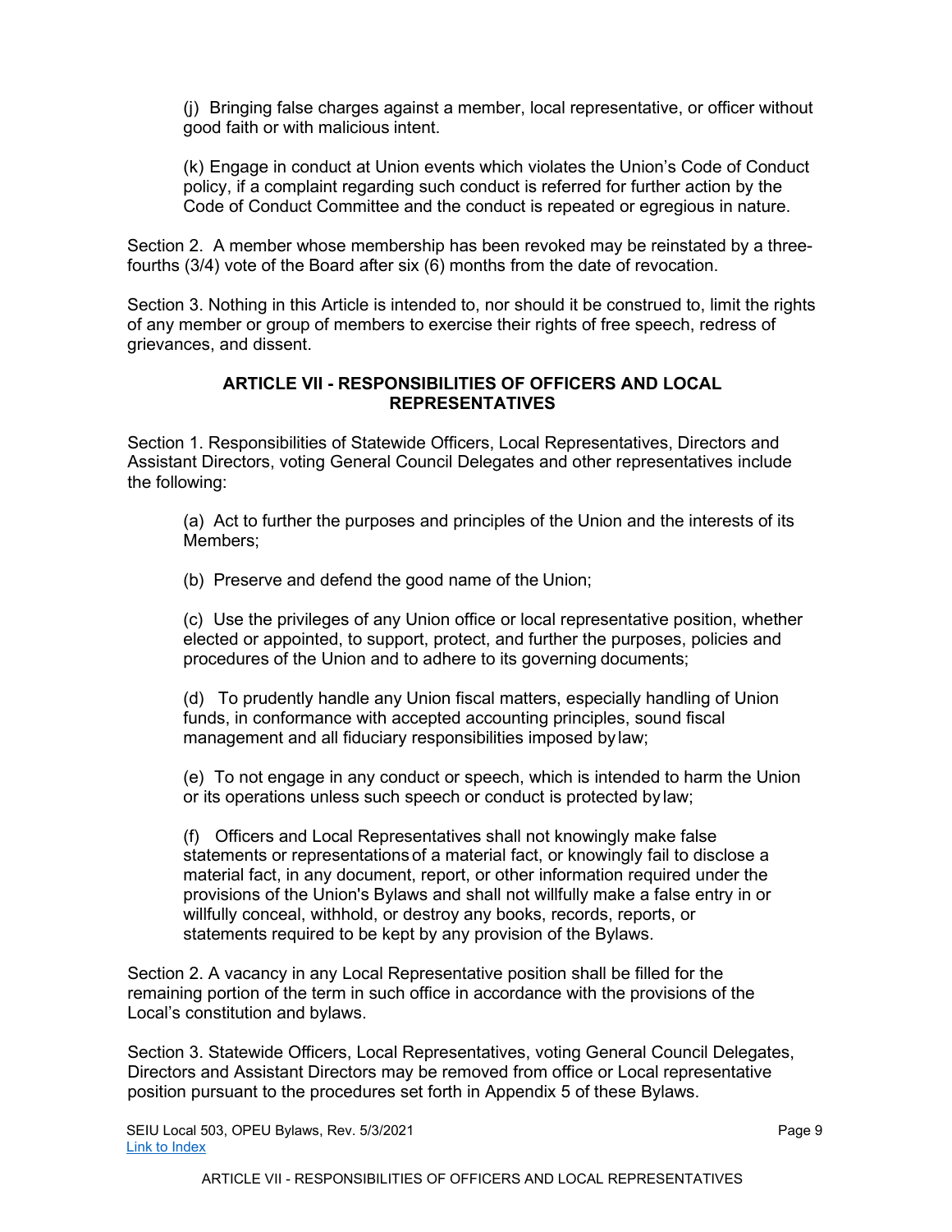(j) Bringing false charges against a member, local representative, or officer without good faith or with malicious intent.

(k) Engage in conduct at Union events which violates the Union's Code of Conduct policy, if a complaint regarding such conduct is referred for further action by the Code of Conduct Committee and the conduct is repeated or egregious in nature.

Section 2. A member whose membership has been revoked may be reinstated by a three-fourths (3/4) vote of the Board after six (6) months from the date of revocation.

Section 3. Nothing in this Article is intended to, nor should it be construed to, limit the rights of any member or group of members to exercise their rights of free speech, redress of grievances, and dissent.

## ARTICLE VII - RESPONSIBILITIES OF OFFICERS AND LOCAL REPRESENTATIVES

Section 1. Responsibilities of Statewide Officers, Local Representatives, Directors and Assistant Directors, voting General Council Delegates and other representatives include the following:

(a) Act to further the purposes and principles of the Union and the interests of its Members;

(b) Preserve and defend the good name of the Union;

(c) Use the privileges of any Union office or local representative position, whether elected or appointed, to support, protect, and further the purposes, policies and procedures of the Union and to adhere to its governing documents;

(d) To prudently handle any Union fiscal matters, especially handling of Union funds, in conformance with accepted accounting principles, sound fiscal management and all fiduciary responsibilities imposed by law;

(e) To not engage in any conduct or speech, which is intended to harm the Union or its operations unless such speech or conduct is protected by law;

(f) Officers and Local Representatives shall not knowingly make false statements or representations of a material fact, or knowingly fail to disclose a material fact, in any document, report, or other information required under the provisions of the Union's Bylaws and shall not willfully make a false entry in or willfully conceal, withhold, or destroy any books, records, reports, or statements required to be kept by any provision of the Bylaws.

Section 2. A vacancy in any Local Representative position shall be filled for the remaining portion of the term in such office in accordance with the provisions of the Local's constitution and bylaws.

Section 3. Statewide Officers, Local Representatives, voting General Council Delegates, Directors and Assistant Directors may be removed from office or Local representative position pursuant to the procedures set forth in Appendix 5 of these Bylaws.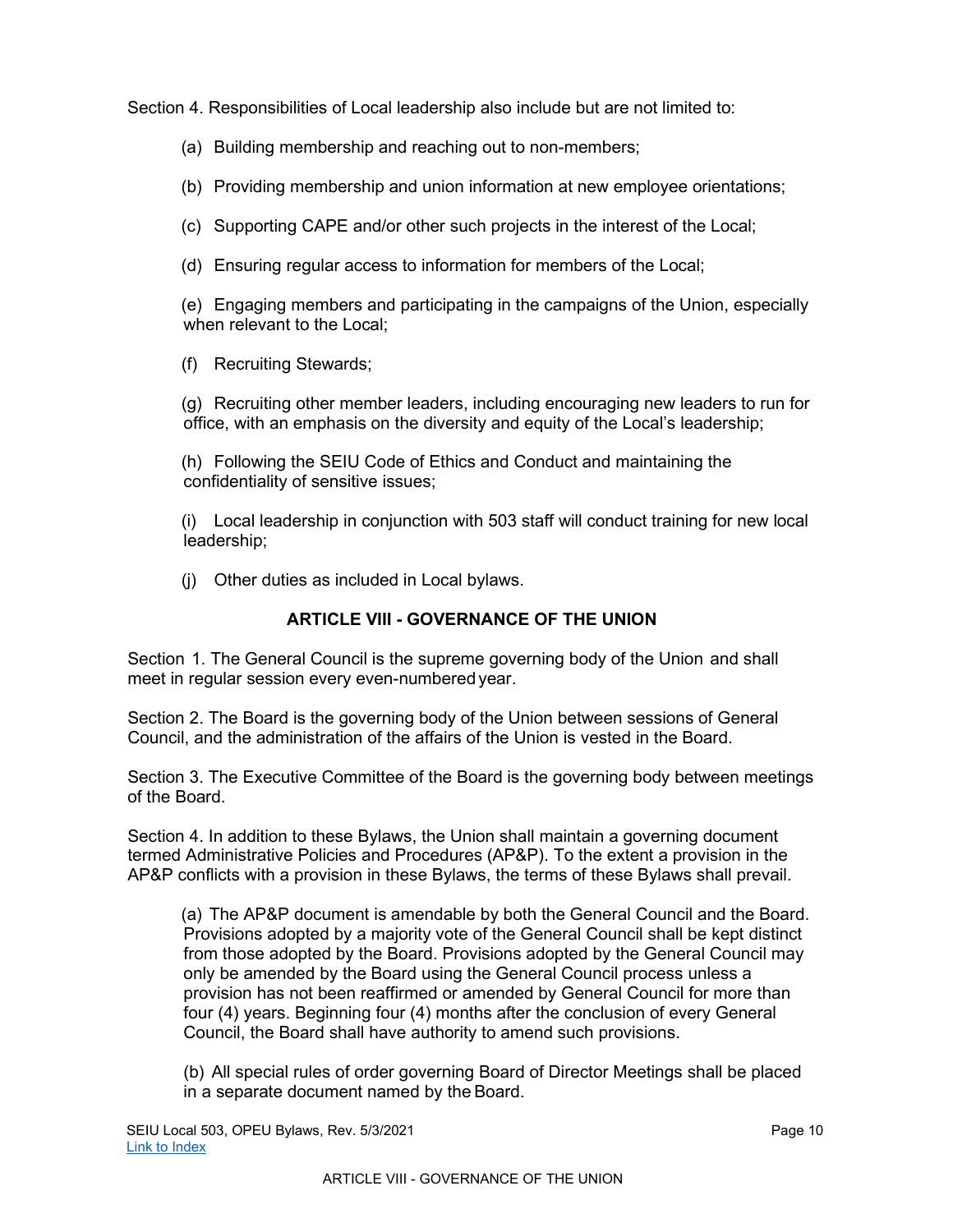Section 4. Responsibilities of Local leadership also include but are not limited to:

(a) Building membership and reaching out to non-members;

(b) Providing membership and union information at new employee orientations;

(c) Supporting CAPE and/or other such projects in the interest of the Local;

(d) Ensuring regular access to information for members of the Local;

(e) Engaging members and participating in the campaigns of the Union, especially when relevant to the Local;

(f) Recruiting Stewards;

(g) Recruiting other member leaders, including encouraging new leaders to run for office, with an emphasis on the diversity and equity of the Local's leadership;

(h) Following the SEIU Code of Ethics and Conduct and maintaining the confidentiality of sensitive issues;

(i) Local leadership in conjunction with 503 staff will conduct training for new local leadership;

(j) Other duties as included in Local bylaws.

## ARTICLE VIII - GOVERNANCE OF THE UNION

Section 1. The General Council is the supreme governing body of the Union and shall meet in regular session every even-numbered year.

Section 2. The Board is the governing body of the Union between sessions of General Council, and the administration of the affairs of the Union is vested in the Board.

Section 3. The Executive Committee of the Board is the governing body between meetings of the Board.

Section 4. In addition to these Bylaws, the Union shall maintain a governing document termed Administrative Policies and Procedures (AP&P). To the extent a provision in the AP&P conflicts with a provision in these Bylaws, the terms of these Bylaws shall prevail.

(a) The AP&P document is amendable by both the General Council and the Board. Provisions adopted by a majority vote of the General Council shall be kept distinct from those adopted by the Board. Provisions adopted by the General Council may only be amended by the Board using the General Council process unless a provision has not been reaffirmed or amended by General Council for more than four (4) years. Beginning four (4) months after the conclusion of every General Council, the Board shall have authority to amend such provisions.

(b) All special rules of order governing Board of Director Meetings shall be placed in a separate document named by the Board.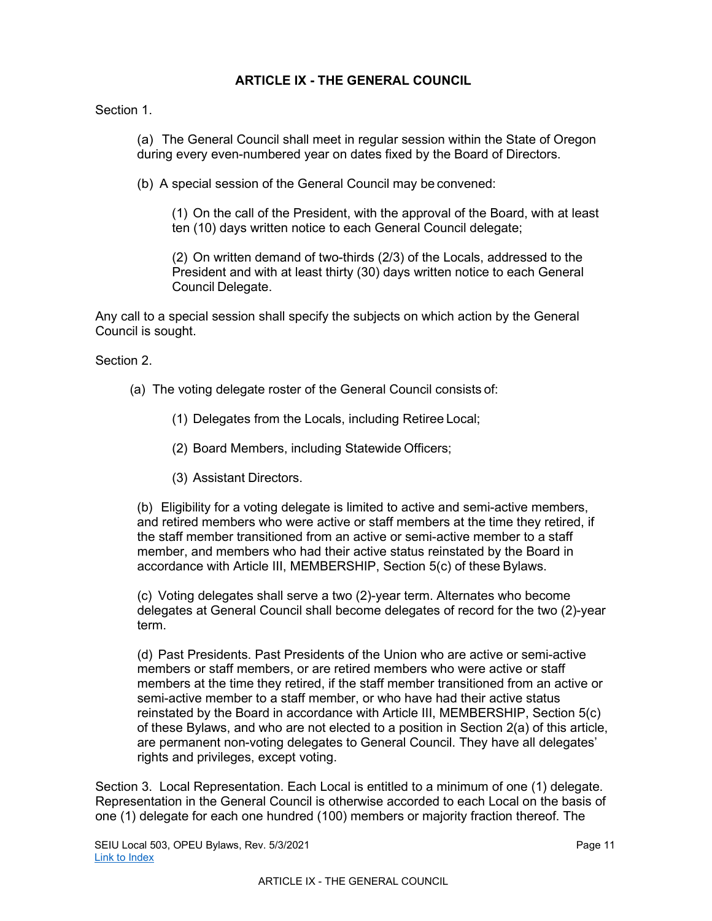## ARTICLE IX - THE GENERAL COUNCIL

Section 1.

(a) The General Council shall meet in regular session within the State of Oregon during every even-numbered year on dates fixed by the Board of Directors.

(b) A special session of the General Council may be convened:

(1) On the call of the President, with the approval of the Board, with at least ten (10) days written notice to each General Council delegate;

(2) On written demand of two-thirds (2/3) of the Locals, addressed to the President and with at least thirty (30) days written notice to each General Council Delegate.

Any call to a special session shall specify the subjects on which action by the General Council is sought.

Section 2.

(a) The voting delegate roster of the General Council consists of:

(1) Delegates from the Locals, including Retiree Local;

(2) Board Members, including Statewide Officers;

(3) Assistant Directors.

(b) Eligibility for a voting delegate is limited to active and semi-active members, and retired members who were active or staff members at the time they retired, if the staff member transitioned from an active or semi-active member to a staff member, and members who had their active status reinstated by the Board in accordance with Article III, MEMBERSHIP, Section 5(c) of these Bylaws.

(c) Voting delegates shall serve a two (2)-year term. Alternates who become delegates at General Council shall become delegates of record for the two (2)-year term.

(d) Past Presidents. Past Presidents of the Union who are active or semi-active members or staff members, or are retired members who were active or staff members at the time they retired, if the staff member transitioned from an active or semi-active member to a staff member, or who have had their active status reinstated by the Board in accordance with Article III, MEMBERSHIP, Section 5(c) of these Bylaws, and who are not elected to a position in Section 2(a) of this article, are permanent non-voting delegates to General Council. They have all delegates' rights and privileges, except voting.

Section 3. Local Representation. Each Local is entitled to a minimum of one (1) delegate. Representation in the General Council is otherwise accorded to each Local on the basis of one (1) delegate for each one hundred (100) members or majority fraction thereof. The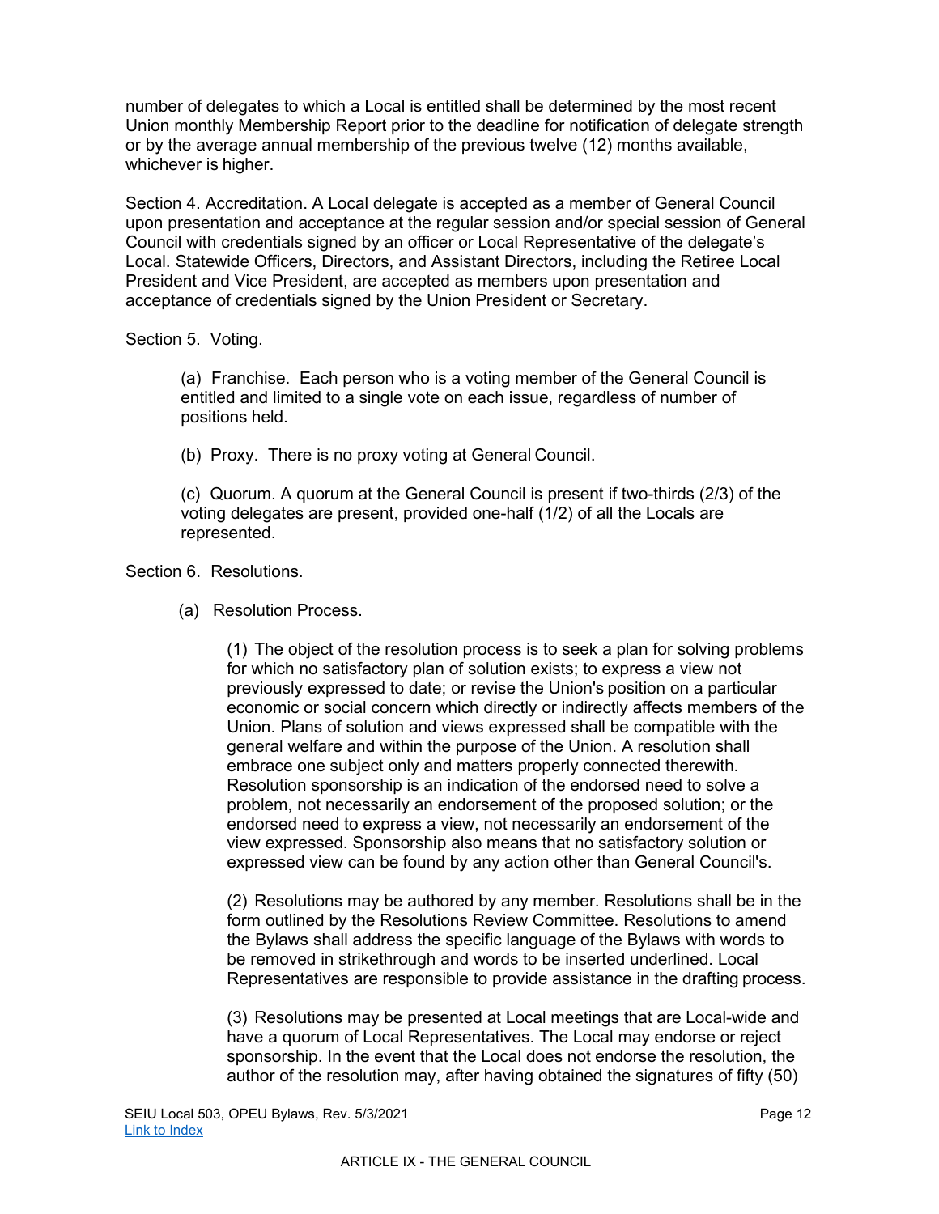number of delegates to which a Local is entitled shall be determined by the most recent Union monthly Membership Report prior to the deadline for notification of delegate strength or by the average annual membership of the previous twelve (12) months available, whichever is higher.

Section 4. Accreditation. A Local delegate is accepted as a member of General Council upon presentation and acceptance at the regular session and/or special session of General Council with credentials signed by an officer or Local Representative of the delegate's Local. Statewide Officers, Directors, and Assistant Directors, including the Retiree Local President and Vice President, are accepted as members upon presentation and acceptance of credentials signed by the Union President or Secretary.

Section 5. Voting.

(a) Franchise. Each person who is a voting member of the General Council is entitled and limited to a single vote on each issue, regardless of number of positions held.

(b) Proxy. There is no proxy voting at General Council.

(c) Quorum. A quorum at the General Council is present if two-thirds (2/3) of the voting delegates are present, provided one-half (1/2) of all the Locals are represented.

Section 6. Resolutions.

(a) Resolution Process.

(1) The object of the resolution process is to seek a plan for solving problems for which no satisfactory plan of solution exists; to express a view not previously expressed to date; or revise the Union's position on a particular economic or social concern which directly or indirectly affects members of the Union. Plans of solution and views expressed shall be compatible with the general welfare and within the purpose of the Union. A resolution shall embrace one subject only and matters properly connected therewith. Resolution sponsorship is an indication of the endorsed need to solve a problem, not necessarily an endorsement of the proposed solution; or the endorsed need to express a view, not necessarily an endorsement of the view expressed. Sponsorship also means that no satisfactory solution or expressed view can be found by any action other than General Council's.

(2) Resolutions may be authored by any member. Resolutions shall be in the form outlined by the Resolutions Review Committee. Resolutions to amend the Bylaws shall address the specific language of the Bylaws with words to be removed in strikethrough and words to be inserted underlined. Local Representatives are responsible to provide assistance in the drafting process.

(3) Resolutions may be presented at Local meetings that are Local-wide and have a quorum of Local Representatives. The Local may endorse or reject sponsorship. In the event that the Local does not endorse the resolution, the author of the resolution may, after having obtained the signatures of fifty (50)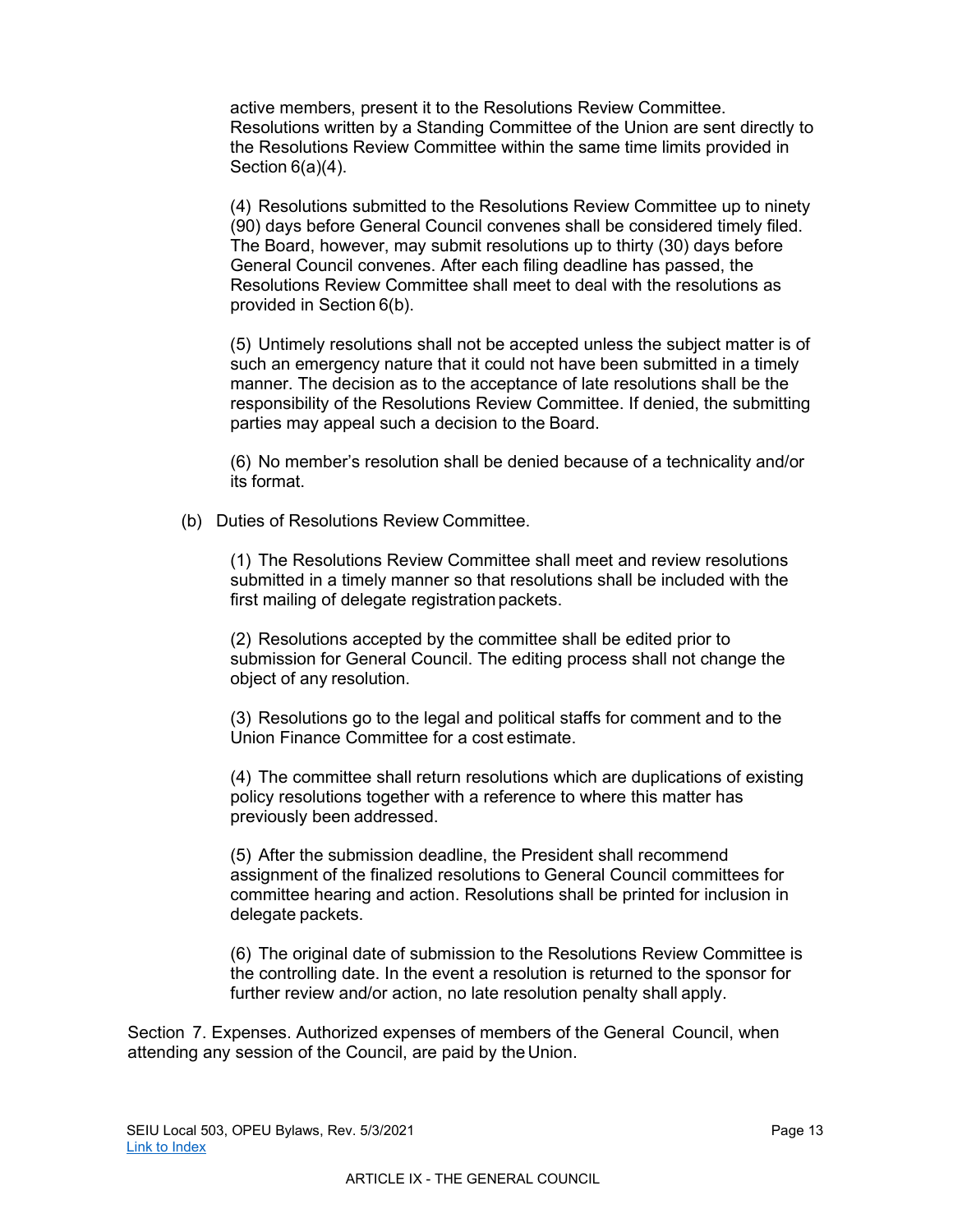active members, present it to the Resolutions Review Committee. Resolutions written by a Standing Committee of the Union are sent directly to the Resolutions Review Committee within the same time limits provided in Section 6(a)(4).

(4) Resolutions submitted to the Resolutions Review Committee up to ninety (90) days before General Council convenes shall be considered timely filed. The Board, however, may submit resolutions up to thirty (30) days before General Council convenes. After each filing deadline has passed, the Resolutions Review Committee shall meet to deal with the resolutions as provided in Section 6(b).

(5) Untimely resolutions shall not be accepted unless the subject matter is of such an emergency nature that it could not have been submitted in a timely manner. The decision as to the acceptance of late resolutions shall be the responsibility of the Resolutions Review Committee. If denied, the submitting parties may appeal such a decision to the Board.

(6) No member's resolution shall be denied because of a technicality and/or its format.

(b) Duties of Resolutions Review Committee.

(1) The Resolutions Review Committee shall meet and review resolutions submitted in a timely manner so that resolutions shall be included with the first mailing of delegate registration packets.

(2) Resolutions accepted by the committee shall be edited prior to submission for General Council. The editing process shall not change the object of any resolution.

(3) Resolutions go to the legal and political staffs for comment and to the Union Finance Committee for a cost estimate.

(4) The committee shall return resolutions which are duplications of existing policy resolutions together with a reference to where this matter has previously been addressed.

(5) After the submission deadline, the President shall recommend assignment of the finalized resolutions to General Council committees for committee hearing and action. Resolutions shall be printed for inclusion in delegate packets.

(6) The original date of submission to the Resolutions Review Committee is the controlling date. In the event a resolution is returned to the sponsor for further review and/or action, no late resolution penalty shall apply.

Section 7. Expenses. Authorized expenses of members of the General Council, when attending any session of the Council, are paid by the Union.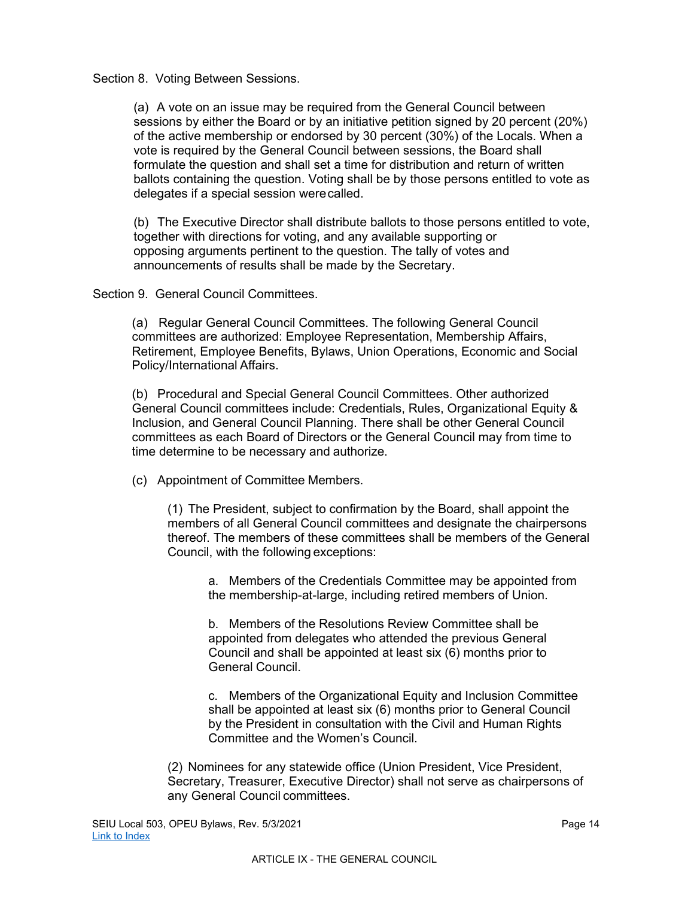Section 8. Voting Between Sessions.

(a) A vote on an issue may be required from the General Council between sessions by either the Board or by an initiative petition signed by 20 percent (20%) of the active membership or endorsed by 30 percent (30%) of the Locals. When a vote is required by the General Council between sessions, the Board shall formulate the question and shall set a time for distribution and return of written ballots containing the question. Voting shall be by those persons entitled to vote as delegates if a special session were called.

(b) The Executive Director shall distribute ballots to those persons entitled to vote, together with directions for voting, and any available supporting or opposing arguments pertinent to the question. The tally of votes and announcements of results shall be made by the Secretary.

Section 9. General Council Committees.

(a) Regular General Council Committees. The following General Council committees are authorized: Employee Representation, Membership Affairs, Retirement, Employee Benefits, Bylaws, Union Operations, Economic and Social Policy/International Affairs.

(b) Procedural and Special General Council Committees. Other authorized General Council committees include: Credentials, Rules, Organizational Equity & Inclusion, and General Council Planning. There shall be other General Council committees as each Board of Directors or the General Council may from time to time determine to be necessary and authorize.

(c) Appointment of Committee Members.

(1) The President, subject to confirmation by the Board, shall appoint the members of all General Council committees and designate the chairpersons thereof. The members of these committees shall be members of the General Council, with the following exceptions:

a. Members of the Credentials Committee may be appointed from the membership-at-large, including retired members of Union.

b. Members of the Resolutions Review Committee shall be appointed from delegates who attended the previous General Council and shall be appointed at least six (6) months prior to General Council.

c. Members of the Organizational Equity and Inclusion Committee shall be appointed at least six (6) months prior to General Council by the President in consultation with the Civil and Human Rights Committee and the Women's Council.

(2) Nominees for any statewide office (Union President, Vice President, Secretary, Treasurer, Executive Director) shall not serve as chairpersons of any General Council committees.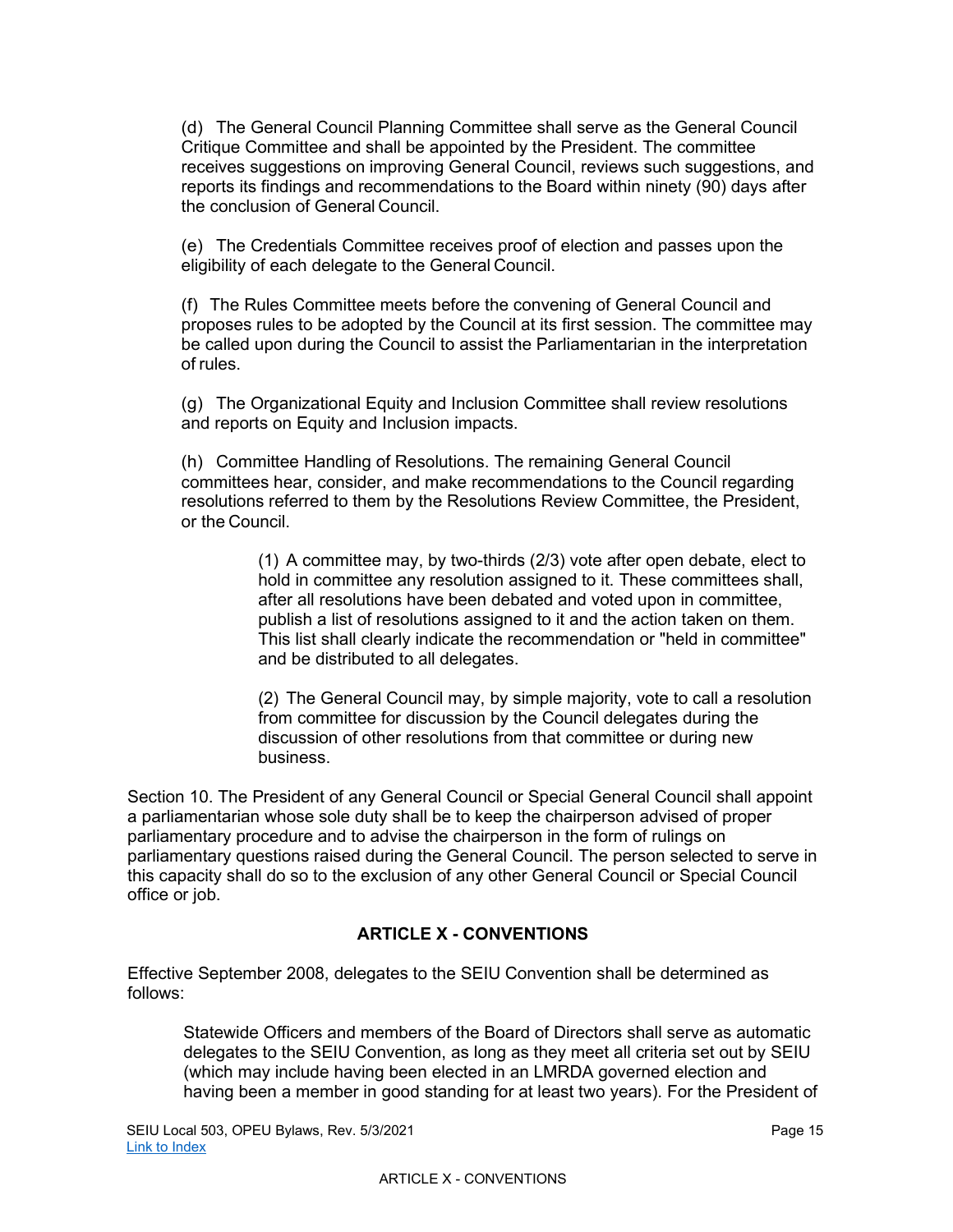(d) The General Council Planning Committee shall serve as the General Council Critique Committee and shall be appointed by the President. The committee receives suggestions on improving General Council, reviews such suggestions, and reports its findings and recommendations to the Board within ninety (90) days after the conclusion of General Council.

(e) The Credentials Committee receives proof of election and passes upon the eligibility of each delegate to the General Council.

(f) The Rules Committee meets before the convening of General Council and proposes rules to be adopted by the Council at its first session. The committee may be called upon during the Council to assist the Parliamentarian in the interpretation of rules.

(g) The Organizational Equity and Inclusion Committee shall review resolutions and reports on Equity and Inclusion impacts.

(h) Committee Handling of Resolutions. The remaining General Council committees hear, consider, and make recommendations to the Council regarding resolutions referred to them by the Resolutions Review Committee, the President, or the Council.

> (1) A committee may, by two-thirds (2/3) vote after open debate, elect to hold in committee any resolution assigned to it. These committees shall, after all resolutions have been debated and voted upon in committee, publish a list of resolutions assigned to it and the action taken on them. This list shall clearly indicate the recommendation or "held in committee" and be distributed to all delegates.
>
> (2) The General Council may, by simple majority, vote to call a resolution from committee for discussion by the Council delegates during the discussion of other resolutions from that committee or during new business.

Section 10. The President of any General Council or Special General Council shall appoint a parliamentarian whose sole duty shall be to keep the chairperson advised of proper parliamentary procedure and to advise the chairperson in the form of rulings on parliamentary questions raised during the General Council. The person selected to serve in this capacity shall do so to the exclusion of any other General Council or Special Council office or job.

## ARTICLE X - CONVENTIONS

Effective September 2008, delegates to the SEIU Convention shall be determined as follows:

Statewide Officers and members of the Board of Directors shall serve as automatic delegates to the SEIU Convention, as long as they meet all criteria set out by SEIU (which may include having been elected in an LMRDA governed election and having been a member in good standing for at least two years). For the President of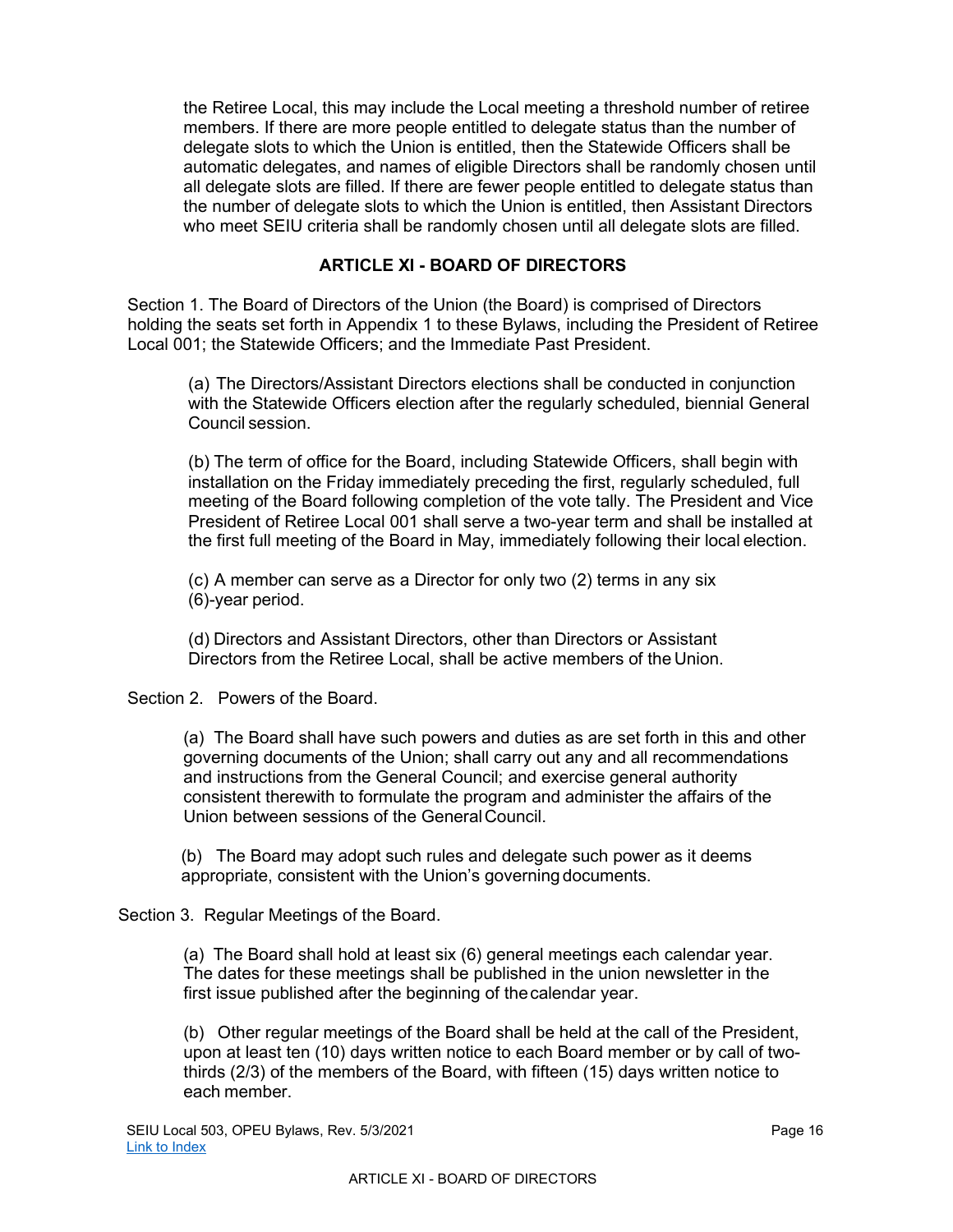the Retiree Local, this may include the Local meeting a threshold number of retiree members. If there are more people entitled to delegate status than the number of delegate slots to which the Union is entitled, then the Statewide Officers shall be automatic delegates, and names of eligible Directors shall be randomly chosen until all delegate slots are filled. If there are fewer people entitled to delegate status than the number of delegate slots to which the Union is entitled, then Assistant Directors who meet SEIU criteria shall be randomly chosen until all delegate slots are filled.

## ARTICLE XI - BOARD OF DIRECTORS

Section 1. The Board of Directors of the Union (the Board) is comprised of Directors holding the seats set forth in Appendix 1 to these Bylaws, including the President of Retiree Local 001; the Statewide Officers; and the Immediate Past President.

(a) The Directors/Assistant Directors elections shall be conducted in conjunction with the Statewide Officers election after the regularly scheduled, biennial General Council session.

(b) The term of office for the Board, including Statewide Officers, shall begin with installation on the Friday immediately preceding the first, regularly scheduled, full meeting of the Board following completion of the vote tally. The President and Vice President of Retiree Local 001 shall serve a two-year term and shall be installed at the first full meeting of the Board in May, immediately following their local election.

(c) A member can serve as a Director for only two (2) terms in any six (6)-year period.

(d) Directors and Assistant Directors, other than Directors or Assistant Directors from the Retiree Local, shall be active members of the Union.

Section 2. Powers of the Board.

(a) The Board shall have such powers and duties as are set forth in this and other governing documents of the Union; shall carry out any and all recommendations and instructions from the General Council; and exercise general authority consistent therewith to formulate the program and administer the affairs of the Union between sessions of the General Council.

(b) The Board may adopt such rules and delegate such power as it deems appropriate, consistent with the Union's governing documents.

Section 3. Regular Meetings of the Board.

(a) The Board shall hold at least six (6) general meetings each calendar year. The dates for these meetings shall be published in the union newsletter in the first issue published after the beginning of the calendar year.

(b) Other regular meetings of the Board shall be held at the call of the President, upon at least ten (10) days written notice to each Board member or by call of two-thirds (2/3) of the members of the Board, with fifteen (15) days written notice to each member.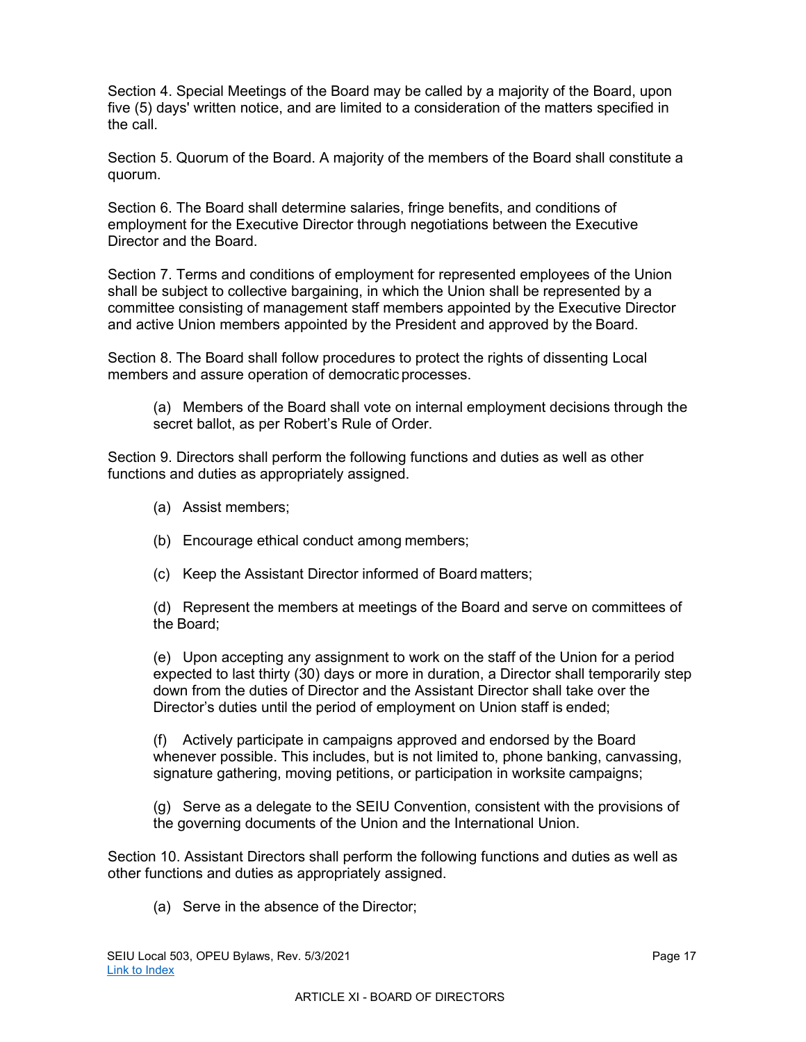Section 4. Special Meetings of the Board may be called by a majority of the Board, upon five (5) days' written notice, and are limited to a consideration of the matters specified in the call.

Section 5. Quorum of the Board. A majority of the members of the Board shall constitute a quorum.

Section 6. The Board shall determine salaries, fringe benefits, and conditions of employment for the Executive Director through negotiations between the Executive Director and the Board.

Section 7. Terms and conditions of employment for represented employees of the Union shall be subject to collective bargaining, in which the Union shall be represented by a committee consisting of management staff members appointed by the Executive Director and active Union members appointed by the President and approved by the Board.

Section 8. The Board shall follow procedures to protect the rights of dissenting Local members and assure operation of democratic processes.

> (a) Members of the Board shall vote on internal employment decisions through the secret ballot, as per Robert's Rule of Order.

Section 9. Directors shall perform the following functions and duties as well as other functions and duties as appropriately assigned.

> (a) Assist members;
>
> (b) Encourage ethical conduct among members;
>
> (c) Keep the Assistant Director informed of Board matters;
>
> (d) Represent the members at meetings of the Board and serve on committees of the Board;
>
> (e) Upon accepting any assignment to work on the staff of the Union for a period expected to last thirty (30) days or more in duration, a Director shall temporarily step down from the duties of Director and the Assistant Director shall take over the Director's duties until the period of employment on Union staff is ended;
>
> (f) Actively participate in campaigns approved and endorsed by the Board whenever possible. This includes, but is not limited to, phone banking, canvassing, signature gathering, moving petitions, or participation in worksite campaigns;
>
> (g) Serve as a delegate to the SEIU Convention, consistent with the provisions of the governing documents of the Union and the International Union.

Section 10. Assistant Directors shall perform the following functions and duties as well as other functions and duties as appropriately assigned.

> (a) Serve in the absence of the Director;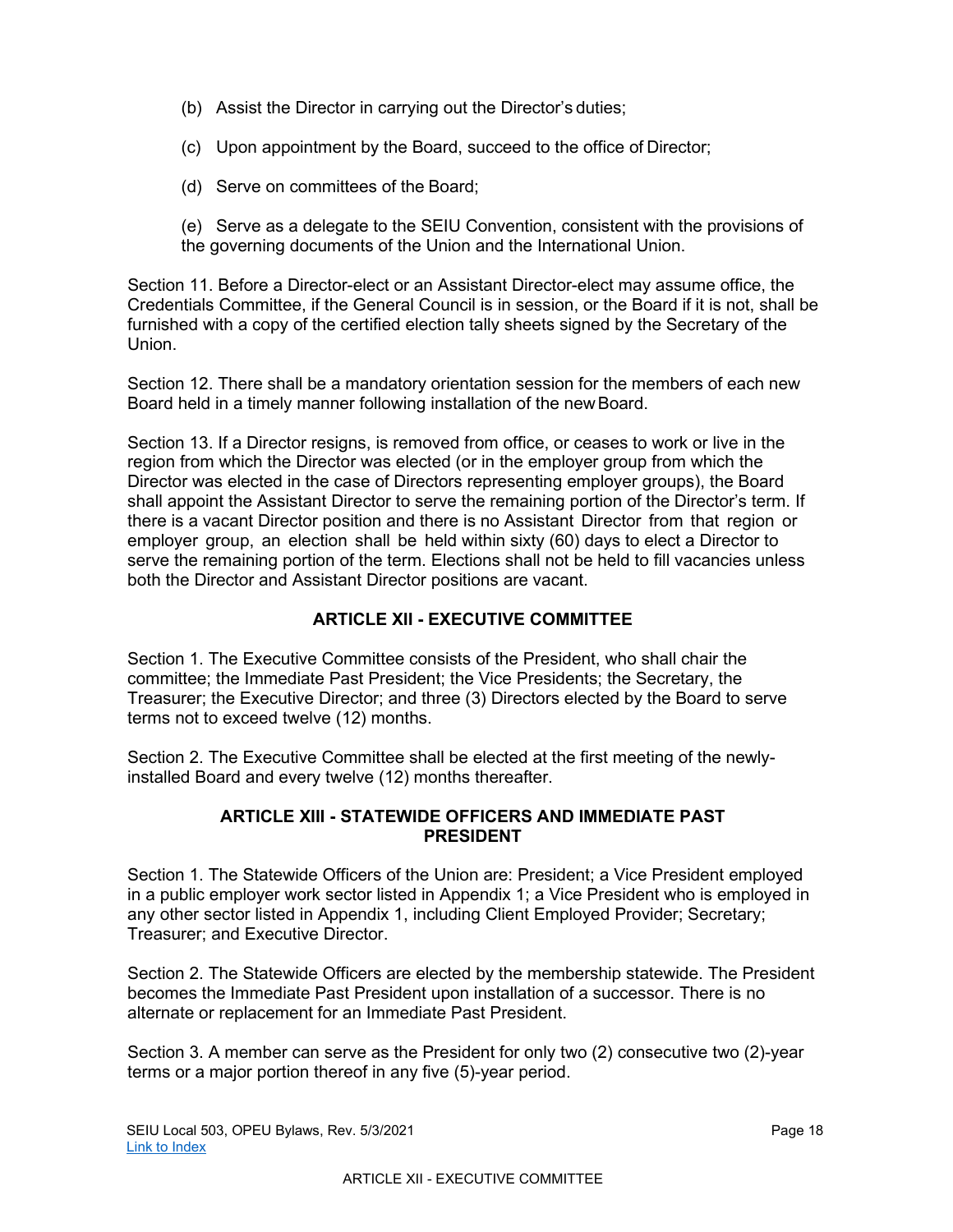(b) Assist the Director in carrying out the Director's duties;

(c) Upon appointment by the Board, succeed to the office of Director;

(d) Serve on committees of the Board;

(e) Serve as a delegate to the SEIU Convention, consistent with the provisions of the governing documents of the Union and the International Union.

Section 11. Before a Director-elect or an Assistant Director-elect may assume office, the Credentials Committee, if the General Council is in session, or the Board if it is not, shall be furnished with a copy of the certified election tally sheets signed by the Secretary of the Union.

Section 12. There shall be a mandatory orientation session for the members of each new Board held in a timely manner following installation of the new Board.

Section 13. If a Director resigns, is removed from office, or ceases to work or live in the region from which the Director was elected (or in the employer group from which the Director was elected in the case of Directors representing employer groups), the Board shall appoint the Assistant Director to serve the remaining portion of the Director's term. If there is a vacant Director position and there is no Assistant Director from that region or employer group, an election shall be held within sixty (60) days to elect a Director to serve the remaining portion of the term. Elections shall not be held to fill vacancies unless both the Director and Assistant Director positions are vacant.

## ARTICLE XII - EXECUTIVE COMMITTEE

Section 1. The Executive Committee consists of the President, who shall chair the committee; the Immediate Past President; the Vice Presidents; the Secretary, the Treasurer; the Executive Director; and three (3) Directors elected by the Board to serve terms not to exceed twelve (12) months.

Section 2. The Executive Committee shall be elected at the first meeting of the newly-installed Board and every twelve (12) months thereafter.

## ARTICLE XIII - STATEWIDE OFFICERS AND IMMEDIATE PAST PRESIDENT

Section 1. The Statewide Officers of the Union are: President; a Vice President employed in a public employer work sector listed in Appendix 1; a Vice President who is employed in any other sector listed in Appendix 1, including Client Employed Provider; Secretary; Treasurer; and Executive Director.

Section 2. The Statewide Officers are elected by the membership statewide. The President becomes the Immediate Past President upon installation of a successor. There is no alternate or replacement for an Immediate Past President.

Section 3. A member can serve as the President for only two (2) consecutive two (2)-year terms or a major portion thereof in any five (5)-year period.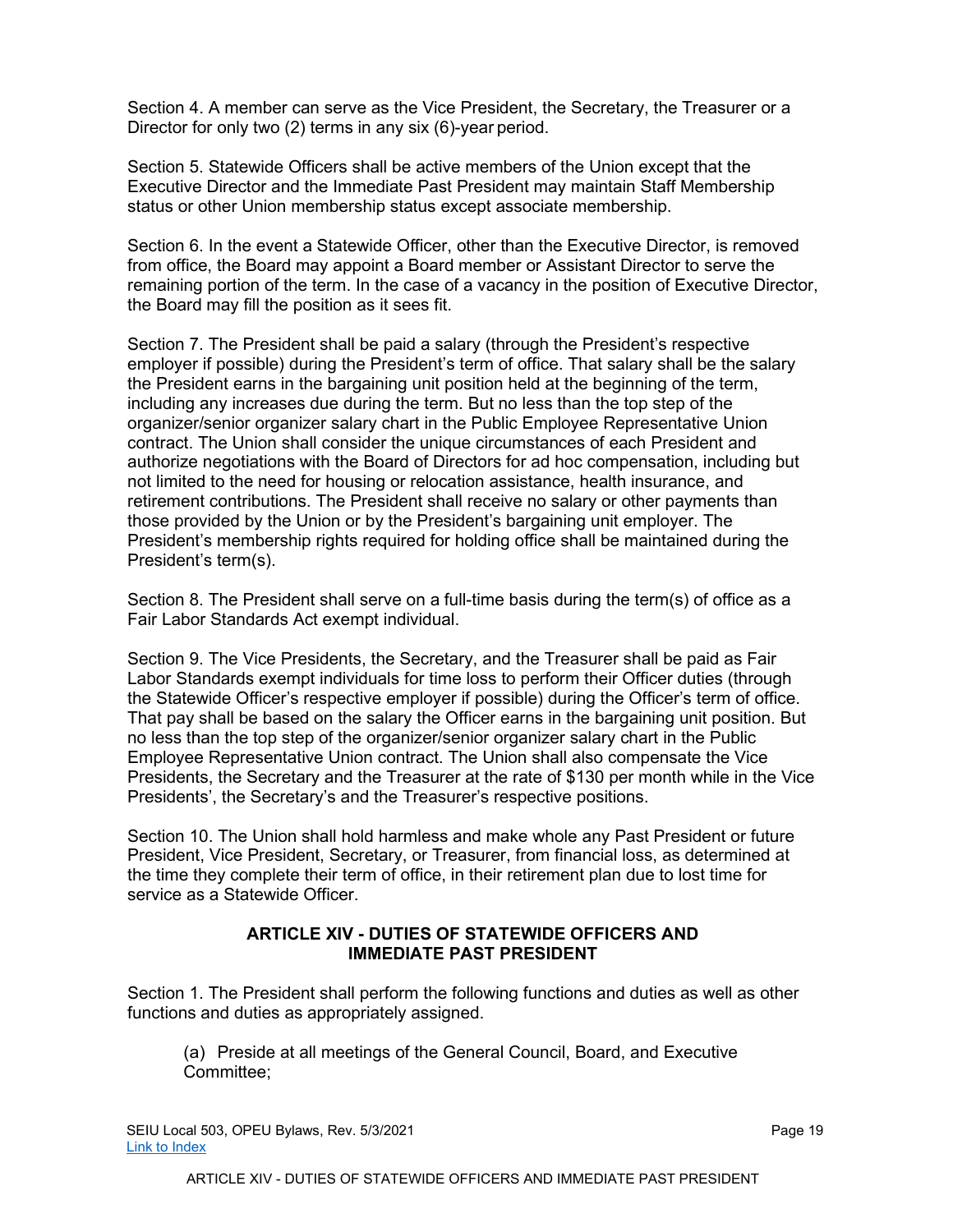Section 4. A member can serve as the Vice President, the Secretary, the Treasurer or a Director for only two (2) terms in any six (6)-year period.

Section 5. Statewide Officers shall be active members of the Union except that the Executive Director and the Immediate Past President may maintain Staff Membership status or other Union membership status except associate membership.

Section 6. In the event a Statewide Officer, other than the Executive Director, is removed from office, the Board may appoint a Board member or Assistant Director to serve the remaining portion of the term. In the case of a vacancy in the position of Executive Director, the Board may fill the position as it sees fit.

Section 7. The President shall be paid a salary (through the President's respective employer if possible) during the President's term of office. That salary shall be the salary the President earns in the bargaining unit position held at the beginning of the term, including any increases due during the term. But no less than the top step of the organizer/senior organizer salary chart in the Public Employee Representative Union contract. The Union shall consider the unique circumstances of each President and authorize negotiations with the Board of Directors for ad hoc compensation, including but not limited to the need for housing or relocation assistance, health insurance, and retirement contributions. The President shall receive no salary or other payments than those provided by the Union or by the President's bargaining unit employer. The President's membership rights required for holding office shall be maintained during the President's term(s).

Section 8. The President shall serve on a full-time basis during the term(s) of office as a Fair Labor Standards Act exempt individual.

Section 9. The Vice Presidents, the Secretary, and the Treasurer shall be paid as Fair Labor Standards exempt individuals for time loss to perform their Officer duties (through the Statewide Officer's respective employer if possible) during the Officer's term of office. That pay shall be based on the salary the Officer earns in the bargaining unit position. But no less than the top step of the organizer/senior organizer salary chart in the Public Employee Representative Union contract. The Union shall also compensate the Vice Presidents, the Secretary and the Treasurer at the rate of $130 per month while in the Vice Presidents', the Secretary's and the Treasurer's respective positions.

Section 10. The Union shall hold harmless and make whole any Past President or future President, Vice President, Secretary, or Treasurer, from financial loss, as determined at the time they complete their term of office, in their retirement plan due to lost time for service as a Statewide Officer.

## ARTICLE XIV - DUTIES OF STATEWIDE OFFICERS AND IMMEDIATE PAST PRESIDENT

Section 1. The President shall perform the following functions and duties as well as other functions and duties as appropriately assigned.

(a) Preside at all meetings of the General Council, Board, and Executive Committee;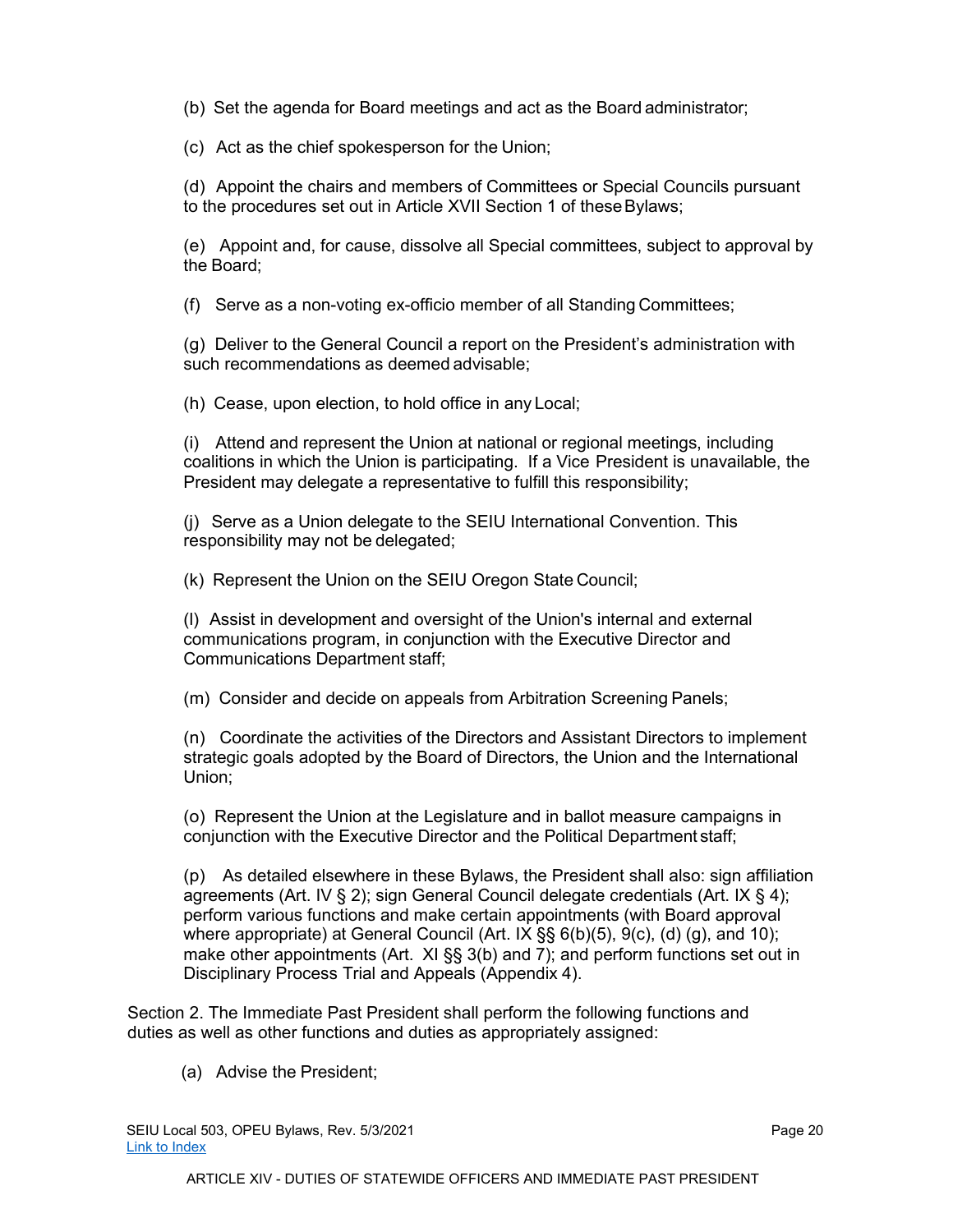(b) Set the agenda for Board meetings and act as the Board administrator;

(c) Act as the chief spokesperson for the Union;

(d) Appoint the chairs and members of Committees or Special Councils pursuant to the procedures set out in Article XVII Section 1 of these Bylaws;

(e) Appoint and, for cause, dissolve all Special committees, subject to approval by the Board;

(f) Serve as a non-voting ex-officio member of all Standing Committees;

(g) Deliver to the General Council a report on the President's administration with such recommendations as deemed advisable;

(h) Cease, upon election, to hold office in any Local;

(i) Attend and represent the Union at national or regional meetings, including coalitions in which the Union is participating. If a Vice President is unavailable, the President may delegate a representative to fulfill this responsibility;

(j) Serve as a Union delegate to the SEIU International Convention. This responsibility may not be delegated;

(k) Represent the Union on the SEIU Oregon State Council;

(l) Assist in development and oversight of the Union's internal and external communications program, in conjunction with the Executive Director and Communications Department staff;

(m) Consider and decide on appeals from Arbitration Screening Panels;

(n) Coordinate the activities of the Directors and Assistant Directors to implement strategic goals adopted by the Board of Directors, the Union and the International Union;

(o) Represent the Union at the Legislature and in ballot measure campaigns in conjunction with the Executive Director and the Political Department staff;

(p) As detailed elsewhere in these Bylaws, the President shall also: sign affiliation agreements (Art. IV § 2); sign General Council delegate credentials (Art. IX § 4); perform various functions and make certain appointments (with Board approval where appropriate) at General Council (Art. IX §§ 6(b)(5), 9(c), (d) (g), and 10); make other appointments (Art. XI §§ 3(b) and 7); and perform functions set out in Disciplinary Process Trial and Appeals (Appendix 4).

Section 2. The Immediate Past President shall perform the following functions and duties as well as other functions and duties as appropriately assigned:

(a) Advise the President;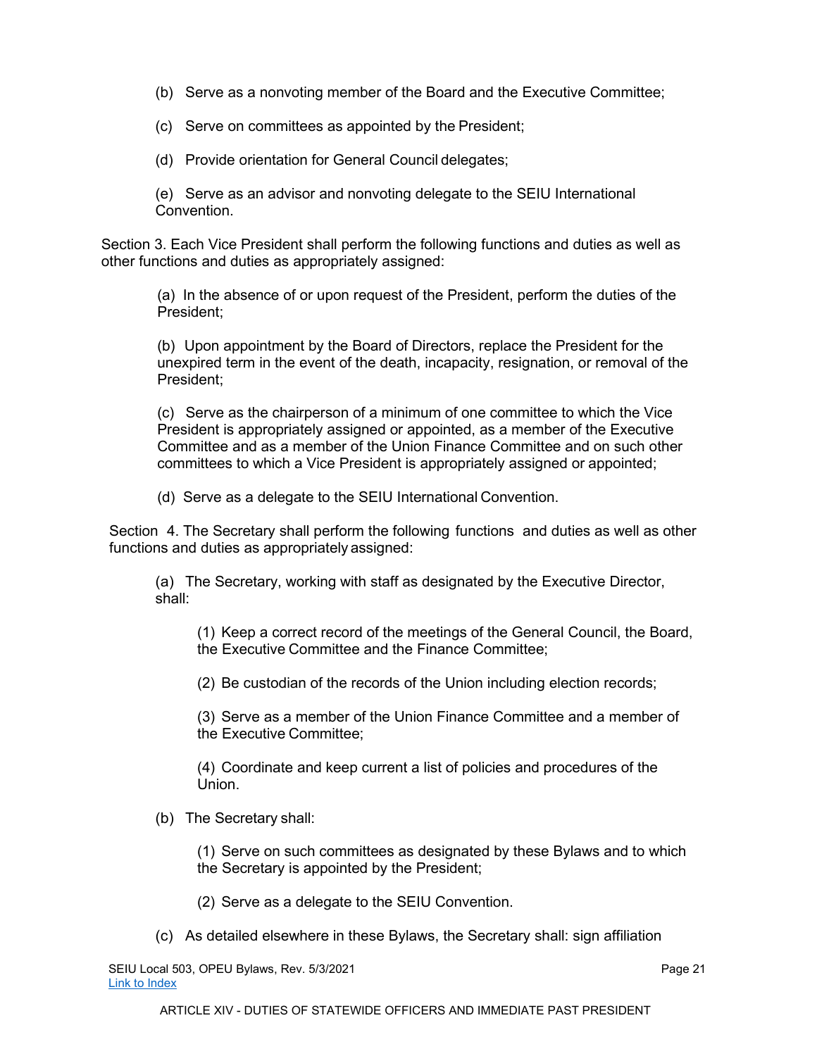(b) Serve as a nonvoting member of the Board and the Executive Committee;

(c) Serve on committees as appointed by the President;

(d) Provide orientation for General Council delegates;

(e) Serve as an advisor and nonvoting delegate to the SEIU International Convention.

Section 3. Each Vice President shall perform the following functions and duties as well as other functions and duties as appropriately assigned:

(a) In the absence of or upon request of the President, perform the duties of the President;

(b) Upon appointment by the Board of Directors, replace the President for the unexpired term in the event of the death, incapacity, resignation, or removal of the President;

(c) Serve as the chairperson of a minimum of one committee to which the Vice President is appropriately assigned or appointed, as a member of the Executive Committee and as a member of the Union Finance Committee and on such other committees to which a Vice President is appropriately assigned or appointed;

(d) Serve as a delegate to the SEIU International Convention.

Section 4. The Secretary shall perform the following functions and duties as well as other functions and duties as appropriately assigned:

(a) The Secretary, working with staff as designated by the Executive Director, shall:

(1) Keep a correct record of the meetings of the General Council, the Board, the Executive Committee and the Finance Committee;

(2) Be custodian of the records of the Union including election records;

(3) Serve as a member of the Union Finance Committee and a member of the Executive Committee;

(4) Coordinate and keep current a list of policies and procedures of the Union.

(b) The Secretary shall:

(1) Serve on such committees as designated by these Bylaws and to which the Secretary is appointed by the President;

(2) Serve as a delegate to the SEIU Convention.

(c) As detailed elsewhere in these Bylaws, the Secretary shall: sign affiliation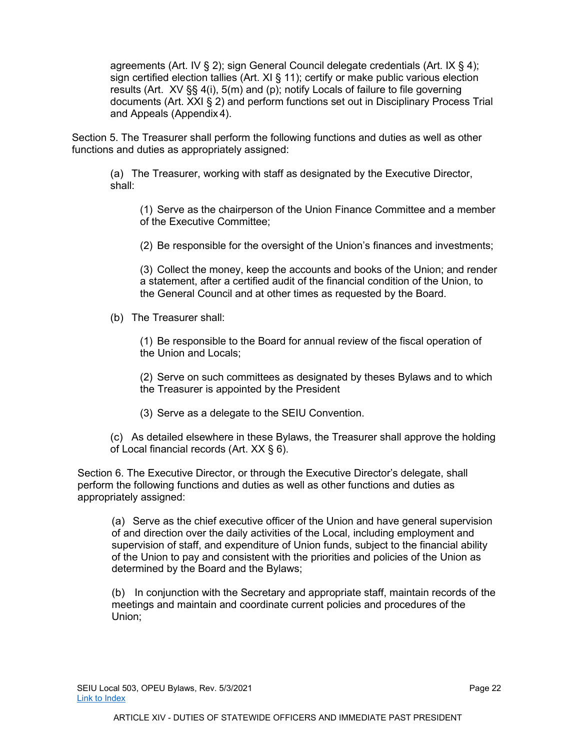agreements (Art. IV § 2); sign General Council delegate credentials (Art. IX § 4); sign certified election tallies (Art. XI § 11); certify or make public various election results (Art. XV §§ 4(i), 5(m) and (p); notify Locals of failure to file governing documents (Art. XXI § 2) and perform functions set out in Disciplinary Process Trial and Appeals (Appendix 4).

Section 5. The Treasurer shall perform the following functions and duties as well as other functions and duties as appropriately assigned:

(a) The Treasurer, working with staff as designated by the Executive Director, shall:

(1) Serve as the chairperson of the Union Finance Committee and a member of the Executive Committee;

(2) Be responsible for the oversight of the Union's finances and investments;

(3) Collect the money, keep the accounts and books of the Union; and render a statement, after a certified audit of the financial condition of the Union, to the General Council and at other times as requested by the Board.

(b) The Treasurer shall:

(1) Be responsible to the Board for annual review of the fiscal operation of the Union and Locals;

(2) Serve on such committees as designated by theses Bylaws and to which the Treasurer is appointed by the President

(3) Serve as a delegate to the SEIU Convention.

(c) As detailed elsewhere in these Bylaws, the Treasurer shall approve the holding of Local financial records (Art. XX § 6).

Section 6. The Executive Director, or through the Executive Director's delegate, shall perform the following functions and duties as well as other functions and duties as appropriately assigned:

(a) Serve as the chief executive officer of the Union and have general supervision of and direction over the daily activities of the Local, including employment and supervision of staff, and expenditure of Union funds, subject to the financial ability of the Union to pay and consistent with the priorities and policies of the Union as determined by the Board and the Bylaws;

(b) In conjunction with the Secretary and appropriate staff, maintain records of the meetings and maintain and coordinate current policies and procedures of the Union;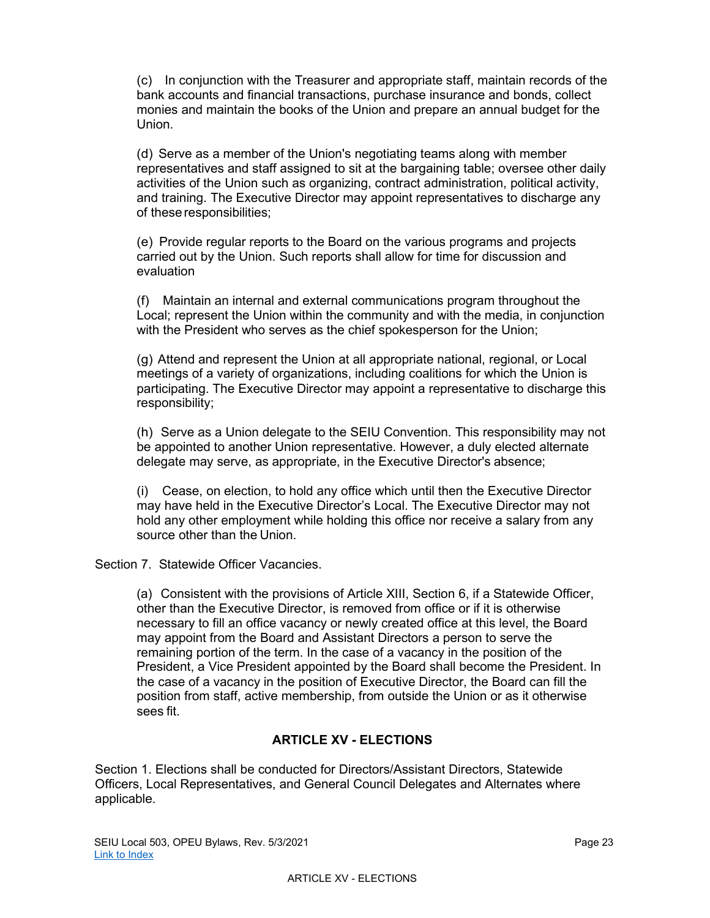(c) In conjunction with the Treasurer and appropriate staff, maintain records of the bank accounts and financial transactions, purchase insurance and bonds, collect monies and maintain the books of the Union and prepare an annual budget for the Union.

(d) Serve as a member of the Union's negotiating teams along with member representatives and staff assigned to sit at the bargaining table; oversee other daily activities of the Union such as organizing, contract administration, political activity, and training. The Executive Director may appoint representatives to discharge any of these responsibilities;

(e) Provide regular reports to the Board on the various programs and projects carried out by the Union. Such reports shall allow for time for discussion and evaluation

(f) Maintain an internal and external communications program throughout the Local; represent the Union within the community and with the media, in conjunction with the President who serves as the chief spokesperson for the Union;

(g) Attend and represent the Union at all appropriate national, regional, or Local meetings of a variety of organizations, including coalitions for which the Union is participating. The Executive Director may appoint a representative to discharge this responsibility;

(h) Serve as a Union delegate to the SEIU Convention. This responsibility may not be appointed to another Union representative. However, a duly elected alternate delegate may serve, as appropriate, in the Executive Director's absence;

(i) Cease, on election, to hold any office which until then the Executive Director may have held in the Executive Director's Local. The Executive Director may not hold any other employment while holding this office nor receive a salary from any source other than the Union.

Section 7. Statewide Officer Vacancies.

(a) Consistent with the provisions of Article XIII, Section 6, if a Statewide Officer, other than the Executive Director, is removed from office or if it is otherwise necessary to fill an office vacancy or newly created office at this level, the Board may appoint from the Board and Assistant Directors a person to serve the remaining portion of the term. In the case of a vacancy in the position of the President, a Vice President appointed by the Board shall become the President. In the case of a vacancy in the position of Executive Director, the Board can fill the position from staff, active membership, from outside the Union or as it otherwise sees fit.

## ARTICLE XV - ELECTIONS

Section 1. Elections shall be conducted for Directors/Assistant Directors, Statewide Officers, Local Representatives, and General Council Delegates and Alternates where applicable.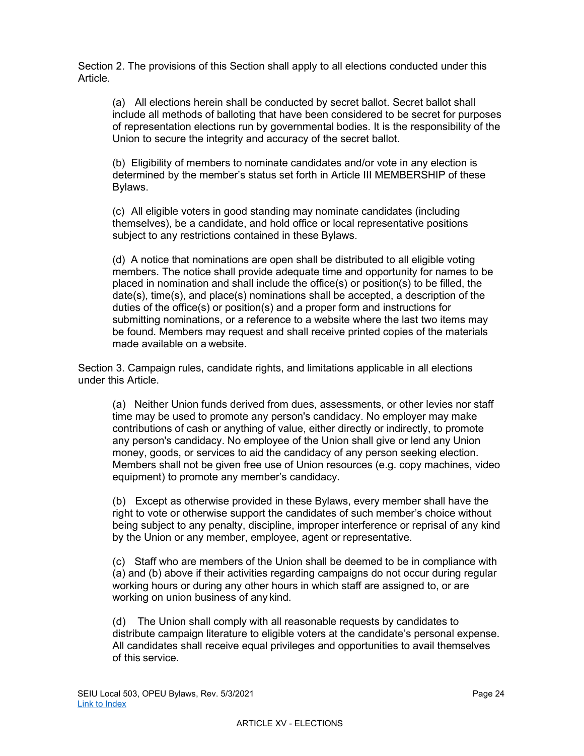Section 2. The provisions of this Section shall apply to all elections conducted under this Article.

(a) All elections herein shall be conducted by secret ballot. Secret ballot shall include all methods of balloting that have been considered to be secret for purposes of representation elections run by governmental bodies. It is the responsibility of the Union to secure the integrity and accuracy of the secret ballot.

(b) Eligibility of members to nominate candidates and/or vote in any election is determined by the member's status set forth in Article III MEMBERSHIP of these Bylaws.

(c) All eligible voters in good standing may nominate candidates (including themselves), be a candidate, and hold office or local representative positions subject to any restrictions contained in these Bylaws.

(d) A notice that nominations are open shall be distributed to all eligible voting members. The notice shall provide adequate time and opportunity for names to be placed in nomination and shall include the office(s) or position(s) to be filled, the date(s), time(s), and place(s) nominations shall be accepted, a description of the duties of the office(s) or position(s) and a proper form and instructions for submitting nominations, or a reference to a website where the last two items may be found. Members may request and shall receive printed copies of the materials made available on a website.

Section 3. Campaign rules, candidate rights, and limitations applicable in all elections under this Article.

(a) Neither Union funds derived from dues, assessments, or other levies nor staff time may be used to promote any person's candidacy. No employer may make contributions of cash or anything of value, either directly or indirectly, to promote any person's candidacy. No employee of the Union shall give or lend any Union money, goods, or services to aid the candidacy of any person seeking election. Members shall not be given free use of Union resources (e.g. copy machines, video equipment) to promote any member's candidacy.

(b) Except as otherwise provided in these Bylaws, every member shall have the right to vote or otherwise support the candidates of such member's choice without being subject to any penalty, discipline, improper interference or reprisal of any kind by the Union or any member, employee, agent or representative.

(c) Staff who are members of the Union shall be deemed to be in compliance with (a) and (b) above if their activities regarding campaigns do not occur during regular working hours or during any other hours in which staff are assigned to, or are working on union business of any kind.

(d) The Union shall comply with all reasonable requests by candidates to distribute campaign literature to eligible voters at the candidate's personal expense. All candidates shall receive equal privileges and opportunities to avail themselves of this service.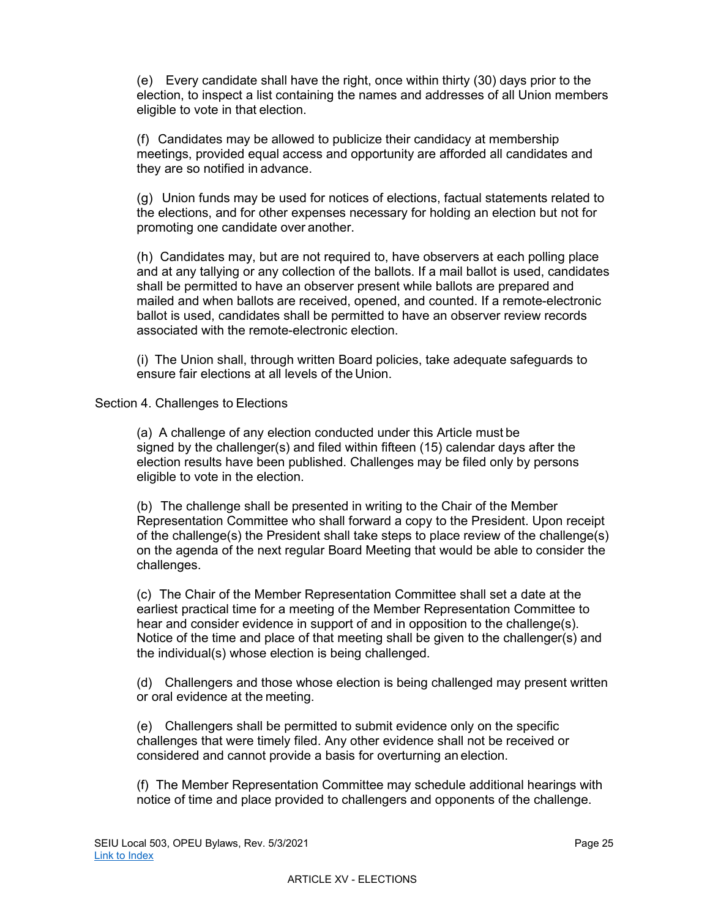(e) Every candidate shall have the right, once within thirty (30) days prior to the election, to inspect a list containing the names and addresses of all Union members eligible to vote in that election.

(f) Candidates may be allowed to publicize their candidacy at membership meetings, provided equal access and opportunity are afforded all candidates and they are so notified in advance.

(g) Union funds may be used for notices of elections, factual statements related to the elections, and for other expenses necessary for holding an election but not for promoting one candidate over another.

(h) Candidates may, but are not required to, have observers at each polling place and at any tallying or any collection of the ballots. If a mail ballot is used, candidates shall be permitted to have an observer present while ballots are prepared and mailed and when ballots are received, opened, and counted. If a remote-electronic ballot is used, candidates shall be permitted to have an observer review records associated with the remote-electronic election.

(i) The Union shall, through written Board policies, take adequate safeguards to ensure fair elections at all levels of the Union.

Section 4. Challenges to Elections

(a) A challenge of any election conducted under this Article must be signed by the challenger(s) and filed within fifteen (15) calendar days after the election results have been published. Challenges may be filed only by persons eligible to vote in the election.

(b) The challenge shall be presented in writing to the Chair of the Member Representation Committee who shall forward a copy to the President. Upon receipt of the challenge(s) the President shall take steps to place review of the challenge(s) on the agenda of the next regular Board Meeting that would be able to consider the challenges.

(c) The Chair of the Member Representation Committee shall set a date at the earliest practical time for a meeting of the Member Representation Committee to hear and consider evidence in support of and in opposition to the challenge(s). Notice of the time and place of that meeting shall be given to the challenger(s) and the individual(s) whose election is being challenged.

(d) Challengers and those whose election is being challenged may present written or oral evidence at the meeting.

(e) Challengers shall be permitted to submit evidence only on the specific challenges that were timely filed. Any other evidence shall not be received or considered and cannot provide a basis for overturning an election.

(f) The Member Representation Committee may schedule additional hearings with notice of time and place provided to challengers and opponents of the challenge.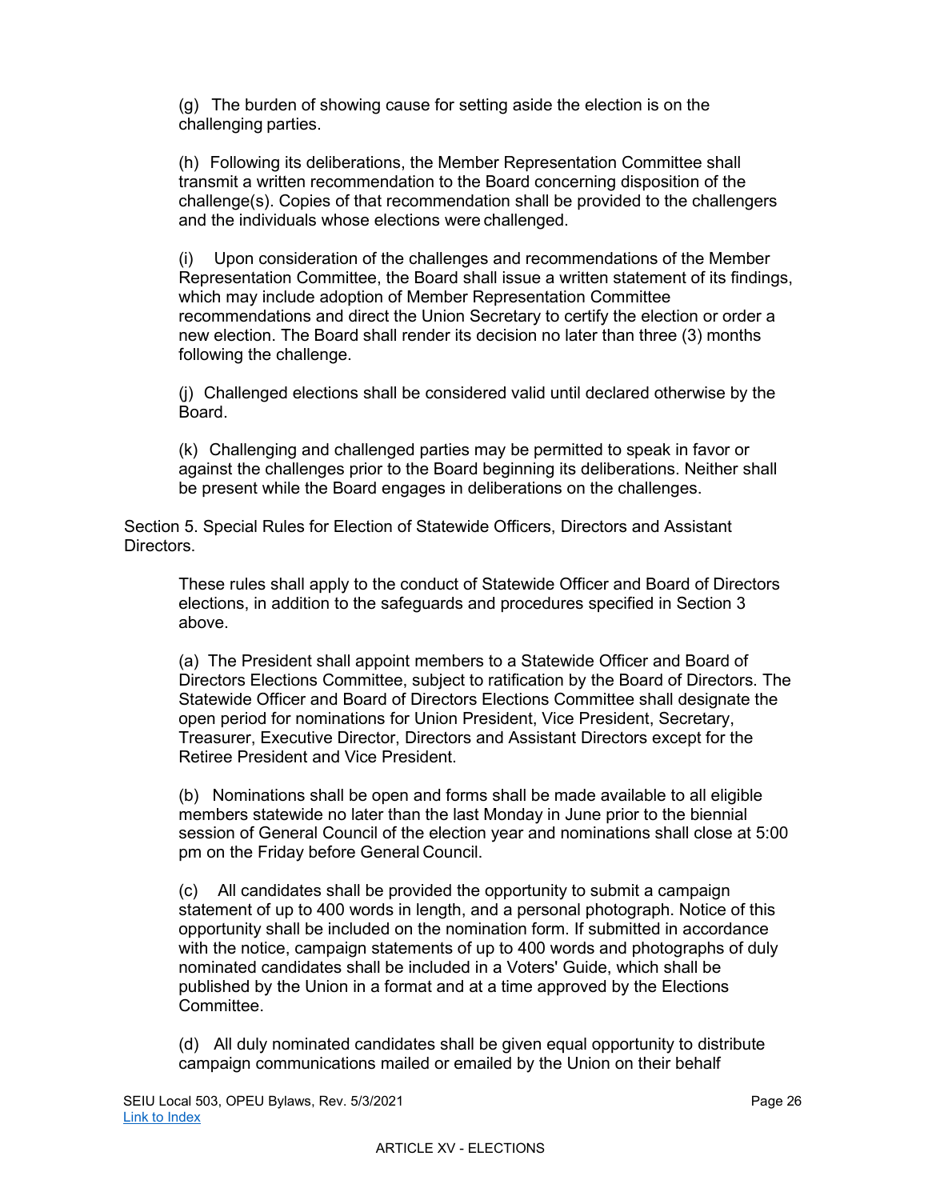(g) The burden of showing cause for setting aside the election is on the challenging parties.

(h) Following its deliberations, the Member Representation Committee shall transmit a written recommendation to the Board concerning disposition of the challenge(s). Copies of that recommendation shall be provided to the challengers and the individuals whose elections were challenged.

(i) Upon consideration of the challenges and recommendations of the Member Representation Committee, the Board shall issue a written statement of its findings, which may include adoption of Member Representation Committee recommendations and direct the Union Secretary to certify the election or order a new election. The Board shall render its decision no later than three (3) months following the challenge.

(j) Challenged elections shall be considered valid until declared otherwise by the Board.

(k) Challenging and challenged parties may be permitted to speak in favor or against the challenges prior to the Board beginning its deliberations. Neither shall be present while the Board engages in deliberations on the challenges.

Section 5. Special Rules for Election of Statewide Officers, Directors and Assistant Directors.

These rules shall apply to the conduct of Statewide Officer and Board of Directors elections, in addition to the safeguards and procedures specified in Section 3 above.

(a) The President shall appoint members to a Statewide Officer and Board of Directors Elections Committee, subject to ratification by the Board of Directors. The Statewide Officer and Board of Directors Elections Committee shall designate the open period for nominations for Union President, Vice President, Secretary, Treasurer, Executive Director, Directors and Assistant Directors except for the Retiree President and Vice President.

(b) Nominations shall be open and forms shall be made available to all eligible members statewide no later than the last Monday in June prior to the biennial session of General Council of the election year and nominations shall close at 5:00 pm on the Friday before General Council.

(c) All candidates shall be provided the opportunity to submit a campaign statement of up to 400 words in length, and a personal photograph. Notice of this opportunity shall be included on the nomination form. If submitted in accordance with the notice, campaign statements of up to 400 words and photographs of duly nominated candidates shall be included in a Voters' Guide, which shall be published by the Union in a format and at a time approved by the Elections Committee.

(d) All duly nominated candidates shall be given equal opportunity to distribute campaign communications mailed or emailed by the Union on their behalf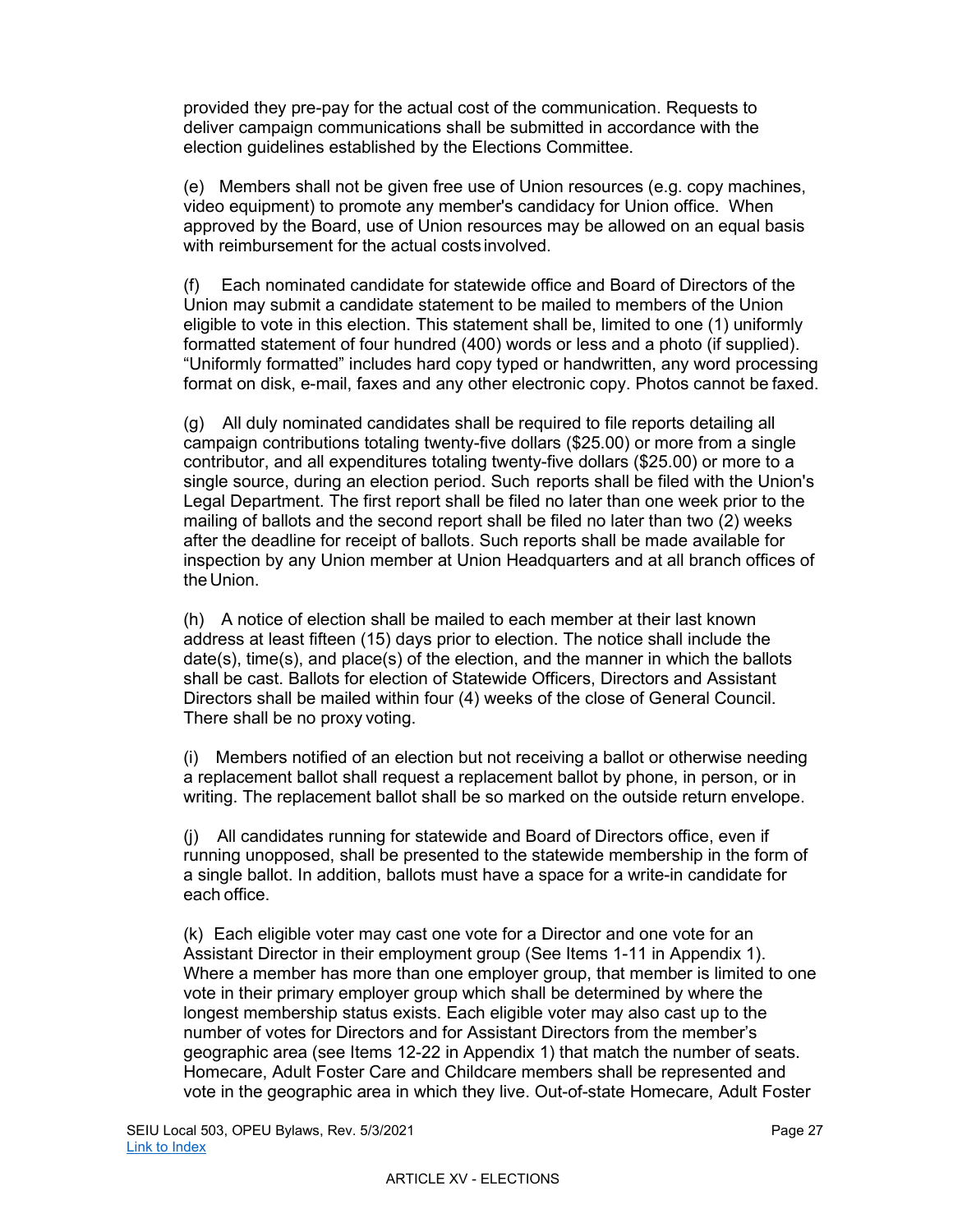provided they pre-pay for the actual cost of the communication. Requests to deliver campaign communications shall be submitted in accordance with the election guidelines established by the Elections Committee.

(e) Members shall not be given free use of Union resources (e.g. copy machines, video equipment) to promote any member's candidacy for Union office. When approved by the Board, use of Union resources may be allowed on an equal basis with reimbursement for the actual costs involved.

(f) Each nominated candidate for statewide office and Board of Directors of the Union may submit a candidate statement to be mailed to members of the Union eligible to vote in this election. This statement shall be, limited to one (1) uniformly formatted statement of four hundred (400) words or less and a photo (if supplied). “Uniformly formatted” includes hard copy typed or handwritten, any word processing format on disk, e-mail, faxes and any other electronic copy. Photos cannot be faxed.

(g) All duly nominated candidates shall be required to file reports detailing all campaign contributions totaling twenty-five dollars ($25.00) or more from a single contributor, and all expenditures totaling twenty-five dollars ($25.00) or more to a single source, during an election period. Such reports shall be filed with the Union's Legal Department. The first report shall be filed no later than one week prior to the mailing of ballots and the second report shall be filed no later than two (2) weeks after the deadline for receipt of ballots. Such reports shall be made available for inspection by any Union member at Union Headquarters and at all branch offices of the Union.

(h) A notice of election shall be mailed to each member at their last known address at least fifteen (15) days prior to election. The notice shall include the date(s), time(s), and place(s) of the election, and the manner in which the ballots shall be cast. Ballots for election of Statewide Officers, Directors and Assistant Directors shall be mailed within four (4) weeks of the close of General Council. There shall be no proxy voting.

(i) Members notified of an election but not receiving a ballot or otherwise needing a replacement ballot shall request a replacement ballot by phone, in person, or in writing. The replacement ballot shall be so marked on the outside return envelope.

(j) All candidates running for statewide and Board of Directors office, even if running unopposed, shall be presented to the statewide membership in the form of a single ballot. In addition, ballots must have a space for a write-in candidate for each office.

(k) Each eligible voter may cast one vote for a Director and one vote for an Assistant Director in their employment group (See Items 1-11 in Appendix 1). Where a member has more than one employer group, that member is limited to one vote in their primary employer group which shall be determined by where the longest membership status exists. Each eligible voter may also cast up to the number of votes for Directors and for Assistant Directors from the member's geographic area (see Items 12-22 in Appendix 1) that match the number of seats. Homecare, Adult Foster Care and Childcare members shall be represented and vote in the geographic area in which they live. Out-of-state Homecare, Adult Foster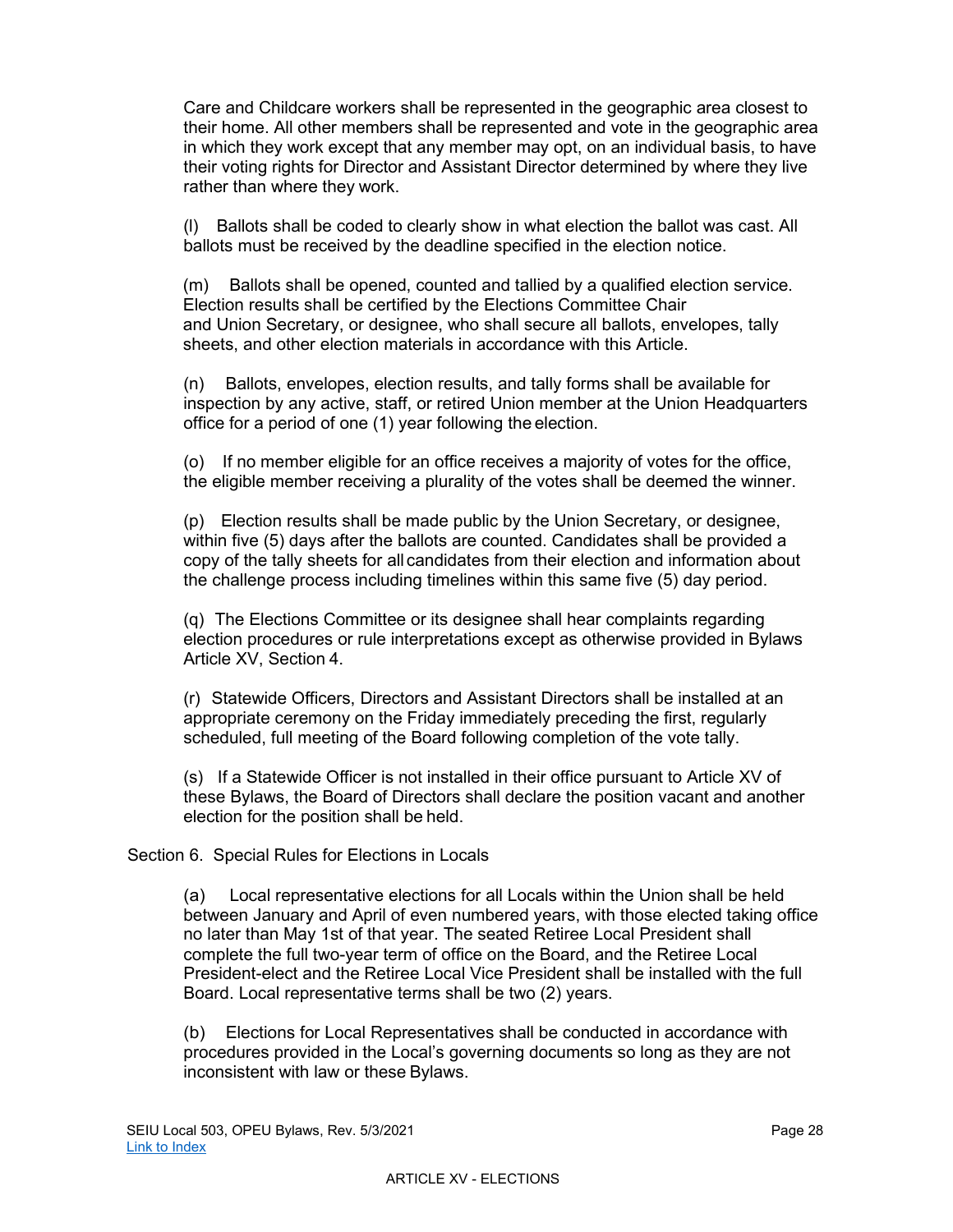Care and Childcare workers shall be represented in the geographic area closest to their home. All other members shall be represented and vote in the geographic area in which they work except that any member may opt, on an individual basis, to have their voting rights for Director and Assistant Director determined by where they live rather than where they work.

(l) Ballots shall be coded to clearly show in what election the ballot was cast. All ballots must be received by the deadline specified in the election notice.

(m) Ballots shall be opened, counted and tallied by a qualified election service. Election results shall be certified by the Elections Committee Chair and Union Secretary, or designee, who shall secure all ballots, envelopes, tally sheets, and other election materials in accordance with this Article.

(n) Ballots, envelopes, election results, and tally forms shall be available for inspection by any active, staff, or retired Union member at the Union Headquarters office for a period of one (1) year following the election.

(o) If no member eligible for an office receives a majority of votes for the office, the eligible member receiving a plurality of the votes shall be deemed the winner.

(p) Election results shall be made public by the Union Secretary, or designee, within five (5) days after the ballots are counted. Candidates shall be provided a copy of the tally sheets for all candidates from their election and information about the challenge process including timelines within this same five (5) day period.

(q) The Elections Committee or its designee shall hear complaints regarding election procedures or rule interpretations except as otherwise provided in Bylaws Article XV, Section 4.

(r) Statewide Officers, Directors and Assistant Directors shall be installed at an appropriate ceremony on the Friday immediately preceding the first, regularly scheduled, full meeting of the Board following completion of the vote tally.

(s) If a Statewide Officer is not installed in their office pursuant to Article XV of these Bylaws, the Board of Directors shall declare the position vacant and another election for the position shall be held.

Section 6. Special Rules for Elections in Locals

(a) Local representative elections for all Locals within the Union shall be held between January and April of even numbered years, with those elected taking office no later than May 1st of that year. The seated Retiree Local President shall complete the full two-year term of office on the Board, and the Retiree Local President-elect and the Retiree Local Vice President shall be installed with the full Board. Local representative terms shall be two (2) years.

(b) Elections for Local Representatives shall be conducted in accordance with procedures provided in the Local's governing documents so long as they are not inconsistent with law or these Bylaws.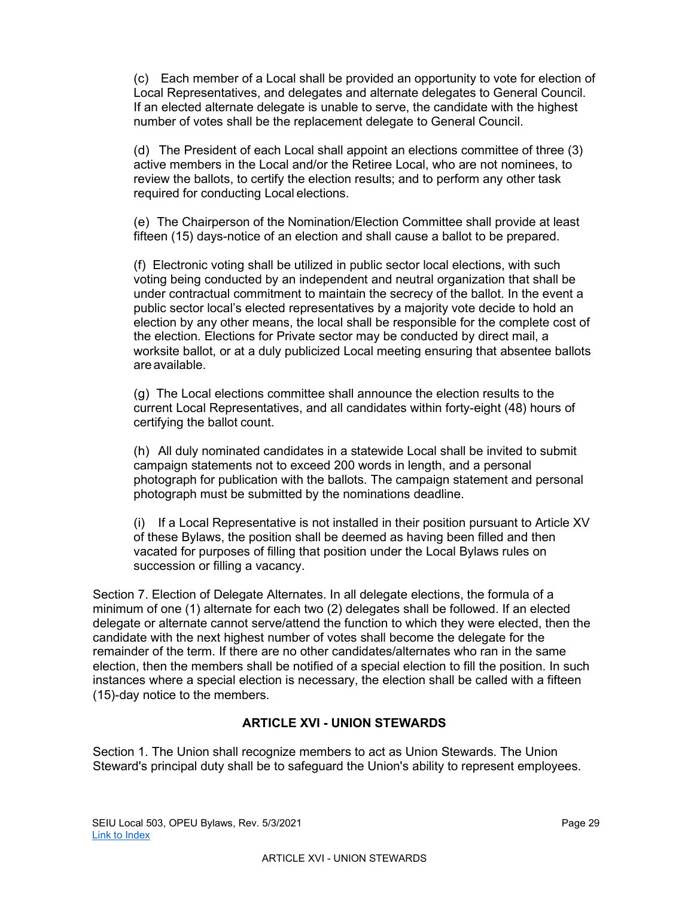(c) Each member of a Local shall be provided an opportunity to vote for election of Local Representatives, and delegates and alternate delegates to General Council. If an elected alternate delegate is unable to serve, the candidate with the highest number of votes shall be the replacement delegate to General Council.

(d) The President of each Local shall appoint an elections committee of three (3) active members in the Local and/or the Retiree Local, who are not nominees, to review the ballots, to certify the election results; and to perform any other task required for conducting Local elections.

(e) The Chairperson of the Nomination/Election Committee shall provide at least fifteen (15) days-notice of an election and shall cause a ballot to be prepared.

(f) Electronic voting shall be utilized in public sector local elections, with such voting being conducted by an independent and neutral organization that shall be under contractual commitment to maintain the secrecy of the ballot. In the event a public sector local's elected representatives by a majority vote decide to hold an election by any other means, the local shall be responsible for the complete cost of the election. Elections for Private sector may be conducted by direct mail, a worksite ballot, or at a duly publicized Local meeting ensuring that absentee ballots are available.

(g) The Local elections committee shall announce the election results to the current Local Representatives, and all candidates within forty-eight (48) hours of certifying the ballot count.

(h) All duly nominated candidates in a statewide Local shall be invited to submit campaign statements not to exceed 200 words in length, and a personal photograph for publication with the ballots. The campaign statement and personal photograph must be submitted by the nominations deadline.

(i) If a Local Representative is not installed in their position pursuant to Article XV of these Bylaws, the position shall be deemed as having been filled and then vacated for purposes of filling that position under the Local Bylaws rules on succession or filling a vacancy.

Section 7. Election of Delegate Alternates. In all delegate elections, the formula of a minimum of one (1) alternate for each two (2) delegates shall be followed. If an elected delegate or alternate cannot serve/attend the function to which they were elected, then the candidate with the next highest number of votes shall become the delegate for the remainder of the term. If there are no other candidates/alternates who ran in the same election, then the members shall be notified of a special election to fill the position. In such instances where a special election is necessary, the election shall be called with a fifteen (15)-day notice to the members.

## ARTICLE XVI - UNION STEWARDS

Section 1. The Union shall recognize members to act as Union Stewards. The Union Steward's principal duty shall be to safeguard the Union's ability to represent employees.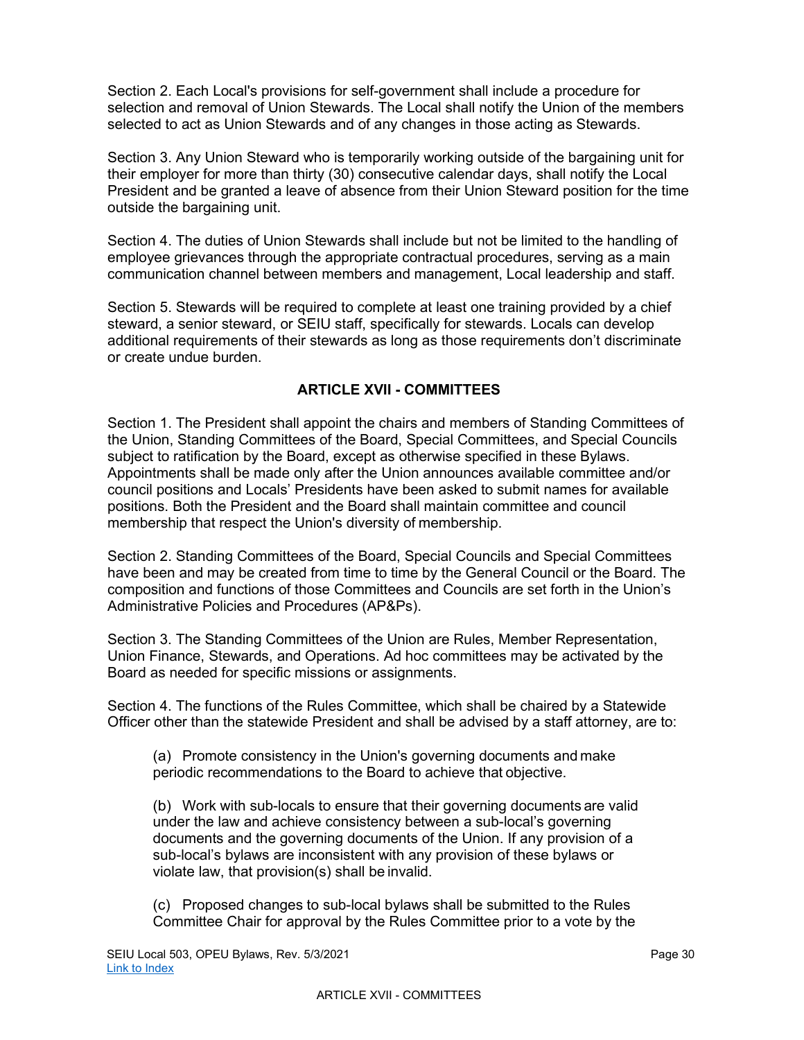Section 2. Each Local's provisions for self-government shall include a procedure for selection and removal of Union Stewards. The Local shall notify the Union of the members selected to act as Union Stewards and of any changes in those acting as Stewards.

Section 3. Any Union Steward who is temporarily working outside of the bargaining unit for their employer for more than thirty (30) consecutive calendar days, shall notify the Local President and be granted a leave of absence from their Union Steward position for the time outside the bargaining unit.

Section 4. The duties of Union Stewards shall include but not be limited to the handling of employee grievances through the appropriate contractual procedures, serving as a main communication channel between members and management, Local leadership and staff.

Section 5. Stewards will be required to complete at least one training provided by a chief steward, a senior steward, or SEIU staff, specifically for stewards. Locals can develop additional requirements of their stewards as long as those requirements don't discriminate or create undue burden.

## ARTICLE XVII - COMMITTEES

Section 1. The President shall appoint the chairs and members of Standing Committees of the Union, Standing Committees of the Board, Special Committees, and Special Councils subject to ratification by the Board, except as otherwise specified in these Bylaws. Appointments shall be made only after the Union announces available committee and/or council positions and Locals' Presidents have been asked to submit names for available positions. Both the President and the Board shall maintain committee and council membership that respect the Union's diversity of membership.

Section 2. Standing Committees of the Board, Special Councils and Special Committees have been and may be created from time to time by the General Council or the Board. The composition and functions of those Committees and Councils are set forth in the Union's Administrative Policies and Procedures (AP&Ps).

Section 3. The Standing Committees of the Union are Rules, Member Representation, Union Finance, Stewards, and Operations. Ad hoc committees may be activated by the Board as needed for specific missions or assignments.

Section 4. The functions of the Rules Committee, which shall be chaired by a Statewide Officer other than the statewide President and shall be advised by a staff attorney, are to:

(a) Promote consistency in the Union's governing documents and make periodic recommendations to the Board to achieve that objective.

(b) Work with sub-locals to ensure that their governing documents are valid under the law and achieve consistency between a sub-local's governing documents and the governing documents of the Union. If any provision of a sub-local's bylaws are inconsistent with any provision of these bylaws or violate law, that provision(s) shall be invalid.

(c) Proposed changes to sub-local bylaws shall be submitted to the Rules Committee Chair for approval by the Rules Committee prior to a vote by the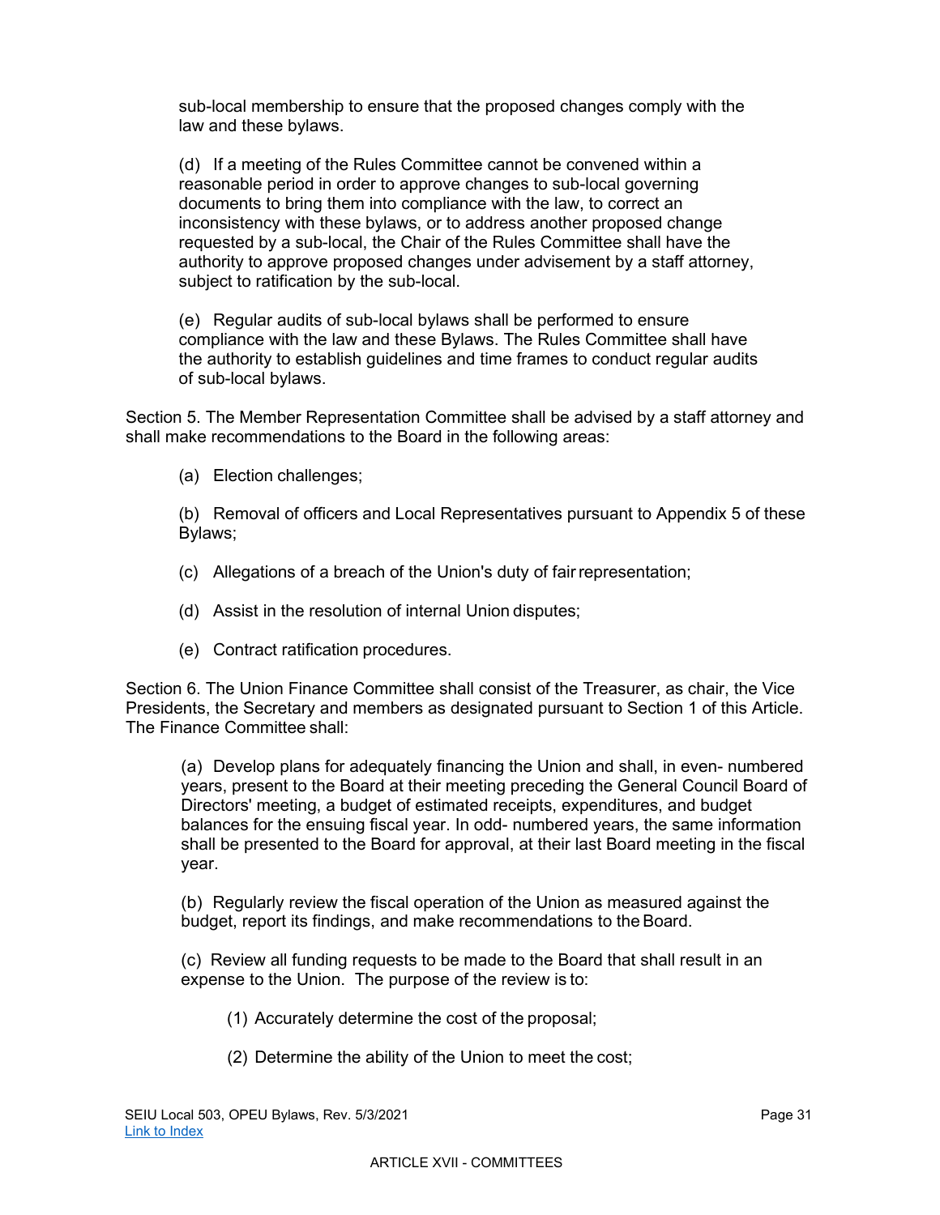sub-local membership to ensure that the proposed changes comply with the law and these bylaws.

(d) If a meeting of the Rules Committee cannot be convened within a reasonable period in order to approve changes to sub-local governing documents to bring them into compliance with the law, to correct an inconsistency with these bylaws, or to address another proposed change requested by a sub-local, the Chair of the Rules Committee shall have the authority to approve proposed changes under advisement by a staff attorney, subject to ratification by the sub-local.

(e) Regular audits of sub-local bylaws shall be performed to ensure compliance with the law and these Bylaws. The Rules Committee shall have the authority to establish guidelines and time frames to conduct regular audits of sub-local bylaws.

Section 5. The Member Representation Committee shall be advised by a staff attorney and shall make recommendations to the Board in the following areas:

(a) Election challenges;

(b) Removal of officers and Local Representatives pursuant to Appendix 5 of these Bylaws;

(c) Allegations of a breach of the Union's duty of fair representation;

(d) Assist in the resolution of internal Union disputes;

(e) Contract ratification procedures.

Section 6. The Union Finance Committee shall consist of the Treasurer, as chair, the Vice Presidents, the Secretary and members as designated pursuant to Section 1 of this Article. The Finance Committee shall:

(a) Develop plans for adequately financing the Union and shall, in even- numbered years, present to the Board at their meeting preceding the General Council Board of Directors' meeting, a budget of estimated receipts, expenditures, and budget balances for the ensuing fiscal year. In odd- numbered years, the same information shall be presented to the Board for approval, at their last Board meeting in the fiscal year.

(b) Regularly review the fiscal operation of the Union as measured against the budget, report its findings, and make recommendations to the Board.

(c) Review all funding requests to be made to the Board that shall result in an expense to the Union. The purpose of the review is to:

(1) Accurately determine the cost of the proposal;

(2) Determine the ability of the Union to meet the cost;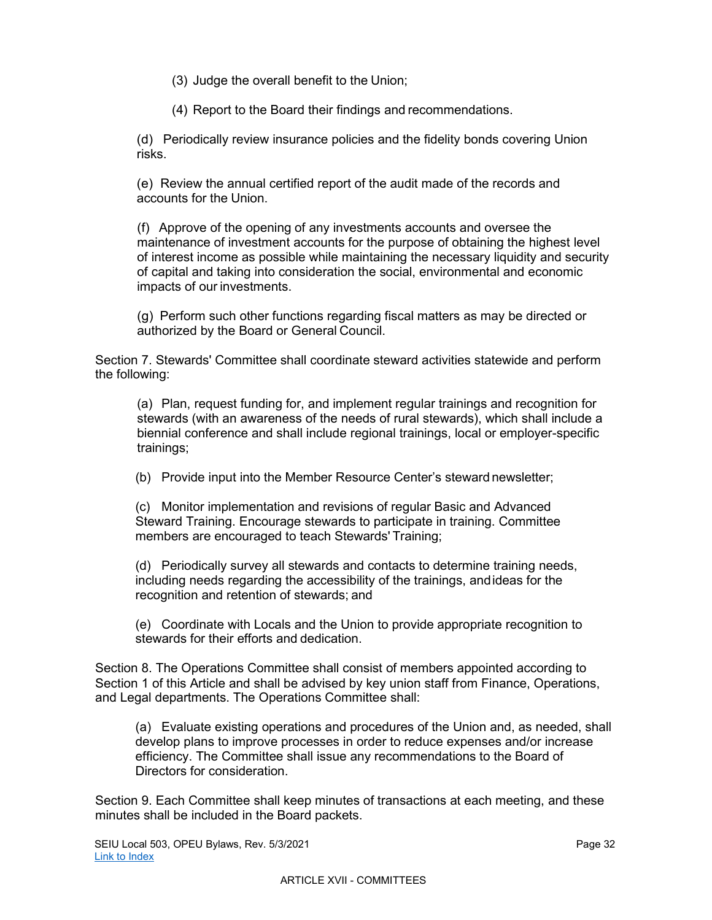(3) Judge the overall benefit to the Union;

(4) Report to the Board their findings and recommendations.

(d) Periodically review insurance policies and the fidelity bonds covering Union risks.

(e) Review the annual certified report of the audit made of the records and accounts for the Union.

(f) Approve of the opening of any investments accounts and oversee the maintenance of investment accounts for the purpose of obtaining the highest level of interest income as possible while maintaining the necessary liquidity and security of capital and taking into consideration the social, environmental and economic impacts of our investments.

(g) Perform such other functions regarding fiscal matters as may be directed or authorized by the Board or General Council.

Section 7. Stewards' Committee shall coordinate steward activities statewide and perform the following:

(a) Plan, request funding for, and implement regular trainings and recognition for stewards (with an awareness of the needs of rural stewards), which shall include a biennial conference and shall include regional trainings, local or employer-specific trainings;

(b) Provide input into the Member Resource Center's steward newsletter;

(c) Monitor implementation and revisions of regular Basic and Advanced Steward Training. Encourage stewards to participate in training. Committee members are encouraged to teach Stewards' Training;

(d) Periodically survey all stewards and contacts to determine training needs, including needs regarding the accessibility of the trainings, and ideas for the recognition and retention of stewards; and

(e) Coordinate with Locals and the Union to provide appropriate recognition to stewards for their efforts and dedication.

Section 8. The Operations Committee shall consist of members appointed according to Section 1 of this Article and shall be advised by key union staff from Finance, Operations, and Legal departments. The Operations Committee shall:

(a) Evaluate existing operations and procedures of the Union and, as needed, shall develop plans to improve processes in order to reduce expenses and/or increase efficiency. The Committee shall issue any recommendations to the Board of Directors for consideration.

Section 9. Each Committee shall keep minutes of transactions at each meeting, and these minutes shall be included in the Board packets.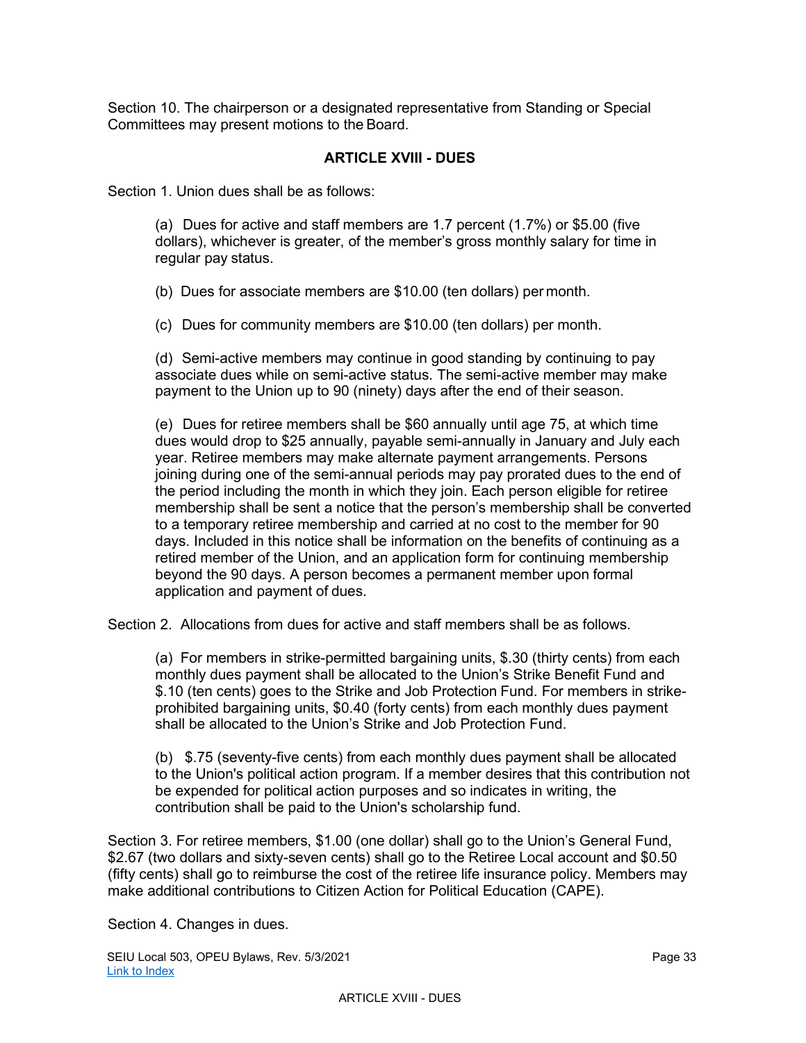Section 10. The chairperson or a designated representative from Standing or Special Committees may present motions to the Board.

## ARTICLE XVIII - DUES

Section 1. Union dues shall be as follows:

(a) Dues for active and staff members are 1.7 percent (1.7%) or $5.00 (five dollars), whichever is greater, of the member's gross monthly salary for time in regular pay status.

(b) Dues for associate members are $10.00 (ten dollars) per month.

(c) Dues for community members are $10.00 (ten dollars) per month.

(d) Semi-active members may continue in good standing by continuing to pay associate dues while on semi-active status. The semi-active member may make payment to the Union up to 90 (ninety) days after the end of their season.

(e) Dues for retiree members shall be $60 annually until age 75, at which time dues would drop to $25 annually, payable semi-annually in January and July each year. Retiree members may make alternate payment arrangements. Persons joining during one of the semi-annual periods may pay prorated dues to the end of the period including the month in which they join. Each person eligible for retiree membership shall be sent a notice that the person's membership shall be converted to a temporary retiree membership and carried at no cost to the member for 90 days. Included in this notice shall be information on the benefits of continuing as a retired member of the Union, and an application form for continuing membership beyond the 90 days. A person becomes a permanent member upon formal application and payment of dues.

Section 2. Allocations from dues for active and staff members shall be as follows.

(a) For members in strike-permitted bargaining units, $.30 (thirty cents) from each monthly dues payment shall be allocated to the Union's Strike Benefit Fund and $.10 (ten cents) goes to the Strike and Job Protection Fund. For members in strike-prohibited bargaining units, $0.40 (forty cents) from each monthly dues payment shall be allocated to the Union's Strike and Job Protection Fund.

(b) $.75 (seventy-five cents) from each monthly dues payment shall be allocated to the Union's political action program. If a member desires that this contribution not be expended for political action purposes and so indicates in writing, the contribution shall be paid to the Union's scholarship fund.

Section 3. For retiree members, $1.00 (one dollar) shall go to the Union's General Fund, $2.67 (two dollars and sixty-seven cents) shall go to the Retiree Local account and $0.50 (fifty cents) shall go to reimburse the cost of the retiree life insurance policy. Members may make additional contributions to Citizen Action for Political Education (CAPE).

Section 4. Changes in dues.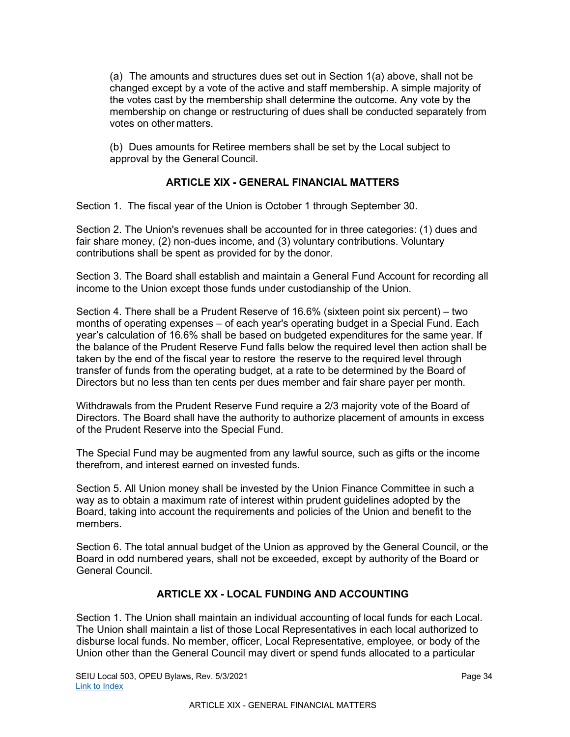(a) The amounts and structures dues set out in Section 1(a) above, shall not be changed except by a vote of the active and staff membership. A simple majority of the votes cast by the membership shall determine the outcome. Any vote by the membership on change or restructuring of dues shall be conducted separately from votes on other matters.

(b) Dues amounts for Retiree members shall be set by the Local subject to approval by the General Council.

## ARTICLE XIX - GENERAL FINANCIAL MATTERS

Section 1. The fiscal year of the Union is October 1 through September 30.

Section 2. The Union's revenues shall be accounted for in three categories: (1) dues and fair share money, (2) non-dues income, and (3) voluntary contributions. Voluntary contributions shall be spent as provided for by the donor.

Section 3. The Board shall establish and maintain a General Fund Account for recording all income to the Union except those funds under custodianship of the Union.

Section 4. There shall be a Prudent Reserve of 16.6% (sixteen point six percent) – two months of operating expenses – of each year's operating budget in a Special Fund. Each year's calculation of 16.6% shall be based on budgeted expenditures for the same year. If the balance of the Prudent Reserve Fund falls below the required level then action shall be taken by the end of the fiscal year to restore the reserve to the required level through transfer of funds from the operating budget, at a rate to be determined by the Board of Directors but no less than ten cents per dues member and fair share payer per month.

Withdrawals from the Prudent Reserve Fund require a 2/3 majority vote of the Board of Directors. The Board shall have the authority to authorize placement of amounts in excess of the Prudent Reserve into the Special Fund.

The Special Fund may be augmented from any lawful source, such as gifts or the income therefrom, and interest earned on invested funds.

Section 5. All Union money shall be invested by the Union Finance Committee in such a way as to obtain a maximum rate of interest within prudent guidelines adopted by the Board, taking into account the requirements and policies of the Union and benefit to the members.

Section 6. The total annual budget of the Union as approved by the General Council, or the Board in odd numbered years, shall not be exceeded, except by authority of the Board or General Council.

## ARTICLE XX - LOCAL FUNDING AND ACCOUNTING

Section 1. The Union shall maintain an individual accounting of local funds for each Local. The Union shall maintain a list of those Local Representatives in each local authorized to disburse local funds. No member, officer, Local Representative, employee, or body of the Union other than the General Council may divert or spend funds allocated to a particular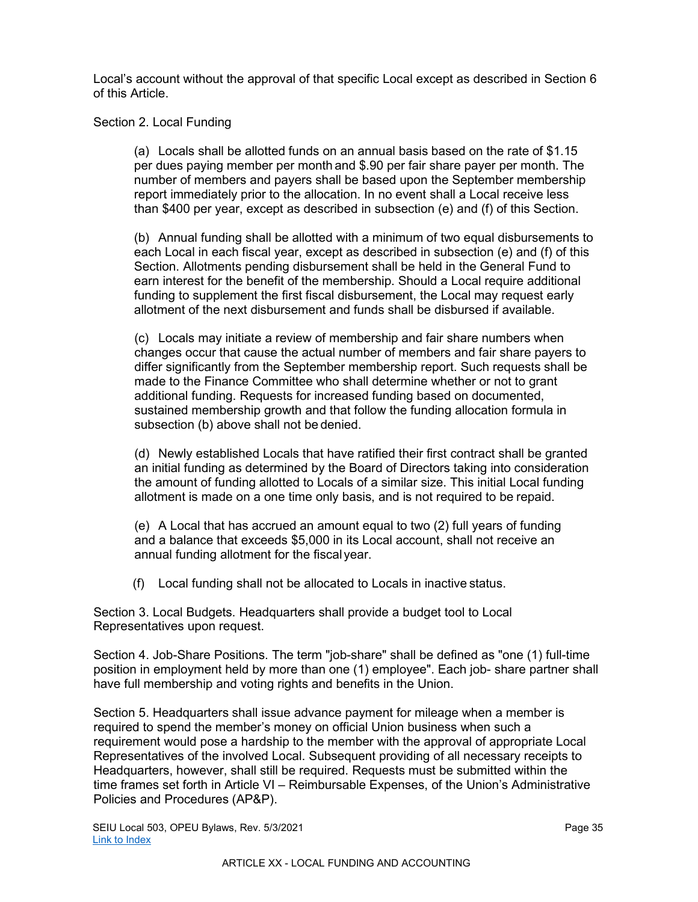Local's account without the approval of that specific Local except as described in Section 6 of this Article.

Section 2. Local Funding

(a) Locals shall be allotted funds on an annual basis based on the rate of $1.15 per dues paying member per month and $.90 per fair share payer per month. The number of members and payers shall be based upon the September membership report immediately prior to the allocation. In no event shall a Local receive less than $400 per year, except as described in subsection (e) and (f) of this Section.

(b) Annual funding shall be allotted with a minimum of two equal disbursements to each Local in each fiscal year, except as described in subsection (e) and (f) of this Section. Allotments pending disbursement shall be held in the General Fund to earn interest for the benefit of the membership. Should a Local require additional funding to supplement the first fiscal disbursement, the Local may request early allotment of the next disbursement and funds shall be disbursed if available.

(c) Locals may initiate a review of membership and fair share numbers when changes occur that cause the actual number of members and fair share payers to differ significantly from the September membership report. Such requests shall be made to the Finance Committee who shall determine whether or not to grant additional funding. Requests for increased funding based on documented, sustained membership growth and that follow the funding allocation formula in subsection (b) above shall not be denied.

(d) Newly established Locals that have ratified their first contract shall be granted an initial funding as determined by the Board of Directors taking into consideration the amount of funding allotted to Locals of a similar size. This initial Local funding allotment is made on a one time only basis, and is not required to be repaid.

(e) A Local that has accrued an amount equal to two (2) full years of funding and a balance that exceeds $5,000 in its Local account, shall not receive an annual funding allotment for the fiscal year.

(f) Local funding shall not be allocated to Locals in inactive status.

Section 3. Local Budgets. Headquarters shall provide a budget tool to Local Representatives upon request.

Section 4. Job-Share Positions. The term "job-share" shall be defined as "one (1) full-time position in employment held by more than one (1) employee". Each job- share partner shall have full membership and voting rights and benefits in the Union.

Section 5. Headquarters shall issue advance payment for mileage when a member is required to spend the member's money on official Union business when such a requirement would pose a hardship to the member with the approval of appropriate Local Representatives of the involved Local. Subsequent providing of all necessary receipts to Headquarters, however, shall still be required. Requests must be submitted within the time frames set forth in Article VI – Reimbursable Expenses, of the Union's Administrative Policies and Procedures (AP&P).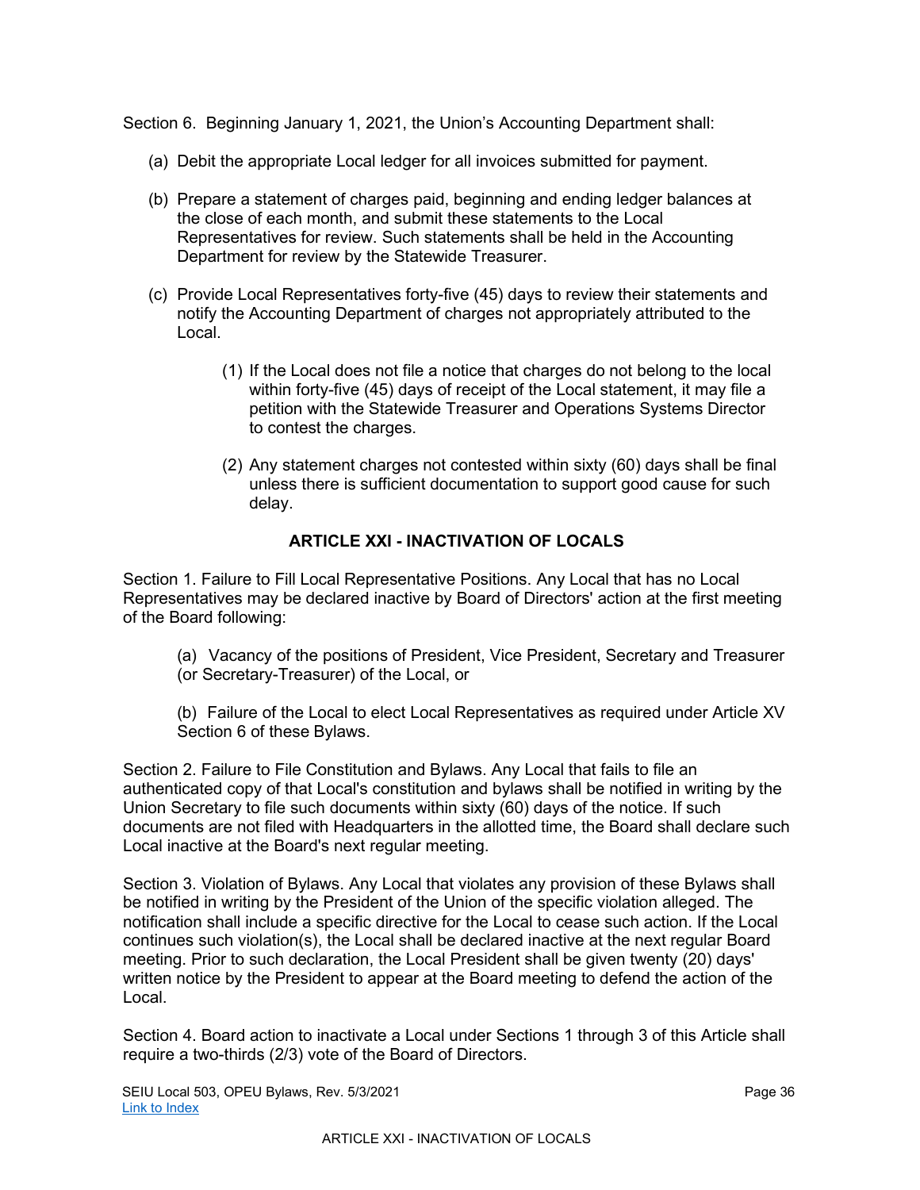Section 6. Beginning January 1, 2021, the Union's Accounting Department shall:

(a) Debit the appropriate Local ledger for all invoices submitted for payment.

(b) Prepare a statement of charges paid, beginning and ending ledger balances at the close of each month, and submit these statements to the Local Representatives for review. Such statements shall be held in the Accounting Department for review by the Statewide Treasurer.

(c) Provide Local Representatives forty-five (45) days to review their statements and notify the Accounting Department of charges not appropriately attributed to the Local.

   (1) If the Local does not file a notice that charges do not belong to the local within forty-five (45) days of receipt of the Local statement, it may file a petition with the Statewide Treasurer and Operations Systems Director to contest the charges.

   (2) Any statement charges not contested within sixty (60) days shall be final unless there is sufficient documentation to support good cause for such delay.

## ARTICLE XXI - INACTIVATION OF LOCALS

Section 1. Failure to Fill Local Representative Positions. Any Local that has no Local Representatives may be declared inactive by Board of Directors' action at the first meeting of the Board following:

(a) Vacancy of the positions of President, Vice President, Secretary and Treasurer (or Secretary-Treasurer) of the Local, or

(b) Failure of the Local to elect Local Representatives as required under Article XV Section 6 of these Bylaws.

Section 2. Failure to File Constitution and Bylaws. Any Local that fails to file an authenticated copy of that Local's constitution and bylaws shall be notified in writing by the Union Secretary to file such documents within sixty (60) days of the notice. If such documents are not filed with Headquarters in the allotted time, the Board shall declare such Local inactive at the Board's next regular meeting.

Section 3. Violation of Bylaws. Any Local that violates any provision of these Bylaws shall be notified in writing by the President of the Union of the specific violation alleged. The notification shall include a specific directive for the Local to cease such action. If the Local continues such violation(s), the Local shall be declared inactive at the next regular Board meeting. Prior to such declaration, the Local President shall be given twenty (20) days' written notice by the President to appear at the Board meeting to defend the action of the Local.

Section 4. Board action to inactivate a Local under Sections 1 through 3 of this Article shall require a two-thirds (2/3) vote of the Board of Directors.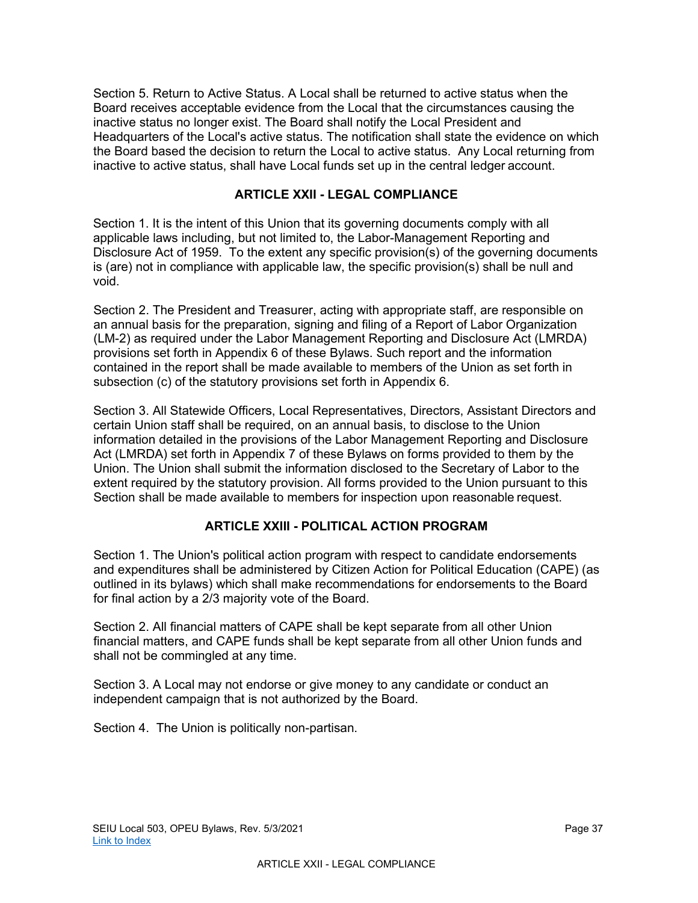Section 5. Return to Active Status. A Local shall be returned to active status when the Board receives acceptable evidence from the Local that the circumstances causing the inactive status no longer exist. The Board shall notify the Local President and Headquarters of the Local's active status. The notification shall state the evidence on which the Board based the decision to return the Local to active status. Any Local returning from inactive to active status, shall have Local funds set up in the central ledger account.

## ARTICLE XXII - LEGAL COMPLIANCE

Section 1. It is the intent of this Union that its governing documents comply with all applicable laws including, but not limited to, the Labor-Management Reporting and Disclosure Act of 1959. To the extent any specific provision(s) of the governing documents is (are) not in compliance with applicable law, the specific provision(s) shall be null and void.

Section 2. The President and Treasurer, acting with appropriate staff, are responsible on an annual basis for the preparation, signing and filing of a Report of Labor Organization (LM-2) as required under the Labor Management Reporting and Disclosure Act (LMRDA) provisions set forth in Appendix 6 of these Bylaws. Such report and the information contained in the report shall be made available to members of the Union as set forth in subsection (c) of the statutory provisions set forth in Appendix 6.

Section 3. All Statewide Officers, Local Representatives, Directors, Assistant Directors and certain Union staff shall be required, on an annual basis, to disclose to the Union information detailed in the provisions of the Labor Management Reporting and Disclosure Act (LMRDA) set forth in Appendix 7 of these Bylaws on forms provided to them by the Union. The Union shall submit the information disclosed to the Secretary of Labor to the extent required by the statutory provision. All forms provided to the Union pursuant to this Section shall be made available to members for inspection upon reasonable request.

## ARTICLE XXIII - POLITICAL ACTION PROGRAM

Section 1. The Union's political action program with respect to candidate endorsements and expenditures shall be administered by Citizen Action for Political Education (CAPE) (as outlined in its bylaws) which shall make recommendations for endorsements to the Board for final action by a 2/3 majority vote of the Board.

Section 2. All financial matters of CAPE shall be kept separate from all other Union financial matters, and CAPE funds shall be kept separate from all other Union funds and shall not be commingled at any time.

Section 3. A Local may not endorse or give money to any candidate or conduct an independent campaign that is not authorized by the Board.

Section 4. The Union is politically non-partisan.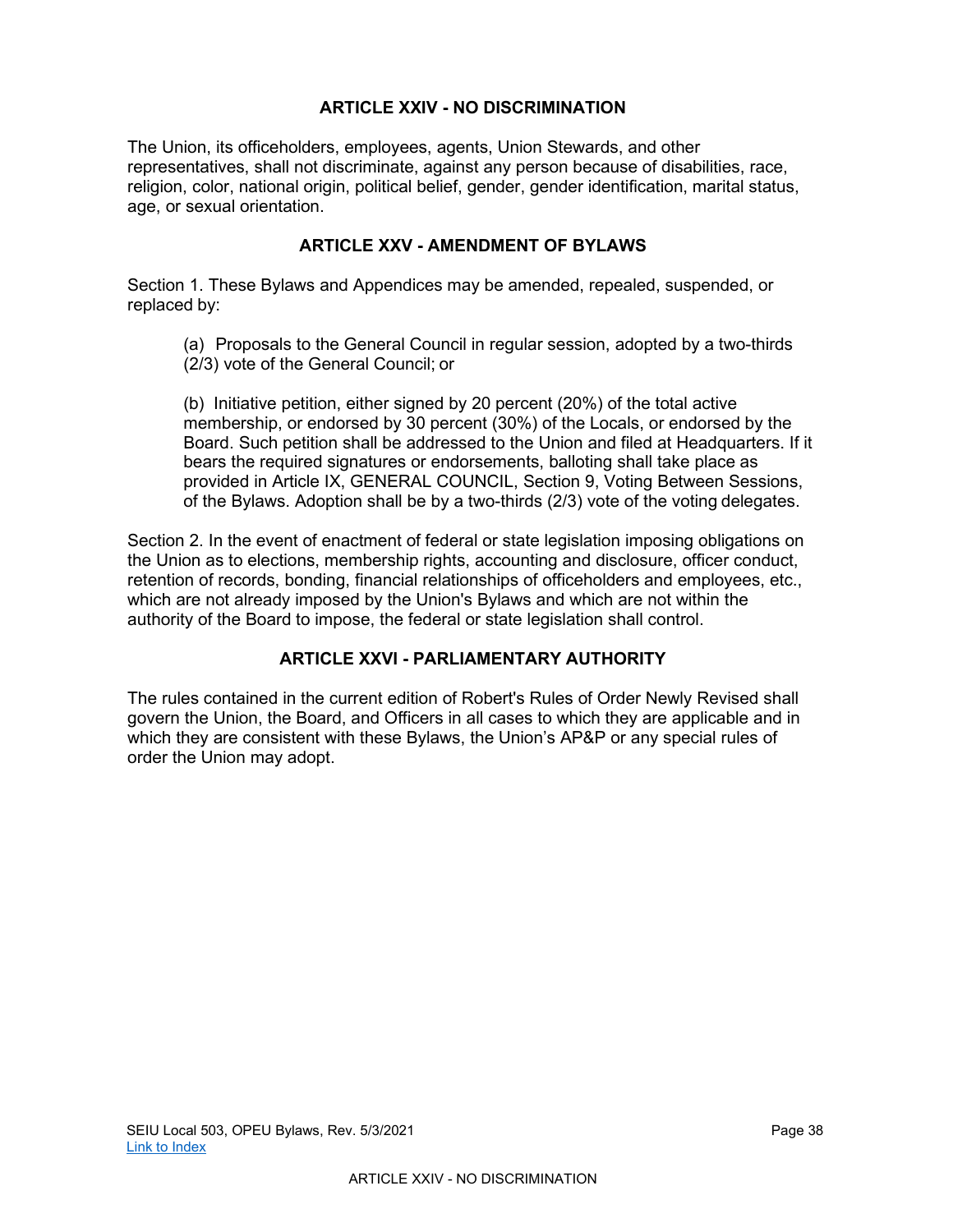## ARTICLE XXIV - NO DISCRIMINATION

The Union, its officeholders, employees, agents, Union Stewards, and other representatives, shall not discriminate, against any person because of disabilities, race, religion, color, national origin, political belief, gender, gender identification, marital status, age, or sexual orientation.

## ARTICLE XXV - AMENDMENT OF BYLAWS

Section 1. These Bylaws and Appendices may be amended, repealed, suspended, or replaced by:

(a) Proposals to the General Council in regular session, adopted by a two-thirds (2/3) vote of the General Council; or

(b) Initiative petition, either signed by 20 percent (20%) of the total active membership, or endorsed by 30 percent (30%) of the Locals, or endorsed by the Board. Such petition shall be addressed to the Union and filed at Headquarters. If it bears the required signatures or endorsements, balloting shall take place as provided in Article IX, GENERAL COUNCIL, Section 9, Voting Between Sessions, of the Bylaws. Adoption shall be by a two-thirds (2/3) vote of the voting delegates.

Section 2. In the event of enactment of federal or state legislation imposing obligations on the Union as to elections, membership rights, accounting and disclosure, officer conduct, retention of records, bonding, financial relationships of officeholders and employees, etc., which are not already imposed by the Union's Bylaws and which are not within the authority of the Board to impose, the federal or state legislation shall control.

## ARTICLE XXVI - PARLIAMENTARY AUTHORITY

The rules contained in the current edition of Robert's Rules of Order Newly Revised shall govern the Union, the Board, and Officers in all cases to which they are applicable and in which they are consistent with these Bylaws, the Union's AP&P or any special rules of order the Union may adopt.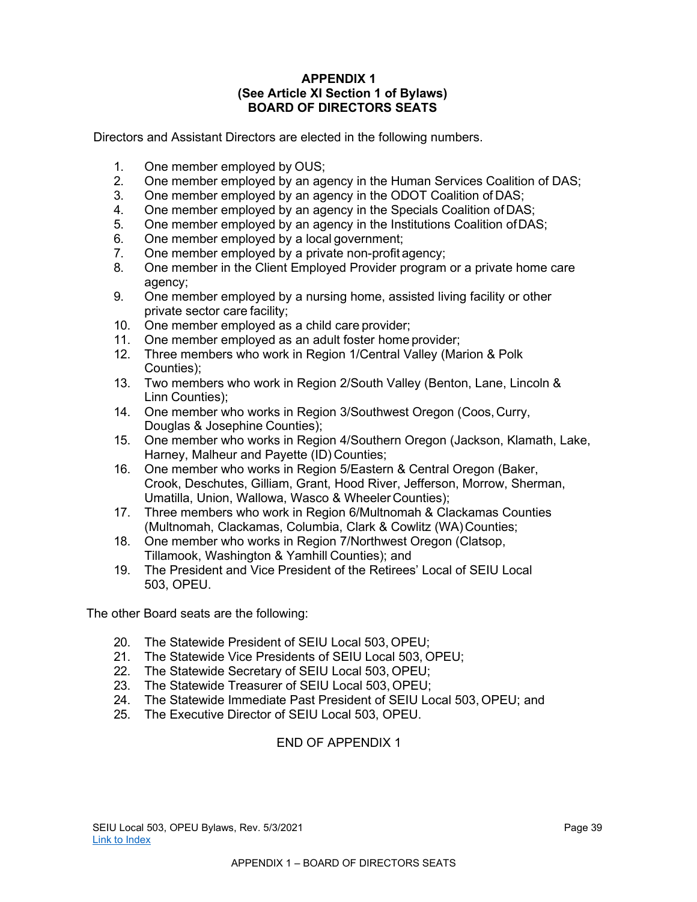# APPENDIX 1
## (See Article XI Section 1 of Bylaws)
## BOARD OF DIRECTORS SEATS

Directors and Assistant Directors are elected in the following numbers.

1. One member employed by OUS;
2. One member employed by an agency in the Human Services Coalition of DAS;
3. One member employed by an agency in the ODOT Coalition of DAS;
4. One member employed by an agency in the Specials Coalition of DAS;
5. One member employed by an agency in the Institutions Coalition of DAS;
6. One member employed by a local government;
7. One member employed by a private non-profit agency;
8. One member in the Client Employed Provider program or a private home care agency;
9. One member employed by a nursing home, assisted living facility or other private sector care facility;
10. One member employed as a child care provider;
11. One member employed as an adult foster home provider;
12. Three members who work in Region 1/Central Valley (Marion & Polk Counties);
13. Two members who work in Region 2/South Valley (Benton, Lane, Lincoln & Linn Counties);
14. One member who works in Region 3/Southwest Oregon (Coos, Curry, Douglas & Josephine Counties);
15. One member who works in Region 4/Southern Oregon (Jackson, Klamath, Lake, Harney, Malheur and Payette (ID) Counties;
16. One member who works in Region 5/Eastern & Central Oregon (Baker, Crook, Deschutes, Gilliam, Grant, Hood River, Jefferson, Morrow, Sherman, Umatilla, Union, Wallowa, Wasco & Wheeler Counties);
17. Three members who work in Region 6/Multnomah & Clackamas Counties (Multnomah, Clackamas, Columbia, Clark & Cowlitz (WA) Counties;
18. One member who works in Region 7/Northwest Oregon (Clatsop, Tillamook, Washington & Yamhill Counties); and
19. The President and Vice President of the Retirees' Local of SEIU Local 503, OPEU.

The other Board seats are the following:

20. The Statewide President of SEIU Local 503, OPEU;
21. The Statewide Vice Presidents of SEIU Local 503, OPEU;
22. The Statewide Secretary of SEIU Local 503, OPEU;
23. The Statewide Treasurer of SEIU Local 503, OPEU;
24. The Statewide Immediate Past President of SEIU Local 503, OPEU; and
25. The Executive Director of SEIU Local 503, OPEU.

END OF APPENDIX 1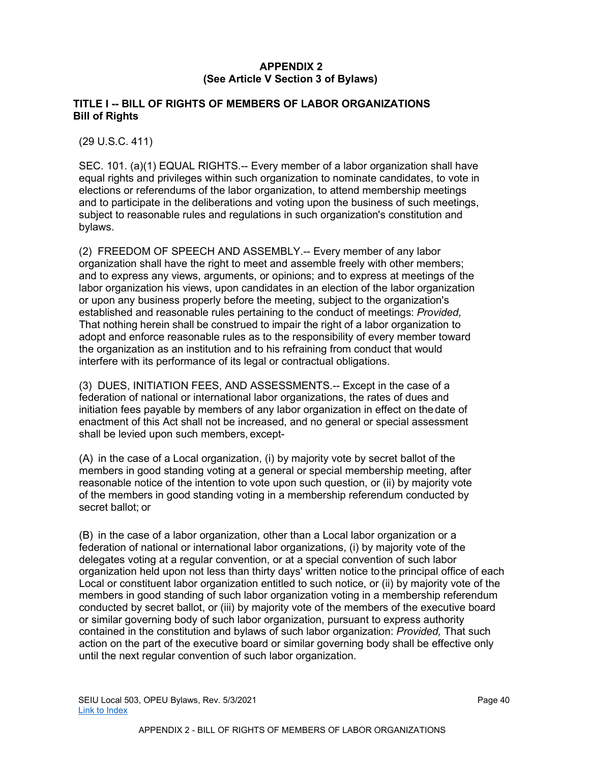**APPENDIX 2**
**(See Article V Section 3 of Bylaws)**

**TITLE I -- BILL OF RIGHTS OF MEMBERS OF LABOR ORGANIZATIONS**
**Bill of Rights**

(29 U.S.C. 411)

SEC. 101. (a)(1) EQUAL RIGHTS.-- Every member of a labor organization shall have equal rights and privileges within such organization to nominate candidates, to vote in elections or referendums of the labor organization, to attend membership meetings and to participate in the deliberations and voting upon the business of such meetings, subject to reasonable rules and regulations in such organization's constitution and bylaws.

(2) FREEDOM OF SPEECH AND ASSEMBLY.-- Every member of any labor organization shall have the right to meet and assemble freely with other members; and to express any views, arguments, or opinions; and to express at meetings of the labor organization his views, upon candidates in an election of the labor organization or upon any business properly before the meeting, subject to the organization's established and reasonable rules pertaining to the conduct of meetings: *Provided,* That nothing herein shall be construed to impair the right of a labor organization to adopt and enforce reasonable rules as to the responsibility of every member toward the organization as an institution and to his refraining from conduct that would interfere with its performance of its legal or contractual obligations.

(3) DUES, INITIATION FEES, AND ASSESSMENTS.-- Except in the case of a federation of national or international labor organizations, the rates of dues and initiation fees payable by members of any labor organization in effect on the date of enactment of this Act shall not be increased, and no general or special assessment shall be levied upon such members, except-

(A) in the case of a Local organization, (i) by majority vote by secret ballot of the members in good standing voting at a general or special membership meeting, after reasonable notice of the intention to vote upon such question, or (ii) by majority vote of the members in good standing voting in a membership referendum conducted by secret ballot; or

(B) in the case of a labor organization, other than a Local labor organization or a federation of national or international labor organizations, (i) by majority vote of the delegates voting at a regular convention, or at a special convention of such labor organization held upon not less than thirty days' written notice to the principal office of each Local or constituent labor organization entitled to such notice, or (ii) by majority vote of the members in good standing of such labor organization voting in a membership referendum conducted by secret ballot, or (iii) by majority vote of the members of the executive board or similar governing body of such labor organization, pursuant to express authority contained in the constitution and bylaws of such labor organization: *Provided,* That such action on the part of the executive board or similar governing body shall be effective only until the next regular convention of such labor organization.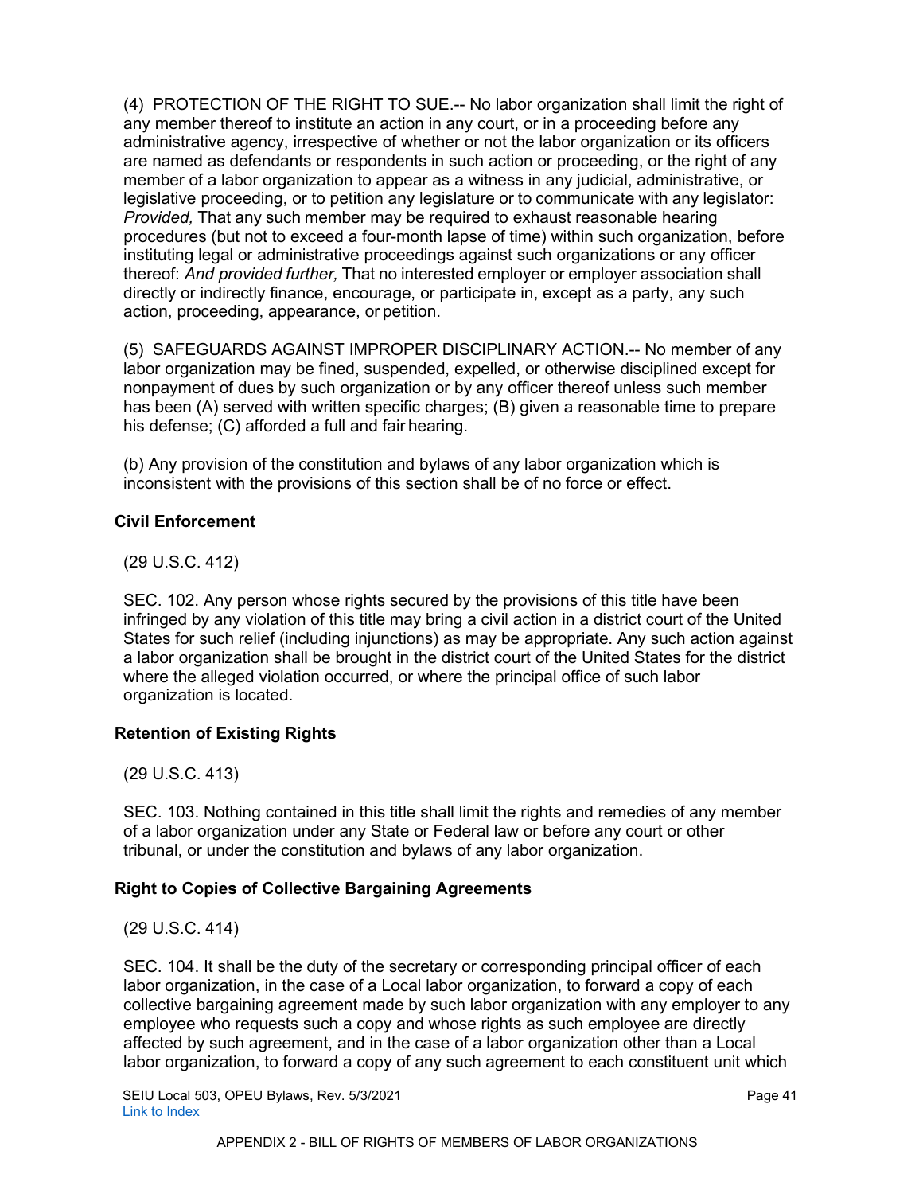(4) PROTECTION OF THE RIGHT TO SUE.-- No labor organization shall limit the right of any member thereof to institute an action in any court, or in a proceeding before any administrative agency, irrespective of whether or not the labor organization or its officers are named as defendants or respondents in such action or proceeding, or the right of any member of a labor organization to appear as a witness in any judicial, administrative, or legislative proceeding, or to petition any legislature or to communicate with any legislator: *Provided,* That any such member may be required to exhaust reasonable hearing procedures (but not to exceed a four-month lapse of time) within such organization, before instituting legal or administrative proceedings against such organizations or any officer thereof: *And provided further,* That no interested employer or employer association shall directly or indirectly finance, encourage, or participate in, except as a party, any such action, proceeding, appearance, or petition.

(5) SAFEGUARDS AGAINST IMPROPER DISCIPLINARY ACTION.-- No member of any labor organization may be fined, suspended, expelled, or otherwise disciplined except for nonpayment of dues by such organization or by any officer thereof unless such member has been (A) served with written specific charges; (B) given a reasonable time to prepare his defense; (C) afforded a full and fair hearing.

(b) Any provision of the constitution and bylaws of any labor organization which is inconsistent with the provisions of this section shall be of no force or effect.

**Civil Enforcement**

(29 U.S.C. 412)

SEC. 102. Any person whose rights secured by the provisions of this title have been infringed by any violation of this title may bring a civil action in a district court of the United States for such relief (including injunctions) as may be appropriate. Any such action against a labor organization shall be brought in the district court of the United States for the district where the alleged violation occurred, or where the principal office of such labor organization is located.

**Retention of Existing Rights**

(29 U.S.C. 413)

SEC. 103. Nothing contained in this title shall limit the rights and remedies of any member of a labor organization under any State or Federal law or before any court or other tribunal, or under the constitution and bylaws of any labor organization.

**Right to Copies of Collective Bargaining Agreements**

(29 U.S.C. 414)

SEC. 104. It shall be the duty of the secretary or corresponding principal officer of each labor organization, in the case of a Local labor organization, to forward a copy of each collective bargaining agreement made by such labor organization with any employer to any employee who requests such a copy and whose rights as such employee are directly affected by such agreement, and in the case of a labor organization other than a Local labor organization, to forward a copy of any such agreement to each constituent unit which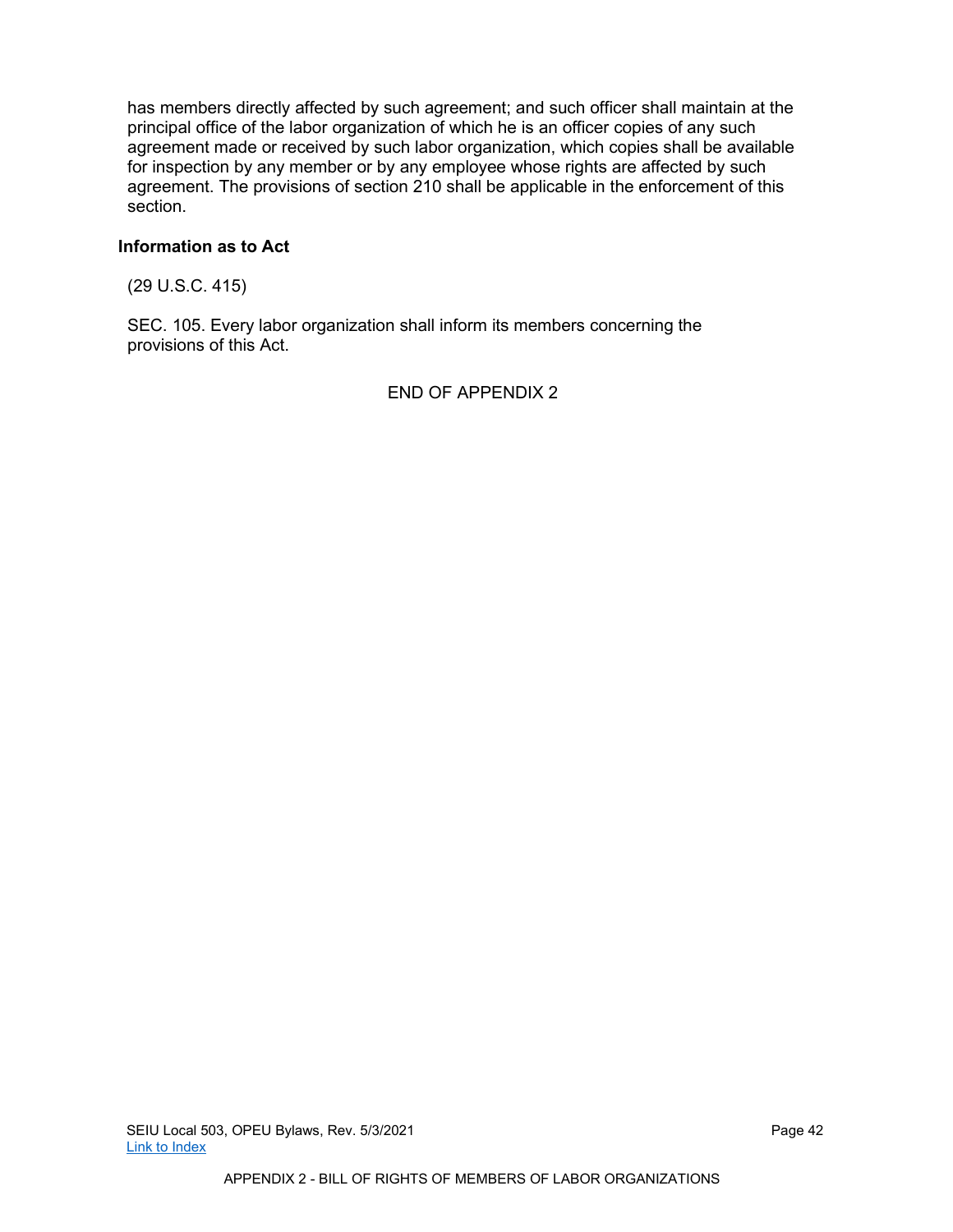has members directly affected by such agreement; and such officer shall maintain at the principal office of the labor organization of which he is an officer copies of any such agreement made or received by such labor organization, which copies shall be available for inspection by any member or by any employee whose rights are affected by such agreement. The provisions of section 210 shall be applicable in the enforcement of this section.

**Information as to Act**

(29 U.S.C. 415)

SEC. 105. Every labor organization shall inform its members concerning the provisions of this Act.

END OF APPENDIX 2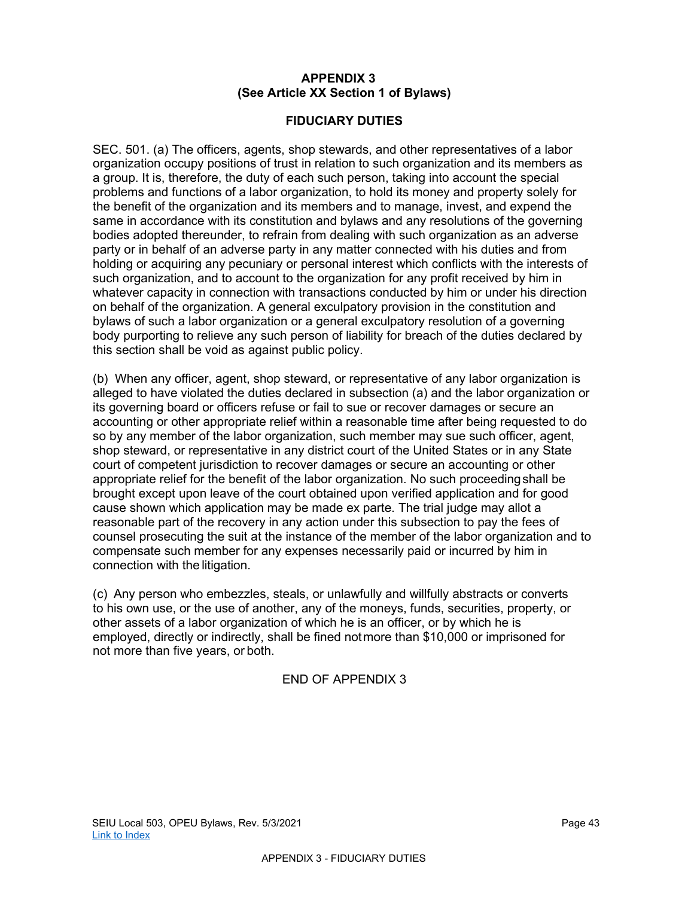## APPENDIX 3
## (See Article XX Section 1 of Bylaws)

## FIDUCIARY DUTIES

SEC. 501. (a) The officers, agents, shop stewards, and other representatives of a labor organization occupy positions of trust in relation to such organization and its members as a group. It is, therefore, the duty of each such person, taking into account the special problems and functions of a labor organization, to hold its money and property solely for the benefit of the organization and its members and to manage, invest, and expend the same in accordance with its constitution and bylaws and any resolutions of the governing bodies adopted thereunder, to refrain from dealing with such organization as an adverse party or in behalf of an adverse party in any matter connected with his duties and from holding or acquiring any pecuniary or personal interest which conflicts with the interests of such organization, and to account to the organization for any profit received by him in whatever capacity in connection with transactions conducted by him or under his direction on behalf of the organization. A general exculpatory provision in the constitution and bylaws of such a labor organization or a general exculpatory resolution of a governing body purporting to relieve any such person of liability for breach of the duties declared by this section shall be void as against public policy.

(b) When any officer, agent, shop steward, or representative of any labor organization is alleged to have violated the duties declared in subsection (a) and the labor organization or its governing board or officers refuse or fail to sue or recover damages or secure an accounting or other appropriate relief within a reasonable time after being requested to do so by any member of the labor organization, such member may sue such officer, agent, shop steward, or representative in any district court of the United States or in any State court of competent jurisdiction to recover damages or secure an accounting or other appropriate relief for the benefit of the labor organization. No such proceeding shall be brought except upon leave of the court obtained upon verified application and for good cause shown which application may be made ex parte. The trial judge may allot a reasonable part of the recovery in any action under this subsection to pay the fees of counsel prosecuting the suit at the instance of the member of the labor organization and to compensate such member for any expenses necessarily paid or incurred by him in connection with the litigation.

(c) Any person who embezzles, steals, or unlawfully and willfully abstracts or converts to his own use, or the use of another, any of the moneys, funds, securities, property, or other assets of a labor organization of which he is an officer, or by which he is employed, directly or indirectly, shall be fined not more than $10,000 or imprisoned for not more than five years, or both.

END OF APPENDIX 3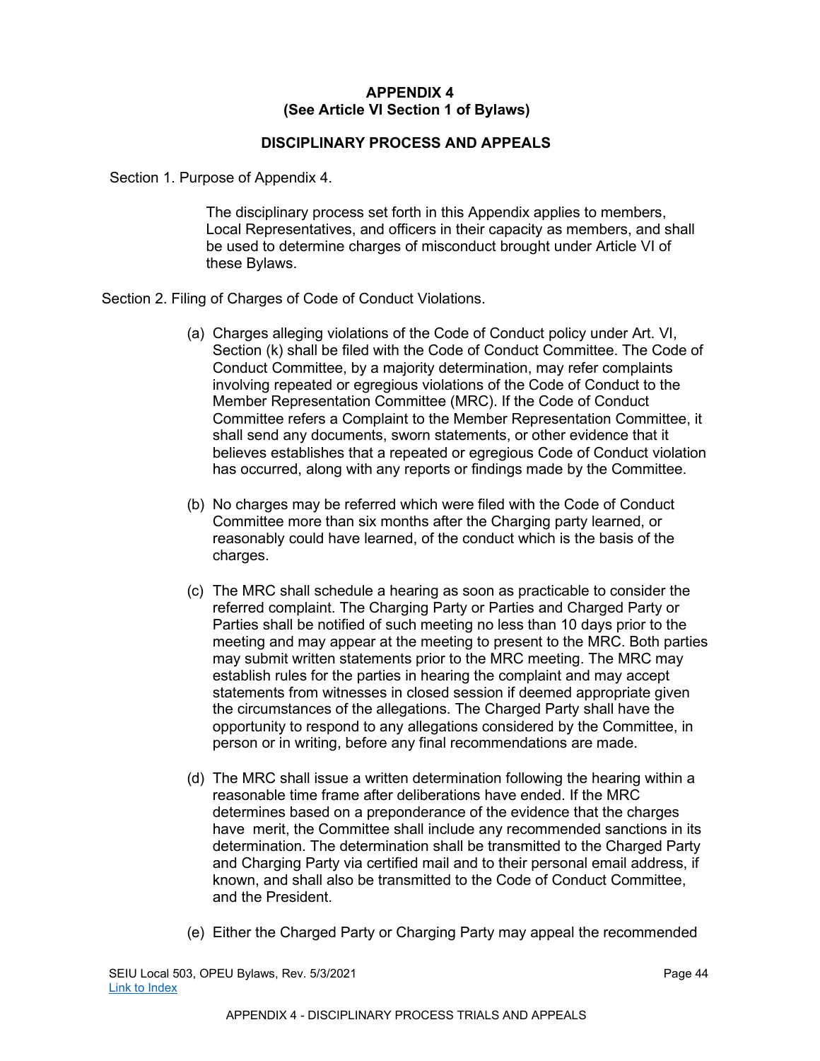**APPENDIX 4**
**(See Article VI Section 1 of Bylaws)**

**DISCIPLINARY PROCESS AND APPEALS**

Section 1. Purpose of Appendix 4.

The disciplinary process set forth in this Appendix applies to members, Local Representatives, and officers in their capacity as members, and shall be used to determine charges of misconduct brought under Article VI of these Bylaws.

Section 2. Filing of Charges of Code of Conduct Violations.

(a) Charges alleging violations of the Code of Conduct policy under Art. VI, Section (k) shall be filed with the Code of Conduct Committee. The Code of Conduct Committee, by a majority determination, may refer complaints involving repeated or egregious violations of the Code of Conduct to the Member Representation Committee (MRC). If the Code of Conduct Committee refers a Complaint to the Member Representation Committee, it shall send any documents, sworn statements, or other evidence that it believes establishes that a repeated or egregious Code of Conduct violation has occurred, along with any reports or findings made by the Committee.

(b) No charges may be referred which were filed with the Code of Conduct Committee more than six months after the Charging party learned, or reasonably could have learned, of the conduct which is the basis of the charges.

(c) The MRC shall schedule a hearing as soon as practicable to consider the referred complaint. The Charging Party or Parties and Charged Party or Parties shall be notified of such meeting no less than 10 days prior to the meeting and may appear at the meeting to present to the MRC. Both parties may submit written statements prior to the MRC meeting. The MRC may establish rules for the parties in hearing the complaint and may accept statements from witnesses in closed session if deemed appropriate given the circumstances of the allegations. The Charged Party shall have the opportunity to respond to any allegations considered by the Committee, in person or in writing, before any final recommendations are made.

(d) The MRC shall issue a written determination following the hearing within a reasonable time frame after deliberations have ended. If the MRC determines based on a preponderance of the evidence that the charges have merit, the Committee shall include any recommended sanctions in its determination. The determination shall be transmitted to the Charged Party and Charging Party via certified mail and to their personal email address, if known, and shall also be transmitted to the Code of Conduct Committee, and the President.

(e) Either the Charged Party or Charging Party may appeal the recommended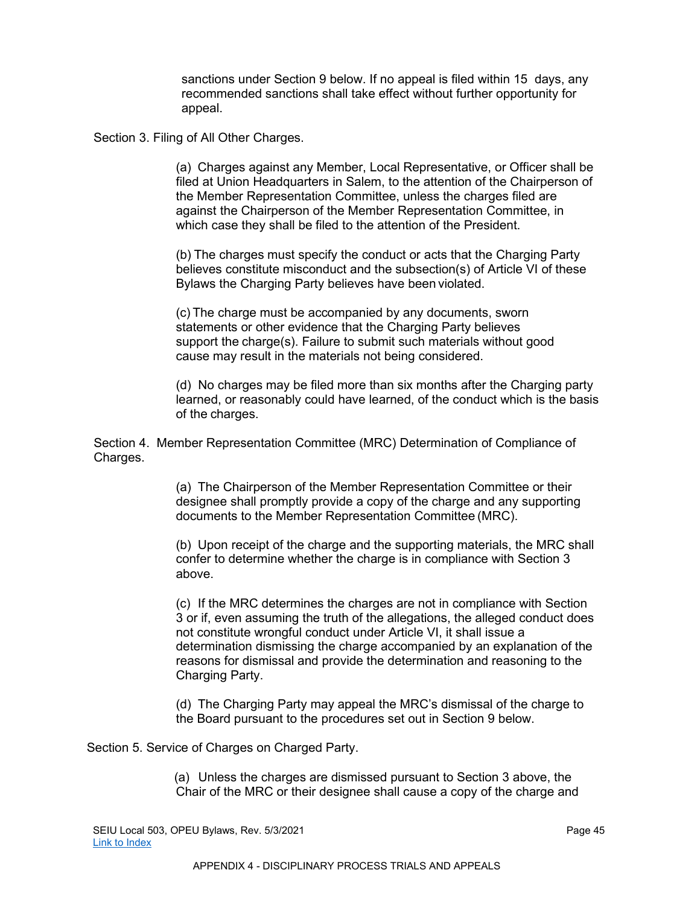sanctions under Section 9 below. If no appeal is filed within 15 days, any recommended sanctions shall take effect without further opportunity for appeal.

Section 3. Filing of All Other Charges.

(a) Charges against any Member, Local Representative, or Officer shall be filed at Union Headquarters in Salem, to the attention of the Chairperson of the Member Representation Committee, unless the charges filed are against the Chairperson of the Member Representation Committee, in which case they shall be filed to the attention of the President.

(b) The charges must specify the conduct or acts that the Charging Party believes constitute misconduct and the subsection(s) of Article VI of these Bylaws the Charging Party believes have been violated.

(c) The charge must be accompanied by any documents, sworn statements or other evidence that the Charging Party believes support the charge(s). Failure to submit such materials without good cause may result in the materials not being considered.

(d) No charges may be filed more than six months after the Charging party learned, or reasonably could have learned, of the conduct which is the basis of the charges.

Section 4. Member Representation Committee (MRC) Determination of Compliance of Charges.

(a) The Chairperson of the Member Representation Committee or their designee shall promptly provide a copy of the charge and any supporting documents to the Member Representation Committee (MRC).

(b) Upon receipt of the charge and the supporting materials, the MRC shall confer to determine whether the charge is in compliance with Section 3 above.

(c) If the MRC determines the charges are not in compliance with Section 3 or if, even assuming the truth of the allegations, the alleged conduct does not constitute wrongful conduct under Article VI, it shall issue a determination dismissing the charge accompanied by an explanation of the reasons for dismissal and provide the determination and reasoning to the Charging Party.

(d) The Charging Party may appeal the MRC's dismissal of the charge to the Board pursuant to the procedures set out in Section 9 below.

Section 5. Service of Charges on Charged Party.

(a) Unless the charges are dismissed pursuant to Section 3 above, the Chair of the MRC or their designee shall cause a copy of the charge and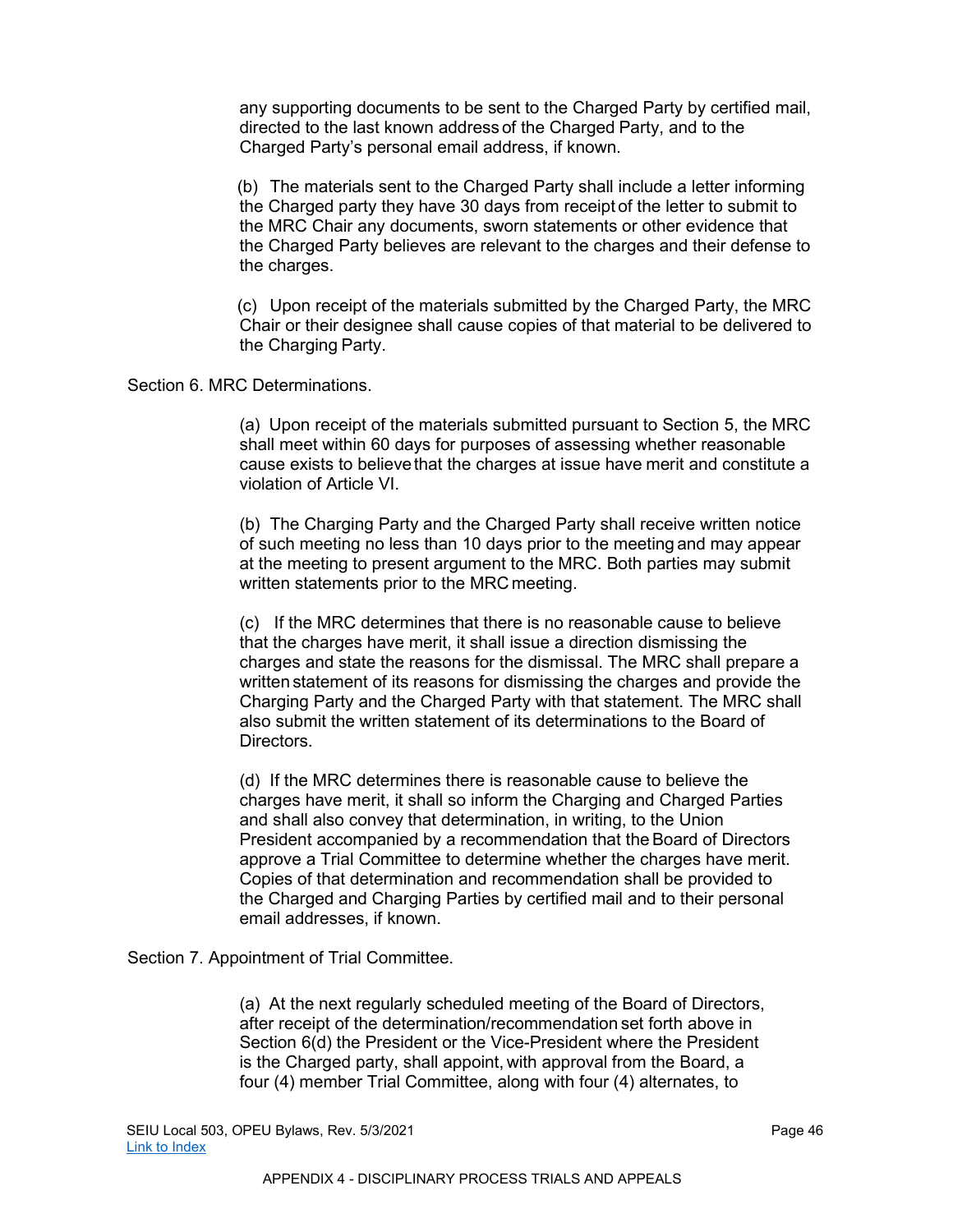any supporting documents to be sent to the Charged Party by certified mail, directed to the last known address of the Charged Party, and to the Charged Party's personal email address, if known.

(b) The materials sent to the Charged Party shall include a letter informing the Charged party they have 30 days from receipt of the letter to submit to the MRC Chair any documents, sworn statements or other evidence that the Charged Party believes are relevant to the charges and their defense to the charges.

(c) Upon receipt of the materials submitted by the Charged Party, the MRC Chair or their designee shall cause copies of that material to be delivered to the Charging Party.

Section 6. MRC Determinations.

(a) Upon receipt of the materials submitted pursuant to Section 5, the MRC shall meet within 60 days for purposes of assessing whether reasonable cause exists to believe that the charges at issue have merit and constitute a violation of Article VI.

(b) The Charging Party and the Charged Party shall receive written notice of such meeting no less than 10 days prior to the meeting and may appear at the meeting to present argument to the MRC. Both parties may submit written statements prior to the MRC meeting.

(c) If the MRC determines that there is no reasonable cause to believe that the charges have merit, it shall issue a direction dismissing the charges and state the reasons for the dismissal. The MRC shall prepare a written statement of its reasons for dismissing the charges and provide the Charging Party and the Charged Party with that statement. The MRC shall also submit the written statement of its determinations to the Board of Directors.

(d) If the MRC determines there is reasonable cause to believe the charges have merit, it shall so inform the Charging and Charged Parties and shall also convey that determination, in writing, to the Union President accompanied by a recommendation that the Board of Directors approve a Trial Committee to determine whether the charges have merit. Copies of that determination and recommendation shall be provided to the Charged and Charging Parties by certified mail and to their personal email addresses, if known.

Section 7. Appointment of Trial Committee.

(a) At the next regularly scheduled meeting of the Board of Directors, after receipt of the determination/recommendation set forth above in Section 6(d) the President or the Vice-President where the President is the Charged party, shall appoint, with approval from the Board, a four (4) member Trial Committee, along with four (4) alternates, to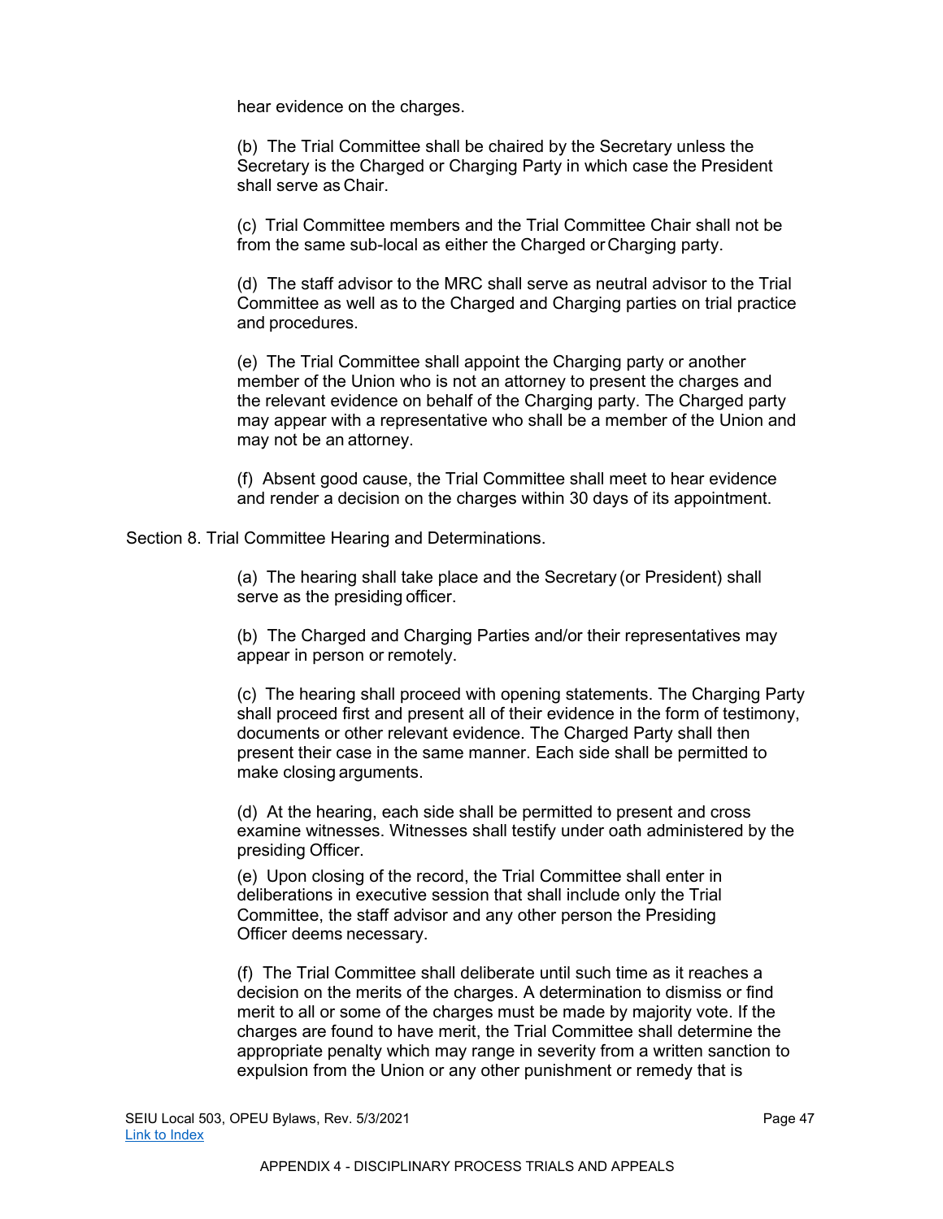hear evidence on the charges.

(b) The Trial Committee shall be chaired by the Secretary unless the Secretary is the Charged or Charging Party in which case the President shall serve as Chair.

(c) Trial Committee members and the Trial Committee Chair shall not be from the same sub-local as either the Charged or Charging party.

(d) The staff advisor to the MRC shall serve as neutral advisor to the Trial Committee as well as to the Charged and Charging parties on trial practice and procedures.

(e) The Trial Committee shall appoint the Charging party or another member of the Union who is not an attorney to present the charges and the relevant evidence on behalf of the Charging party. The Charged party may appear with a representative who shall be a member of the Union and may not be an attorney.

(f) Absent good cause, the Trial Committee shall meet to hear evidence and render a decision on the charges within 30 days of its appointment.

Section 8. Trial Committee Hearing and Determinations.

(a) The hearing shall take place and the Secretary (or President) shall serve as the presiding officer.

(b) The Charged and Charging Parties and/or their representatives may appear in person or remotely.

(c) The hearing shall proceed with opening statements. The Charging Party shall proceed first and present all of their evidence in the form of testimony, documents or other relevant evidence. The Charged Party shall then present their case in the same manner. Each side shall be permitted to make closing arguments.

(d) At the hearing, each side shall be permitted to present and cross examine witnesses. Witnesses shall testify under oath administered by the presiding Officer.

(e) Upon closing of the record, the Trial Committee shall enter in deliberations in executive session that shall include only the Trial Committee, the staff advisor and any other person the Presiding Officer deems necessary.

(f) The Trial Committee shall deliberate until such time as it reaches a decision on the merits of the charges. A determination to dismiss or find merit to all or some of the charges must be made by majority vote. If the charges are found to have merit, the Trial Committee shall determine the appropriate penalty which may range in severity from a written sanction to expulsion from the Union or any other punishment or remedy that is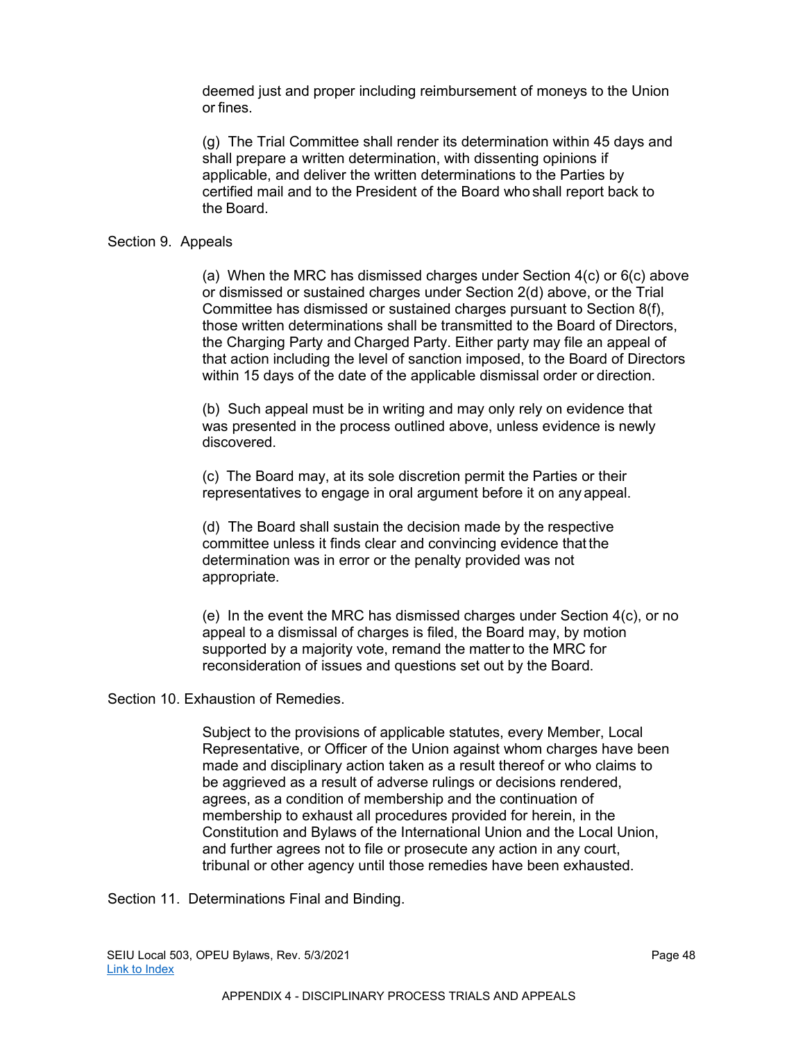deemed just and proper including reimbursement of moneys to the Union or fines.

(g) The Trial Committee shall render its determination within 45 days and shall prepare a written determination, with dissenting opinions if applicable, and deliver the written determinations to the Parties by certified mail and to the President of the Board who shall report back to the Board.

Section 9. Appeals

(a) When the MRC has dismissed charges under Section 4(c) or 6(c) above or dismissed or sustained charges under Section 2(d) above, or the Trial Committee has dismissed or sustained charges pursuant to Section 8(f), those written determinations shall be transmitted to the Board of Directors, the Charging Party and Charged Party. Either party may file an appeal of that action including the level of sanction imposed, to the Board of Directors within 15 days of the date of the applicable dismissal order or direction.

(b) Such appeal must be in writing and may only rely on evidence that was presented in the process outlined above, unless evidence is newly discovered.

(c) The Board may, at its sole discretion permit the Parties or their representatives to engage in oral argument before it on any appeal.

(d) The Board shall sustain the decision made by the respective committee unless it finds clear and convincing evidence that the determination was in error or the penalty provided was not appropriate.

(e) In the event the MRC has dismissed charges under Section 4(c), or no appeal to a dismissal of charges is filed, the Board may, by motion supported by a majority vote, remand the matter to the MRC for reconsideration of issues and questions set out by the Board.

Section 10. Exhaustion of Remedies.

Subject to the provisions of applicable statutes, every Member, Local Representative, or Officer of the Union against whom charges have been made and disciplinary action taken as a result thereof or who claims to be aggrieved as a result of adverse rulings or decisions rendered, agrees, as a condition of membership and the continuation of membership to exhaust all procedures provided for herein, in the Constitution and Bylaws of the International Union and the Local Union, and further agrees not to file or prosecute any action in any court, tribunal or other agency until those remedies have been exhausted.

Section 11. Determinations Final and Binding.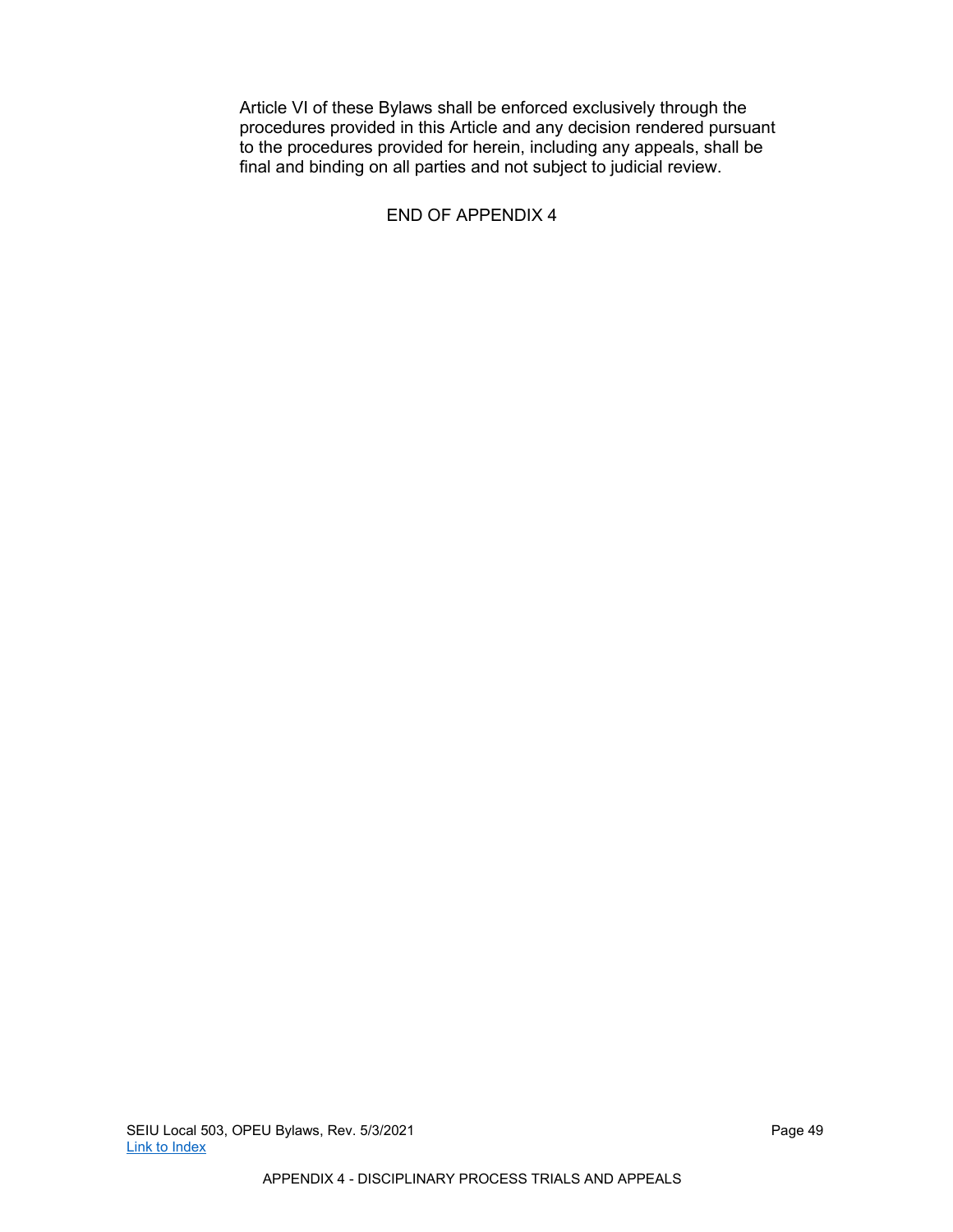Article VI of these Bylaws shall be enforced exclusively through the procedures provided in this Article and any decision rendered pursuant to the procedures provided for herein, including any appeals, shall be final and binding on all parties and not subject to judicial review.

END OF APPENDIX 4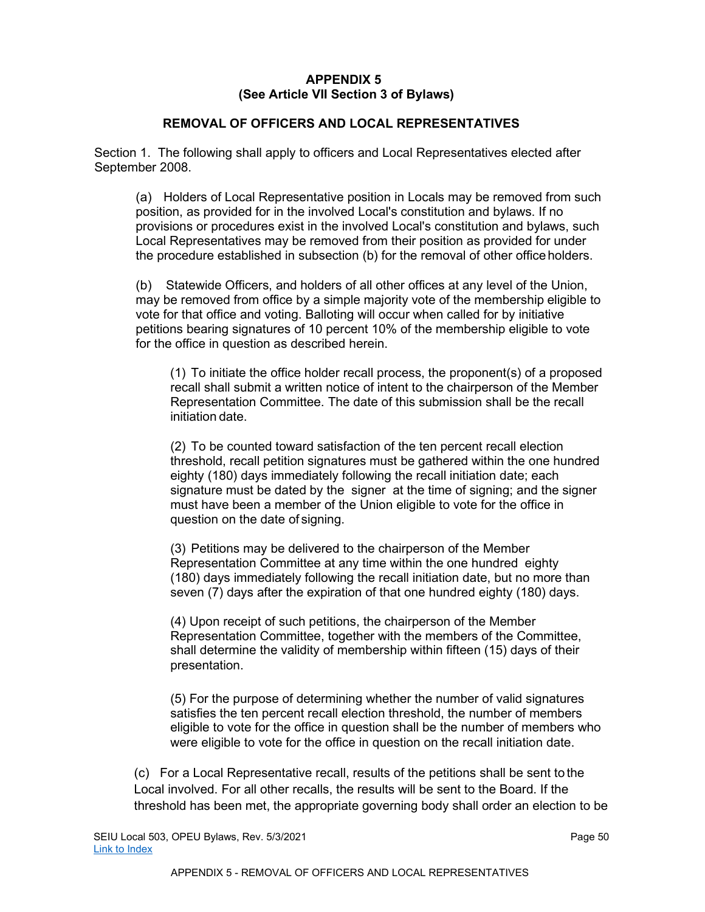**APPENDIX 5**
**(See Article VII Section 3 of Bylaws)**

**REMOVAL OF OFFICERS AND LOCAL REPRESENTATIVES**

Section 1. The following shall apply to officers and Local Representatives elected after September 2008.

(a) Holders of Local Representative position in Locals may be removed from such position, as provided for in the involved Local's constitution and bylaws. If no provisions or procedures exist in the involved Local's constitution and bylaws, such Local Representatives may be removed from their position as provided for under the procedure established in subsection (b) for the removal of other office holders.

(b) Statewide Officers, and holders of all other offices at any level of the Union, may be removed from office by a simple majority vote of the membership eligible to vote for that office and voting. Balloting will occur when called for by initiative petitions bearing signatures of 10 percent 10% of the membership eligible to vote for the office in question as described herein.

(1) To initiate the office holder recall process, the proponent(s) of a proposed recall shall submit a written notice of intent to the chairperson of the Member Representation Committee. The date of this submission shall be the recall initiation date.

(2) To be counted toward satisfaction of the ten percent recall election threshold, recall petition signatures must be gathered within the one hundred eighty (180) days immediately following the recall initiation date; each signature must be dated by the signer at the time of signing; and the signer must have been a member of the Union eligible to vote for the office in question on the date of signing.

(3) Petitions may be delivered to the chairperson of the Member Representation Committee at any time within the one hundred eighty (180) days immediately following the recall initiation date, but no more than seven (7) days after the expiration of that one hundred eighty (180) days.

(4) Upon receipt of such petitions, the chairperson of the Member Representation Committee, together with the members of the Committee, shall determine the validity of membership within fifteen (15) days of their presentation.

(5) For the purpose of determining whether the number of valid signatures satisfies the ten percent recall election threshold, the number of members eligible to vote for the office in question shall be the number of members who were eligible to vote for the office in question on the recall initiation date.

(c) For a Local Representative recall, results of the petitions shall be sent to the Local involved. For all other recalls, the results will be sent to the Board. If the threshold has been met, the appropriate governing body shall order an election to be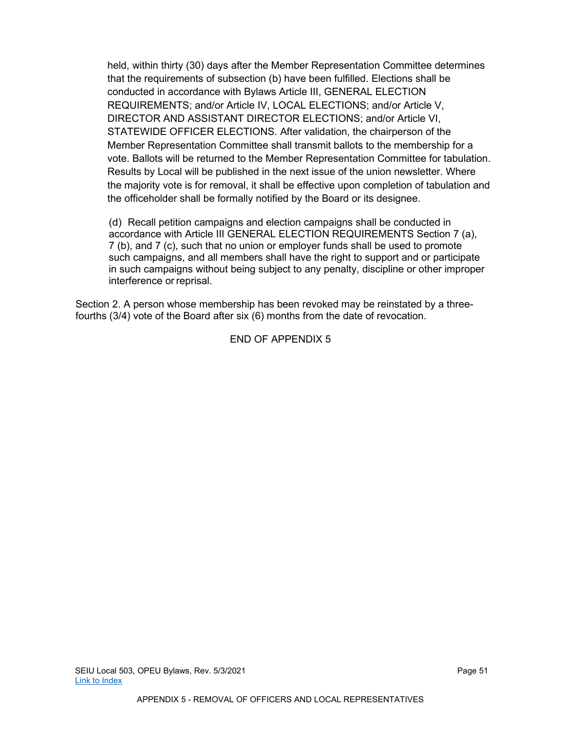held, within thirty (30) days after the Member Representation Committee determines that the requirements of subsection (b) have been fulfilled. Elections shall be conducted in accordance with Bylaws Article III, GENERAL ELECTION REQUIREMENTS; and/or Article IV, LOCAL ELECTIONS; and/or Article V, DIRECTOR AND ASSISTANT DIRECTOR ELECTIONS; and/or Article VI, STATEWIDE OFFICER ELECTIONS. After validation, the chairperson of the Member Representation Committee shall transmit ballots to the membership for a vote. Ballots will be returned to the Member Representation Committee for tabulation. Results by Local will be published in the next issue of the union newsletter. Where the majority vote is for removal, it shall be effective upon completion of tabulation and the officeholder shall be formally notified by the Board or its designee.

(d) Recall petition campaigns and election campaigns shall be conducted in accordance with Article III GENERAL ELECTION REQUIREMENTS Section 7 (a), 7 (b), and 7 (c), such that no union or employer funds shall be used to promote such campaigns, and all members shall have the right to support and or participate in such campaigns without being subject to any penalty, discipline or other improper interference or reprisal.

Section 2. A person whose membership has been revoked may be reinstated by a three-fourths (3/4) vote of the Board after six (6) months from the date of revocation.

END OF APPENDIX 5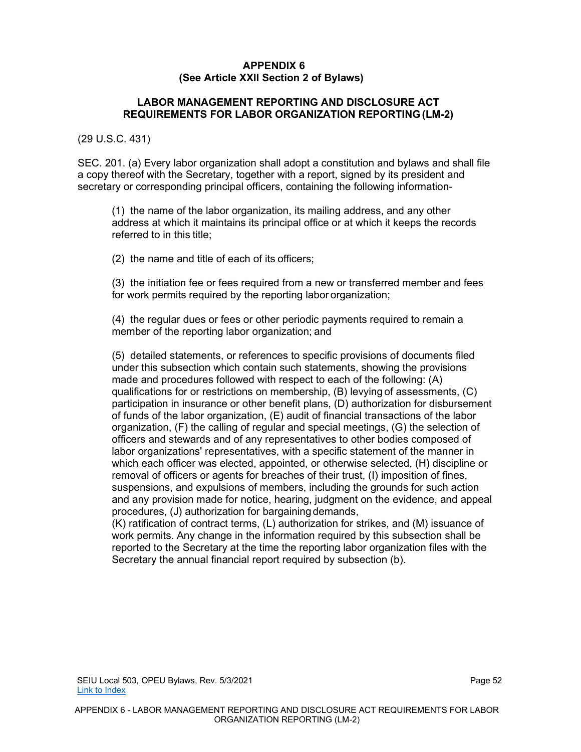**APPENDIX 6**
**(See Article XXII Section 2 of Bylaws)**

**LABOR MANAGEMENT REPORTING AND DISCLOSURE ACT REQUIREMENTS FOR LABOR ORGANIZATION REPORTING (LM-2)**

(29 U.S.C. 431)

SEC. 201. (a) Every labor organization shall adopt a constitution and bylaws and shall file a copy thereof with the Secretary, together with a report, signed by its president and secretary or corresponding principal officers, containing the following information-

(1) the name of the labor organization, its mailing address, and any other address at which it maintains its principal office or at which it keeps the records referred to in this title;

(2) the name and title of each of its officers;

(3) the initiation fee or fees required from a new or transferred member and fees for work permits required by the reporting labor organization;

(4) the regular dues or fees or other periodic payments required to remain a member of the reporting labor organization; and

(5) detailed statements, or references to specific provisions of documents filed under this subsection which contain such statements, showing the provisions made and procedures followed with respect to each of the following: (A) qualifications for or restrictions on membership, (B) levying of assessments, (C) participation in insurance or other benefit plans, (D) authorization for disbursement of funds of the labor organization, (E) audit of financial transactions of the labor organization, (F) the calling of regular and special meetings, (G) the selection of officers and stewards and of any representatives to other bodies composed of labor organizations' representatives, with a specific statement of the manner in which each officer was elected, appointed, or otherwise selected, (H) discipline or removal of officers or agents for breaches of their trust, (I) imposition of fines, suspensions, and expulsions of members, including the grounds for such action and any provision made for notice, hearing, judgment on the evidence, and appeal procedures, (J) authorization for bargaining demands,
(K) ratification of contract terms, (L) authorization for strikes, and (M) issuance of work permits. Any change in the information required by this subsection shall be reported to the Secretary at the time the reporting labor organization files with the Secretary the annual financial report required by subsection (b).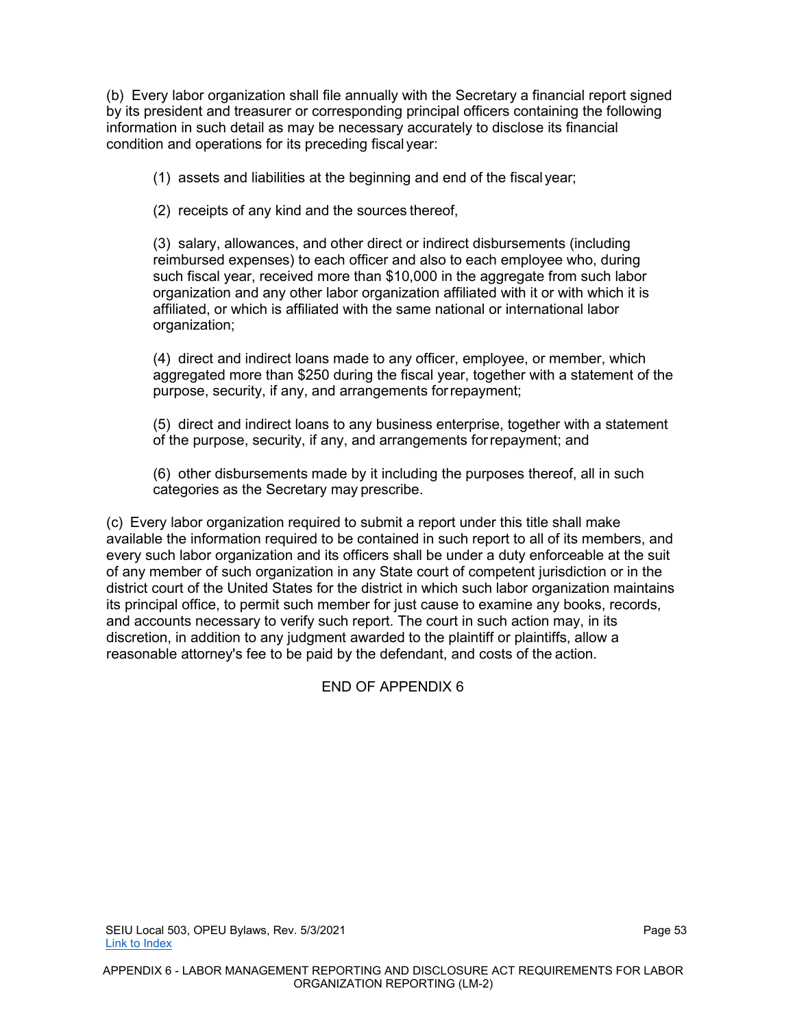(b) Every labor organization shall file annually with the Secretary a financial report signed by its president and treasurer or corresponding principal officers containing the following information in such detail as may be necessary accurately to disclose its financial condition and operations for its preceding fiscal year:

(1) assets and liabilities at the beginning and end of the fiscal year;

(2) receipts of any kind and the sources thereof,

(3) salary, allowances, and other direct or indirect disbursements (including reimbursed expenses) to each officer and also to each employee who, during such fiscal year, received more than $10,000 in the aggregate from such labor organization and any other labor organization affiliated with it or with which it is affiliated, or which is affiliated with the same national or international labor organization;

(4) direct and indirect loans made to any officer, employee, or member, which aggregated more than $250 during the fiscal year, together with a statement of the purpose, security, if any, and arrangements for repayment;

(5) direct and indirect loans to any business enterprise, together with a statement of the purpose, security, if any, and arrangements for repayment; and

(6) other disbursements made by it including the purposes thereof, all in such categories as the Secretary may prescribe.

(c) Every labor organization required to submit a report under this title shall make available the information required to be contained in such report to all of its members, and every such labor organization and its officers shall be under a duty enforceable at the suit of any member of such organization in any State court of competent jurisdiction or in the district court of the United States for the district in which such labor organization maintains its principal office, to permit such member for just cause to examine any books, records, and accounts necessary to verify such report. The court in such action may, in its discretion, in addition to any judgment awarded to the plaintiff or plaintiffs, allow a reasonable attorney's fee to be paid by the defendant, and costs of the action.

END OF APPENDIX 6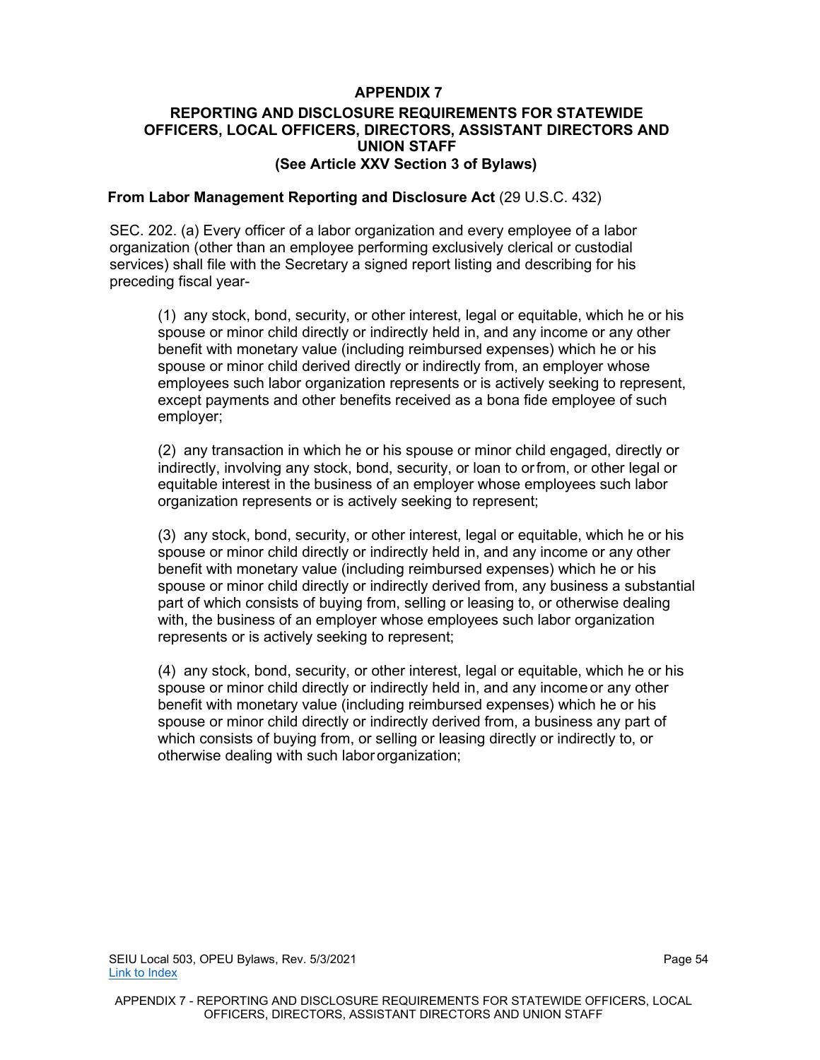# APPENDIX 7

## REPORTING AND DISCLOSURE REQUIREMENTS FOR STATEWIDE OFFICERS, LOCAL OFFICERS, DIRECTORS, ASSISTANT DIRECTORS AND UNION STAFF

### (See Article XXV Section 3 of Bylaws)

**From Labor Management Reporting and Disclosure Act** (29 U.S.C. 432)

SEC. 202. (a) Every officer of a labor organization and every employee of a labor organization (other than an employee performing exclusively clerical or custodial services) shall file with the Secretary a signed report listing and describing for his preceding fiscal year-

> (1) any stock, bond, security, or other interest, legal or equitable, which he or his spouse or minor child directly or indirectly held in, and any income or any other benefit with monetary value (including reimbursed expenses) which he or his spouse or minor child derived directly or indirectly from, an employer whose employees such labor organization represents or is actively seeking to represent, except payments and other benefits received as a bona fide employee of such employer;
>
> (2) any transaction in which he or his spouse or minor child engaged, directly or indirectly, involving any stock, bond, security, or loan to or from, or other legal or equitable interest in the business of an employer whose employees such labor organization represents or is actively seeking to represent;
>
> (3) any stock, bond, security, or other interest, legal or equitable, which he or his spouse or minor child directly or indirectly held in, and any income or any other benefit with monetary value (including reimbursed expenses) which he or his spouse or minor child directly or indirectly derived from, any business a substantial part of which consists of buying from, selling or leasing to, or otherwise dealing with, the business of an employer whose employees such labor organization represents or is actively seeking to represent;
>
> (4) any stock, bond, security, or other interest, legal or equitable, which he or his spouse or minor child directly or indirectly held in, and any income or any other benefit with monetary value (including reimbursed expenses) which he or his spouse or minor child directly or indirectly derived from, a business any part of which consists of buying from, or selling or leasing directly or indirectly to, or otherwise dealing with such labor organization;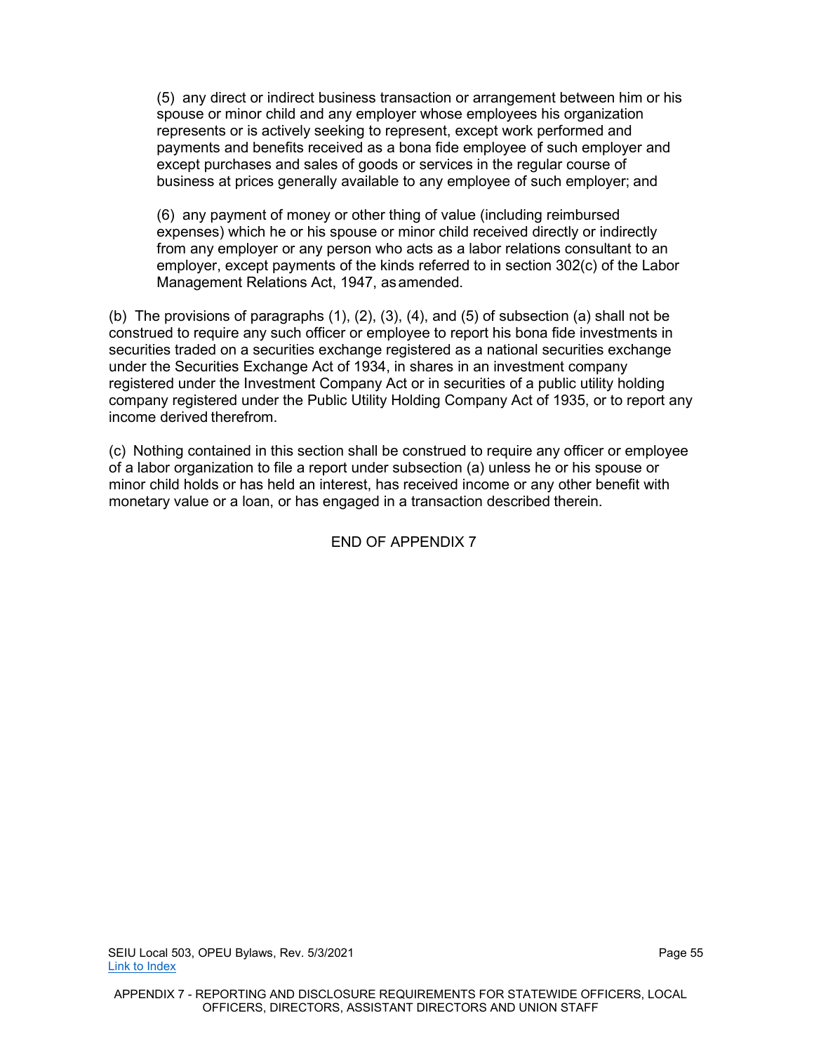(5) any direct or indirect business transaction or arrangement between him or his spouse or minor child and any employer whose employees his organization represents or is actively seeking to represent, except work performed and payments and benefits received as a bona fide employee of such employer and except purchases and sales of goods or services in the regular course of business at prices generally available to any employee of such employer; and

(6) any payment of money or other thing of value (including reimbursed expenses) which he or his spouse or minor child received directly or indirectly from any employer or any person who acts as a labor relations consultant to an employer, except payments of the kinds referred to in section 302(c) of the Labor Management Relations Act, 1947, as amended.

(b) The provisions of paragraphs (1), (2), (3), (4), and (5) of subsection (a) shall not be construed to require any such officer or employee to report his bona fide investments in securities traded on a securities exchange registered as a national securities exchange under the Securities Exchange Act of 1934, in shares in an investment company registered under the Investment Company Act or in securities of a public utility holding company registered under the Public Utility Holding Company Act of 1935, or to report any income derived therefrom.

(c) Nothing contained in this section shall be construed to require any officer or employee of a labor organization to file a report under subsection (a) unless he or his spouse or minor child holds or has held an interest, has received income or any other benefit with monetary value or a loan, or has engaged in a transaction described therein.

END OF APPENDIX 7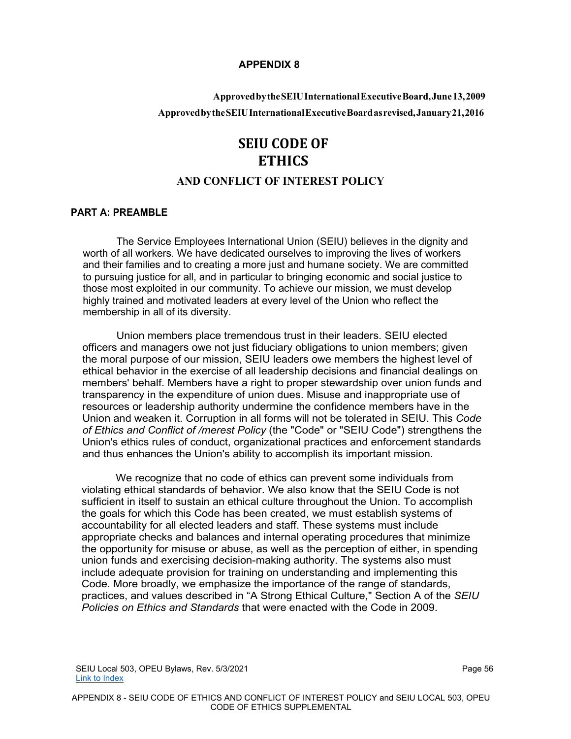**APPENDIX 8**

**Approved by the SEIU International Executive Board, June 13, 2009**

**Approved by the SEIU International Executive Board as revised, January 21, 2016**

# SEIU CODE OF ETHICS

## AND CONFLICT OF INTEREST POLICY

### PART A: PREAMBLE

The Service Employees International Union (SEIU) believes in the dignity and worth of all workers. We have dedicated ourselves to improving the lives of workers and their families and to creating a more just and humane society. We are committed to pursuing justice for all, and in particular to bringing economic and social justice to those most exploited in our community. To achieve our mission, we must develop highly trained and motivated leaders at every level of the Union who reflect the membership in all of its diversity.

Union members place tremendous trust in their leaders. SEIU elected officers and managers owe not just fiduciary obligations to union members; given the moral purpose of our mission, SEIU leaders owe members the highest level of ethical behavior in the exercise of all leadership decisions and financial dealings on members' behalf. Members have a right to proper stewardship over union funds and transparency in the expenditure of union dues. Misuse and inappropriate use of resources or leadership authority undermine the confidence members have in the Union and weaken it. Corruption in all forms will not be tolerated in SEIU. This *Code of Ethics and Conflict of /merest Policy* (the "Code" or "SEIU Code") strengthens the Union's ethics rules of conduct, organizational practices and enforcement standards and thus enhances the Union's ability to accomplish its important mission.

We recognize that no code of ethics can prevent some individuals from violating ethical standards of behavior. We also know that the SEIU Code is not sufficient in itself to sustain an ethical culture throughout the Union. To accomplish the goals for which this Code has been created, we must establish systems of accountability for all elected leaders and staff. These systems must include appropriate checks and balances and internal operating procedures that minimize the opportunity for misuse or abuse, as well as the perception of either, in spending union funds and exercising decision-making authority. The systems also must include adequate provision for training on understanding and implementing this Code. More broadly, we emphasize the importance of the range of standards, practices, and values described in "A Strong Ethical Culture," Section A of the *SEIU Policies on Ethics and Standards* that were enacted with the Code in 2009.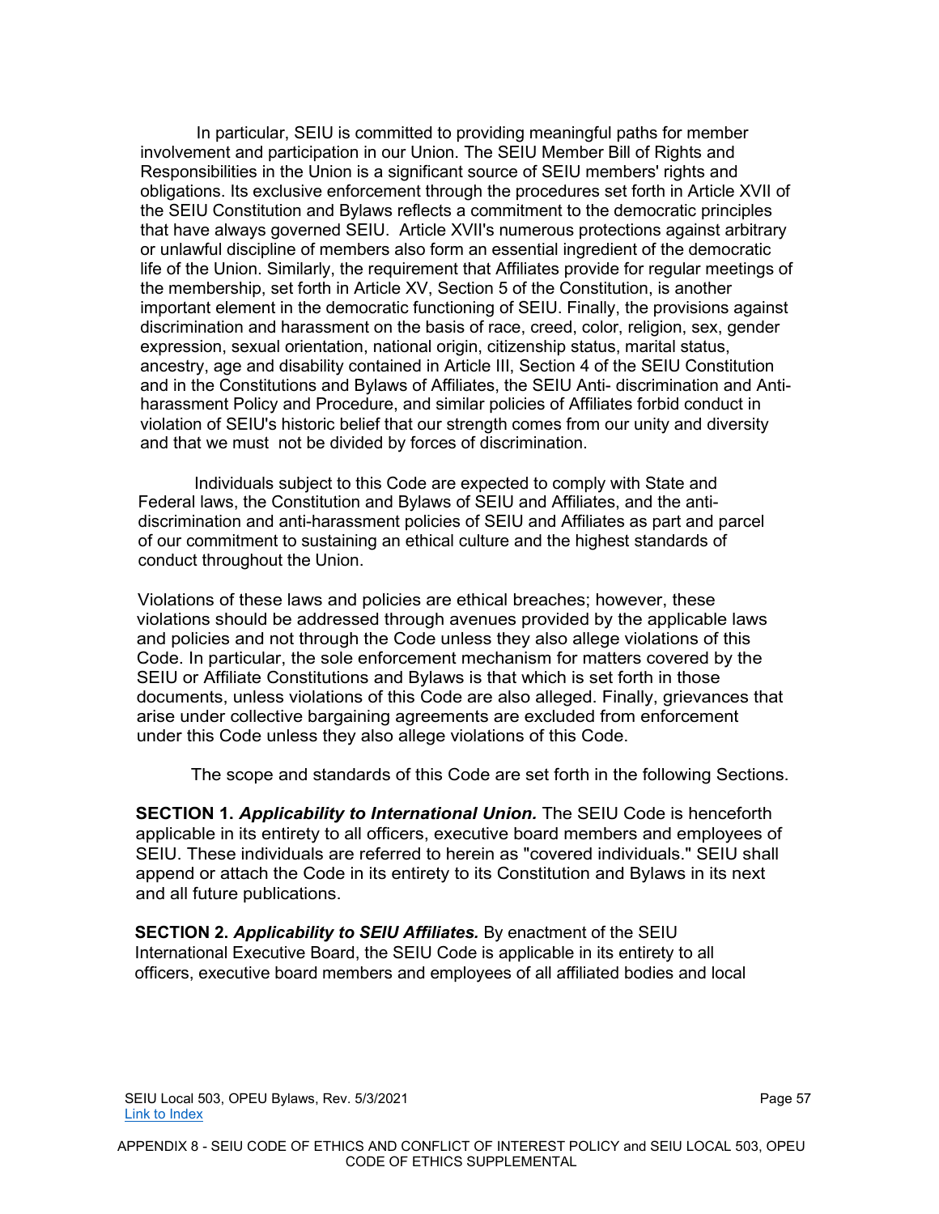In particular, SEIU is committed to providing meaningful paths for member involvement and participation in our Union. The SEIU Member Bill of Rights and Responsibilities in the Union is a significant source of SEIU members' rights and obligations. Its exclusive enforcement through the procedures set forth in Article XVII of the SEIU Constitution and Bylaws reflects a commitment to the democratic principles that have always governed SEIU. Article XVII's numerous protections against arbitrary or unlawful discipline of members also form an essential ingredient of the democratic life of the Union. Similarly, the requirement that Affiliates provide for regular meetings of the membership, set forth in Article XV, Section 5 of the Constitution, is another important element in the democratic functioning of SEIU. Finally, the provisions against discrimination and harassment on the basis of race, creed, color, religion, sex, gender expression, sexual orientation, national origin, citizenship status, marital status, ancestry, age and disability contained in Article III, Section 4 of the SEIU Constitution and in the Constitutions and Bylaws of Affiliates, the SEIU Anti- discrimination and Anti-harassment Policy and Procedure, and similar policies of Affiliates forbid conduct in violation of SEIU's historic belief that our strength comes from our unity and diversity and that we must not be divided by forces of discrimination.

Individuals subject to this Code are expected to comply with State and Federal laws, the Constitution and Bylaws of SEIU and Affiliates, and the anti-discrimination and anti-harassment policies of SEIU and Affiliates as part and parcel of our commitment to sustaining an ethical culture and the highest standards of conduct throughout the Union.

Violations of these laws and policies are ethical breaches; however, these violations should be addressed through avenues provided by the applicable laws and policies and not through the Code unless they also allege violations of this Code. In particular, the sole enforcement mechanism for matters covered by the SEIU or Affiliate Constitutions and Bylaws is that which is set forth in those documents, unless violations of this Code are also alleged. Finally, grievances that arise under collective bargaining agreements are excluded from enforcement under this Code unless they also allege violations of this Code.

The scope and standards of this Code are set forth in the following Sections.

**SECTION 1.** ***Applicability to International Union.*** The SEIU Code is henceforth applicable in its entirety to all officers, executive board members and employees of SEIU. These individuals are referred to herein as "covered individuals." SEIU shall append or attach the Code in its entirety to its Constitution and Bylaws in its next and all future publications.

**SECTION 2.** ***Applicability to SEIU Affiliates.*** By enactment of the SEIU International Executive Board, the SEIU Code is applicable in its entirety to all officers, executive board members and employees of all affiliated bodies and local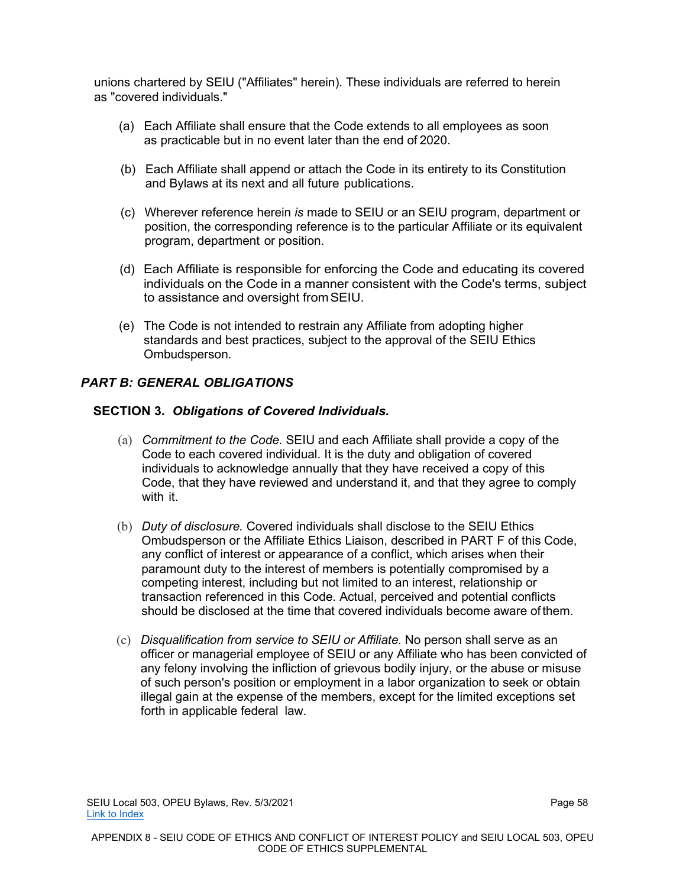unions chartered by SEIU ("Affiliates" herein). These individuals are referred to herein as "covered individuals."

(a) Each Affiliate shall ensure that the Code extends to all employees as soon as practicable but in no event later than the end of 2020.

(b) Each Affiliate shall append or attach the Code in its entirety to its Constitution and Bylaws at its next and all future publications.

(c) Wherever reference herein *is* made to SEIU or an SEIU program, department or position, the corresponding reference is to the particular Affiliate or its equivalent program, department or position.

(d) Each Affiliate is responsible for enforcing the Code and educating its covered individuals on the Code in a manner consistent with the Code's terms, subject to assistance and oversight from SEIU.

(e) The Code is not intended to restrain any Affiliate from adopting higher standards and best practices, subject to the approval of the SEIU Ethics Ombudsperson.

## *PART B: GENERAL OBLIGATIONS*

### SECTION 3. *Obligations of Covered Individuals.*

(a) *Commitment to the Code.* SEIU and each Affiliate shall provide a copy of the Code to each covered individual. It is the duty and obligation of covered individuals to acknowledge annually that they have received a copy of this Code, that they have reviewed and understand it, and that they agree to comply with it.

(b) *Duty of disclosure.* Covered individuals shall disclose to the SEIU Ethics Ombudsperson or the Affiliate Ethics Liaison, described in PART F of this Code, any conflict of interest or appearance of a conflict, which arises when their paramount duty to the interest of members is potentially compromised by a competing interest, including but not limited to an interest, relationship or transaction referenced in this Code. Actual, perceived and potential conflicts should be disclosed at the time that covered individuals become aware of them.

(c) *Disqualification from service to SEIU or Affiliate.* No person shall serve as an officer or managerial employee of SEIU or any Affiliate who has been convicted of any felony involving the infliction of grievous bodily injury, or the abuse or misuse of such person's position or employment in a labor organization to seek or obtain illegal gain at the expense of the members, except for the limited exceptions set forth in applicable federal law.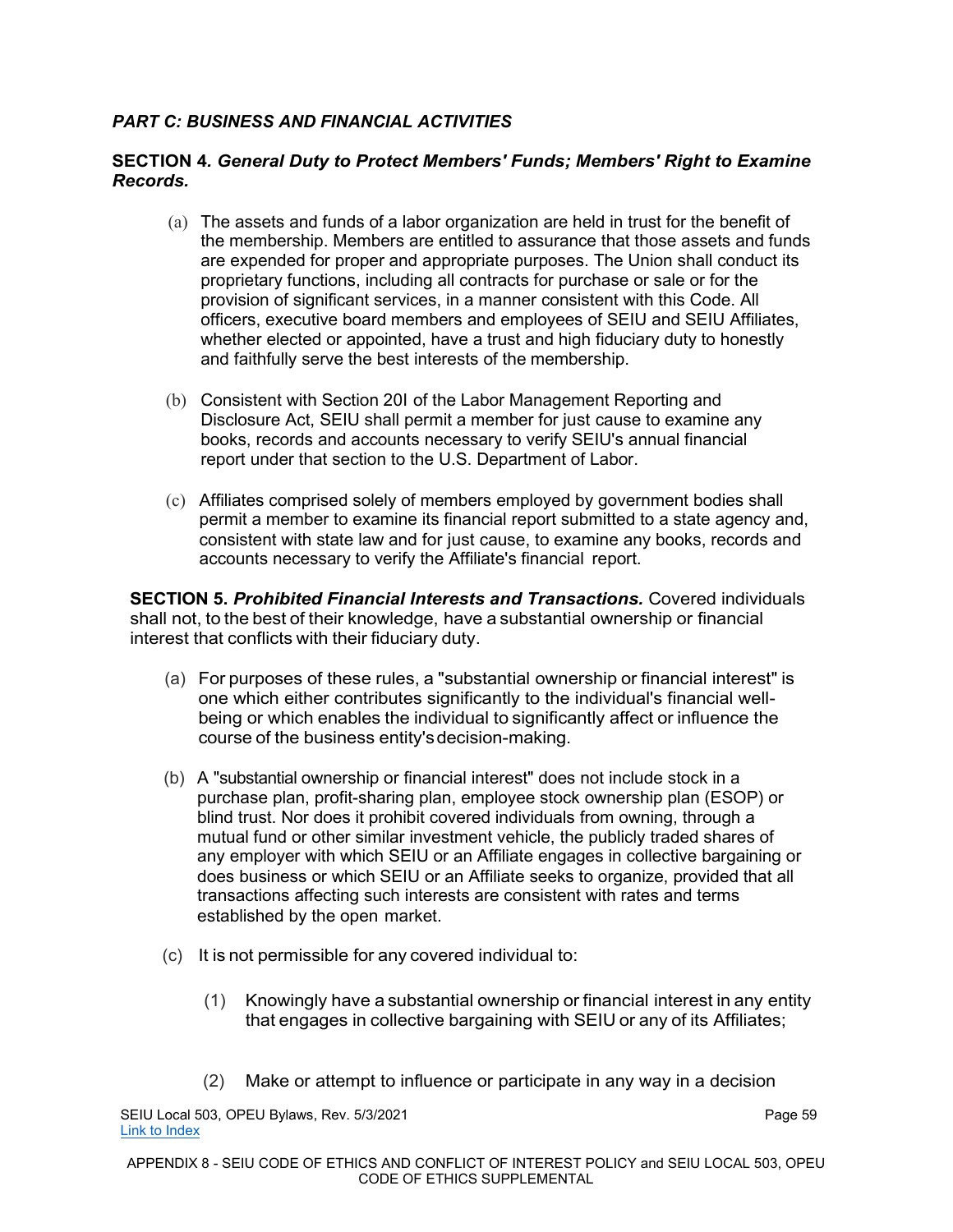### *PART C: BUSINESS AND FINANCIAL ACTIVITIES*

### SECTION 4. *General Duty to Protect Members' Funds; Members' Right to Examine Records.*

(a) The assets and funds of a labor organization are held in trust for the benefit of the membership. Members are entitled to assurance that those assets and funds are expended for proper and appropriate purposes. The Union shall conduct its proprietary functions, including all contracts for purchase or sale or for the provision of significant services, in a manner consistent with this Code. All officers, executive board members and employees of SEIU and SEIU Affiliates, whether elected or appointed, have a trust and high fiduciary duty to honestly and faithfully serve the best interests of the membership.

(b) Consistent with Section 20I of the Labor Management Reporting and Disclosure Act, SEIU shall permit a member for just cause to examine any books, records and accounts necessary to verify SEIU's annual financial report under that section to the U.S. Department of Labor.

(c) Affiliates comprised solely of members employed by government bodies shall permit a member to examine its financial report submitted to a state agency and, consistent with state law and for just cause, to examine any books, records and accounts necessary to verify the Affiliate's financial report.

**SECTION 5. *Prohibited Financial Interests and Transactions.*** Covered individuals shall not, to the best of their knowledge, have a substantial ownership or financial interest that conflicts with their fiduciary duty.

(a) For purposes of these rules, a "substantial ownership or financial interest" is one which either contributes significantly to the individual's financial well-being or which enables the individual to significantly affect or influence the course of the business entity's decision-making.

(b) A "substantial ownership or financial interest" does not include stock in a purchase plan, profit-sharing plan, employee stock ownership plan (ESOP) or blind trust. Nor does it prohibit covered individuals from owning, through a mutual fund or other similar investment vehicle, the publicly traded shares of any employer with which SEIU or an Affiliate engages in collective bargaining or does business or which SEIU or an Affiliate seeks to organize, provided that all transactions affecting such interests are consistent with rates and terms established by the open market.

(c) It is not permissible for any covered individual to:

(1) Knowingly have a substantial ownership or financial interest in any entity that engages in collective bargaining with SEIU or any of its Affiliates;

(2) Make or attempt to influence or participate in any way in a decision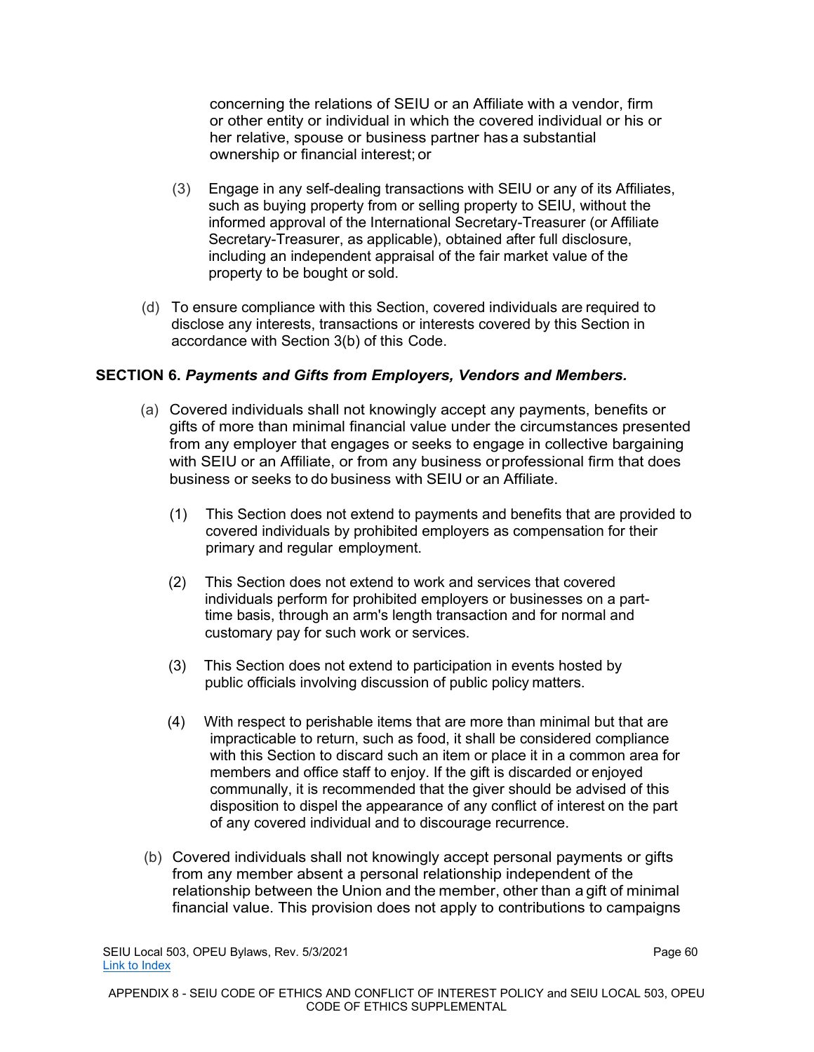concerning the relations of SEIU or an Affiliate with a vendor, firm or other entity or individual in which the covered individual or his or her relative, spouse or business partner has a substantial ownership or financial interest; or

(3) Engage in any self-dealing transactions with SEIU or any of its Affiliates, such as buying property from or selling property to SEIU, without the informed approval of the International Secretary-Treasurer (or Affiliate Secretary-Treasurer, as applicable), obtained after full disclosure, including an independent appraisal of the fair market value of the property to be bought or sold.

(d) To ensure compliance with this Section, covered individuals are required to disclose any interests, transactions or interests covered by this Section in accordance with Section 3(b) of this Code.

**SECTION 6.** ***Payments and Gifts from Employers, Vendors and Members.***

(a) Covered individuals shall not knowingly accept any payments, benefits or gifts of more than minimal financial value under the circumstances presented from any employer that engages or seeks to engage in collective bargaining with SEIU or an Affiliate, or from any business or professional firm that does business or seeks to do business with SEIU or an Affiliate.

(1) This Section does not extend to payments and benefits that are provided to covered individuals by prohibited employers as compensation for their primary and regular employment.

(2) This Section does not extend to work and services that covered individuals perform for prohibited employers or businesses on a part-time basis, through an arm's length transaction and for normal and customary pay for such work or services.

(3) This Section does not extend to participation in events hosted by public officials involving discussion of public policy matters.

(4) With respect to perishable items that are more than minimal but that are impracticable to return, such as food, it shall be considered compliance with this Section to discard such an item or place it in a common area for members and office staff to enjoy. If the gift is discarded or enjoyed communally, it is recommended that the giver should be advised of this disposition to dispel the appearance of any conflict of interest on the part of any covered individual and to discourage recurrence.

(b) Covered individuals shall not knowingly accept personal payments or gifts from any member absent a personal relationship independent of the relationship between the Union and the member, other than a gift of minimal financial value. This provision does not apply to contributions to campaigns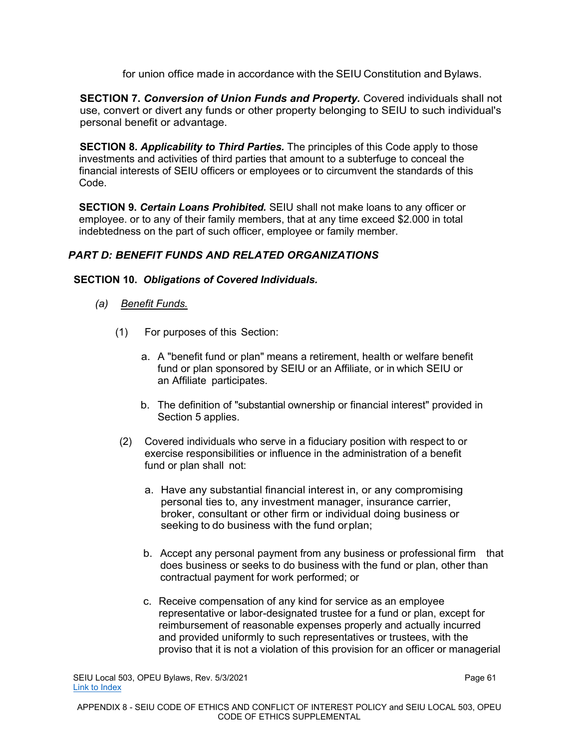for union office made in accordance with the SEIU Constitution and Bylaws.

**SECTION 7. *Conversion of Union Funds and Property.*** Covered individuals shall not use, convert or divert any funds or other property belonging to SEIU to such individual's personal benefit or advantage.

**SECTION 8. *Applicability to Third Parties.*** The principles of this Code apply to those investments and activities of third parties that amount to a subterfuge to conceal the financial interests of SEIU officers or employees or to circumvent the standards of this Code.

**SECTION 9. *Certain Loans Prohibited.*** SEIU shall not make loans to any officer or employee. or to any of their family members, that at any time exceed $2.000 in total indebtedness on the part of such officer, employee or family member.

## *PART D: BENEFIT FUNDS AND RELATED ORGANIZATIONS*

**SECTION 10. *Obligations of Covered Individuals.***

*(a)* *Benefit Funds.*

(1) For purposes of this Section:

a. A "benefit fund or plan" means a retirement, health or welfare benefit fund or plan sponsored by SEIU or an Affiliate, or in which SEIU or an Affiliate participates.

b. The definition of "substantial ownership or financial interest" provided in Section 5 applies.

(2) Covered individuals who serve in a fiduciary position with respect to or exercise responsibilities or influence in the administration of a benefit fund or plan shall not:

a. Have any substantial financial interest in, or any compromising personal ties to, any investment manager, insurance carrier, broker, consultant or other firm or individual doing business or seeking to do business with the fund or plan;

b. Accept any personal payment from any business or professional firm that does business or seeks to do business with the fund or plan, other than contractual payment for work performed; or

c. Receive compensation of any kind for service as an employee representative or labor-designated trustee for a fund or plan, except for reimbursement of reasonable expenses properly and actually incurred and provided uniformly to such representatives or trustees, with the proviso that it is not a violation of this provision for an officer or managerial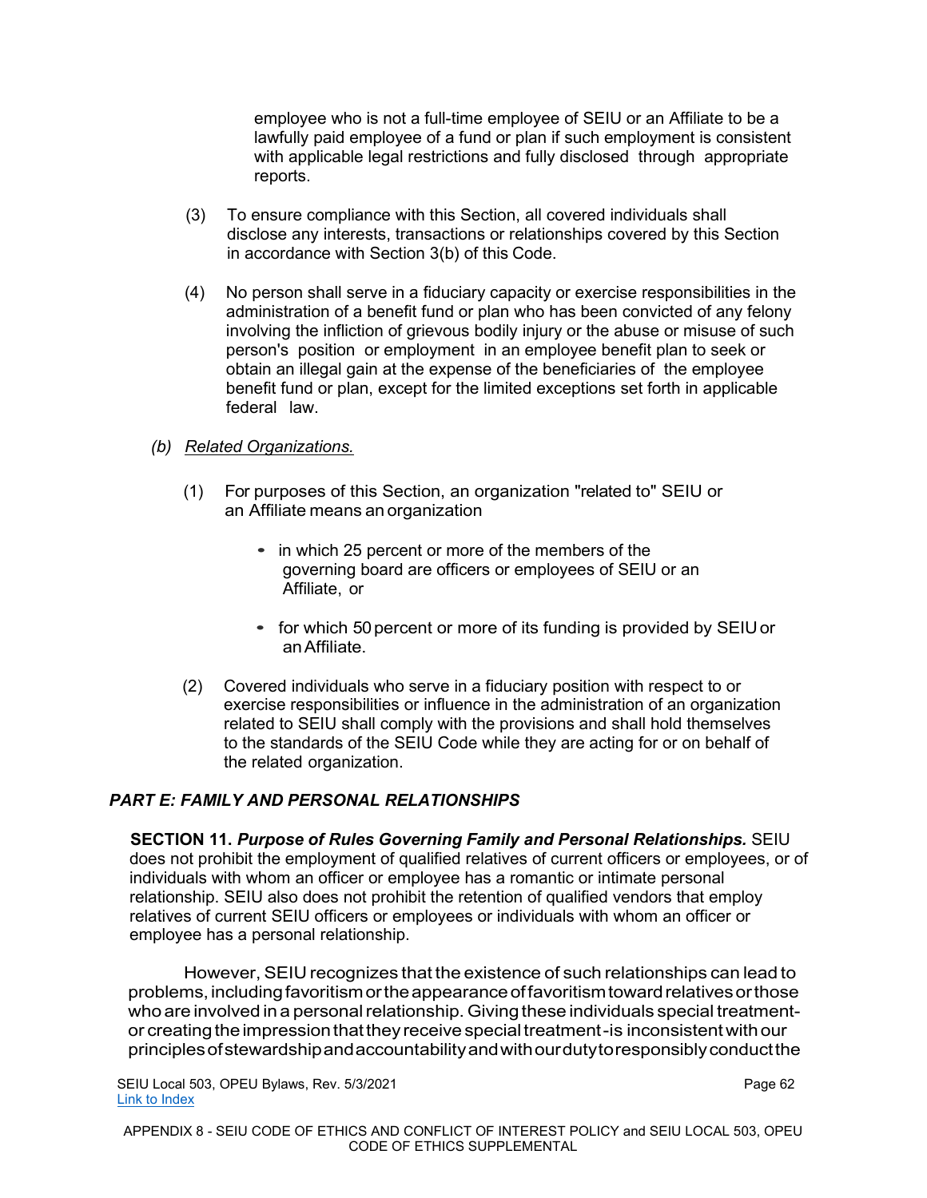employee who is not a full-time employee of SEIU or an Affiliate to be a lawfully paid employee of a fund or plan if such employment is consistent with applicable legal restrictions and fully disclosed through appropriate reports.

(3) To ensure compliance with this Section, all covered individuals shall disclose any interests, transactions or relationships covered by this Section in accordance with Section 3(b) of this Code.

(4) No person shall serve in a fiduciary capacity or exercise responsibilities in the administration of a benefit fund or plan who has been convicted of any felony involving the infliction of grievous bodily injury or the abuse or misuse of such person's position or employment in an employee benefit plan to seek or obtain an illegal gain at the expense of the beneficiaries of the employee benefit fund or plan, except for the limited exceptions set forth in applicable federal law.

*(b) Related Organizations.*

(1) For purposes of this Section, an organization "related to" SEIU or an Affiliate means an organization

- in which 25 percent or more of the members of the governing board are officers or employees of SEIU or an Affiliate, or
- for which 50 percent or more of its funding is provided by SEIU or an Affiliate.

(2) Covered individuals who serve in a fiduciary position with respect to or exercise responsibilities or influence in the administration of an organization related to SEIU shall comply with the provisions and shall hold themselves to the standards of the SEIU Code while they are acting for or on behalf of the related organization.

## *PART E: FAMILY AND PERSONAL RELATIONSHIPS*

**SECTION 11.** ***Purpose of Rules Governing Family and Personal Relationships.*** SEIU does not prohibit the employment of qualified relatives of current officers or employees, or of individuals with whom an officer or employee has a romantic or intimate personal relationship. SEIU also does not prohibit the retention of qualified vendors that employ relatives of current SEIU officers or employees or individuals with whom an officer or employee has a personal relationship.

However, SEIU recognizes that the existence of such relationships can lead to problems, including favoritism or the appearance of favoritism toward relatives or those who are involved in a personal relationship. Giving these individuals special treatment-or creating the impression that they receive special treatment-is inconsistent with our principles of stewardship and accountability and with our duty to responsibly conduct the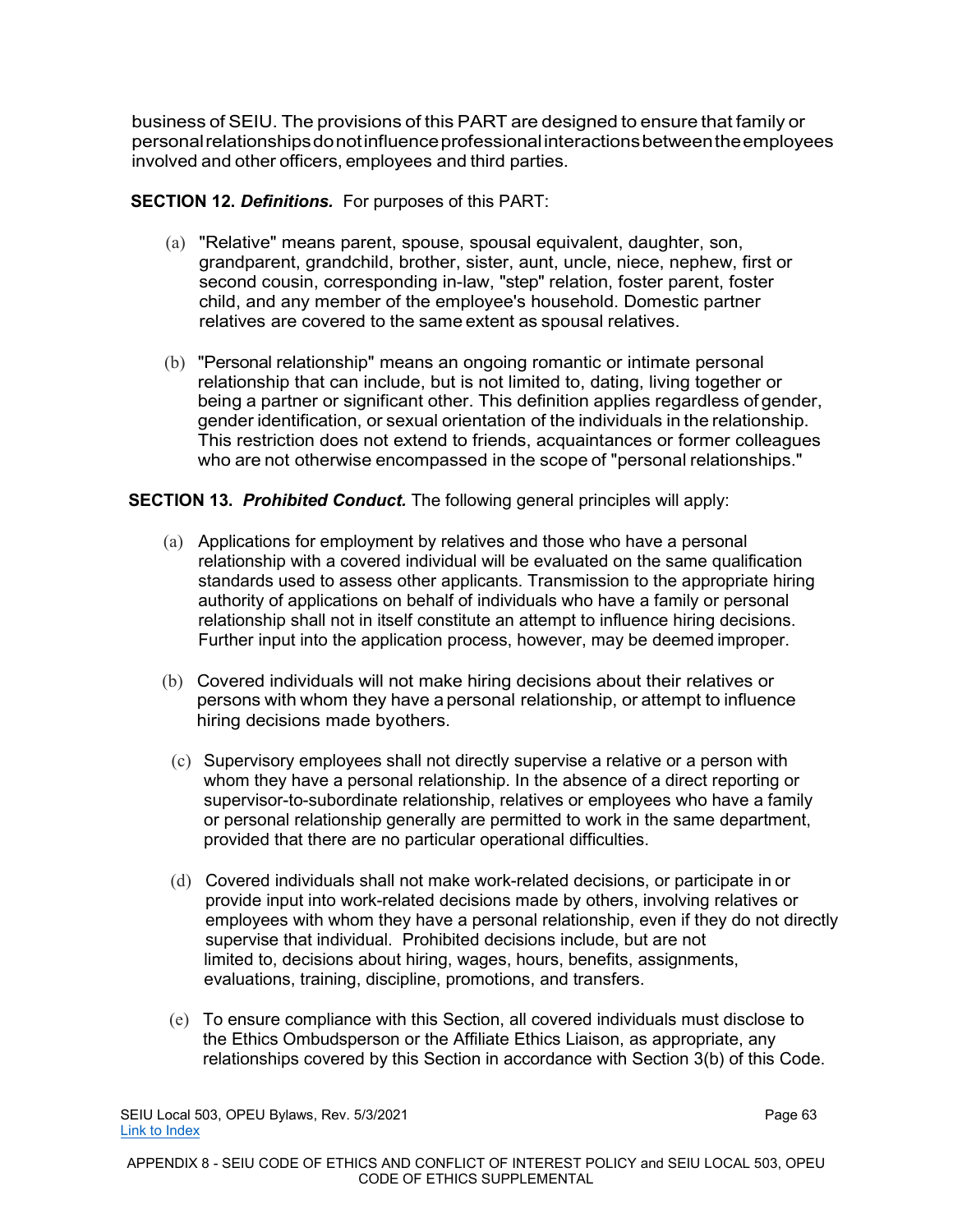business of SEIU. The provisions of this PART are designed to ensure that family or personal relationships do not influence professional interactions between the employees involved and other officers, employees and third parties.

**SECTION 12.** ***Definitions.*** For purposes of this PART:

(a) "Relative" means parent, spouse, spousal equivalent, daughter, son, grandparent, grandchild, brother, sister, aunt, uncle, niece, nephew, first or second cousin, corresponding in-law, "step" relation, foster parent, foster child, and any member of the employee's household. Domestic partner relatives are covered to the same extent as spousal relatives.

(b) "Personal relationship" means an ongoing romantic or intimate personal relationship that can include, but is not limited to, dating, living together or being a partner or significant other. This definition applies regardless of gender, gender identification, or sexual orientation of the individuals in the relationship. This restriction does not extend to friends, acquaintances or former colleagues who are not otherwise encompassed in the scope of "personal relationships."

**SECTION 13.** ***Prohibited Conduct.*** The following general principles will apply:

(a) Applications for employment by relatives and those who have a personal relationship with a covered individual will be evaluated on the same qualification standards used to assess other applicants. Transmission to the appropriate hiring authority of applications on behalf of individuals who have a family or personal relationship shall not in itself constitute an attempt to influence hiring decisions. Further input into the application process, however, may be deemed improper.

(b) Covered individuals will not make hiring decisions about their relatives or persons with whom they have a personal relationship, or attempt to influence hiring decisions made byothers.

(c) Supervisory employees shall not directly supervise a relative or a person with whom they have a personal relationship. In the absence of a direct reporting or supervisor-to-subordinate relationship, relatives or employees who have a family or personal relationship generally are permitted to work in the same department, provided that there are no particular operational difficulties.

(d) Covered individuals shall not make work-related decisions, or participate in or provide input into work-related decisions made by others, involving relatives or employees with whom they have a personal relationship, even if they do not directly supervise that individual. Prohibited decisions include, but are not limited to, decisions about hiring, wages, hours, benefits, assignments, evaluations, training, discipline, promotions, and transfers.

(e) To ensure compliance with this Section, all covered individuals must disclose to the Ethics Ombudsperson or the Affiliate Ethics Liaison, as appropriate, any relationships covered by this Section in accordance with Section 3(b) of this Code.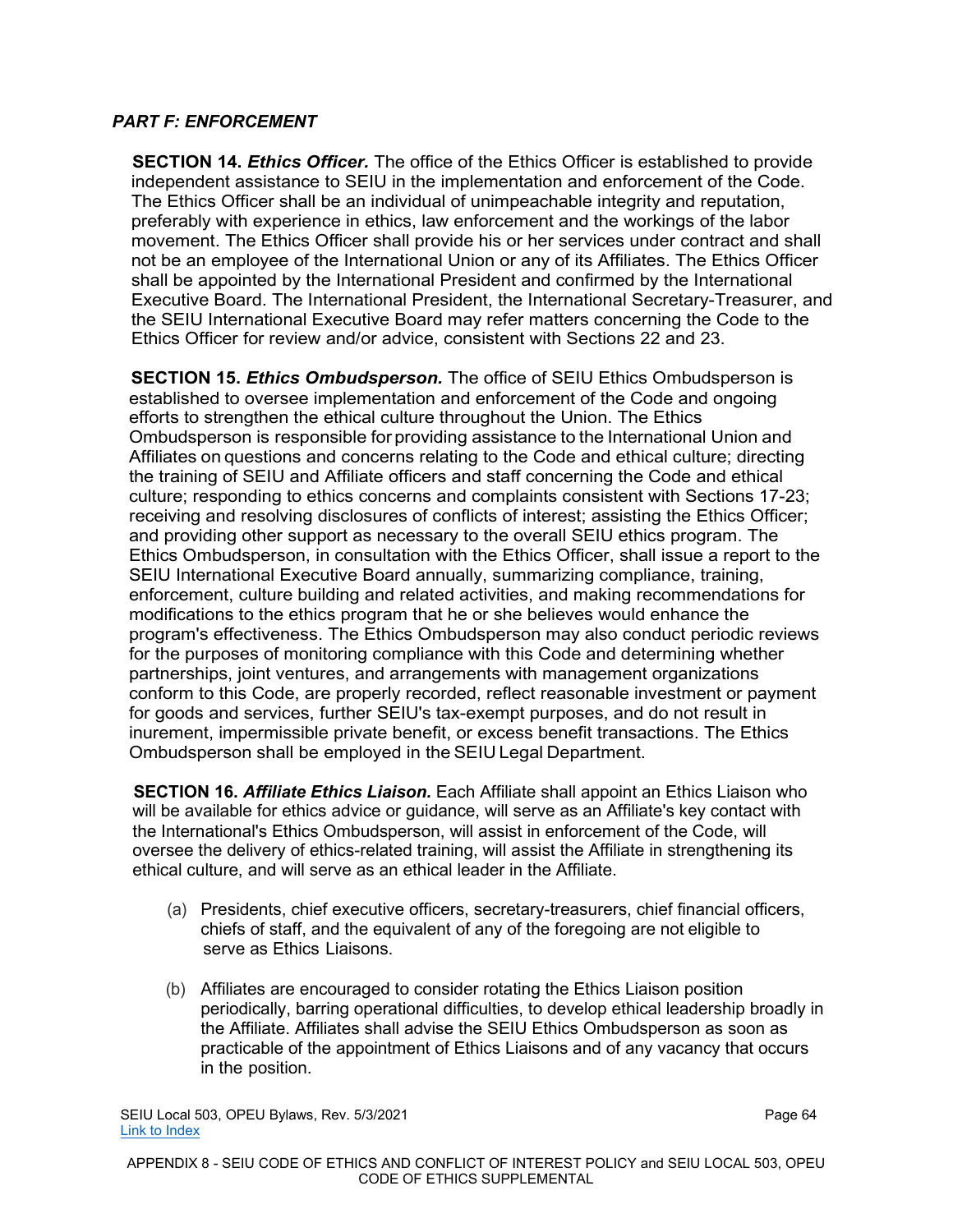## *PART F: ENFORCEMENT*

**SECTION 14.** ***Ethics Officer.*** The office of the Ethics Officer is established to provide independent assistance to SEIU in the implementation and enforcement of the Code. The Ethics Officer shall be an individual of unimpeachable integrity and reputation, preferably with experience in ethics, law enforcement and the workings of the labor movement. The Ethics Officer shall provide his or her services under contract and shall not be an employee of the International Union or any of its Affiliates. The Ethics Officer shall be appointed by the International President and confirmed by the International Executive Board. The International President, the International Secretary-Treasurer, and the SEIU International Executive Board may refer matters concerning the Code to the Ethics Officer for review and/or advice, consistent with Sections 22 and 23.

**SECTION 15.** ***Ethics Ombudsperson.*** The office of SEIU Ethics Ombudsperson is established to oversee implementation and enforcement of the Code and ongoing efforts to strengthen the ethical culture throughout the Union. The Ethics Ombudsperson is responsible for providing assistance to the International Union and Affiliates on questions and concerns relating to the Code and ethical culture; directing the training of SEIU and Affiliate officers and staff concerning the Code and ethical culture; responding to ethics concerns and complaints consistent with Sections 17-23; receiving and resolving disclosures of conflicts of interest; assisting the Ethics Officer; and providing other support as necessary to the overall SEIU ethics program. The Ethics Ombudsperson, in consultation with the Ethics Officer, shall issue a report to the SEIU International Executive Board annually, summarizing compliance, training, enforcement, culture building and related activities, and making recommendations for modifications to the ethics program that he or she believes would enhance the program's effectiveness. The Ethics Ombudsperson may also conduct periodic reviews for the purposes of monitoring compliance with this Code and determining whether partnerships, joint ventures, and arrangements with management organizations conform to this Code, are properly recorded, reflect reasonable investment or payment for goods and services, further SEIU's tax-exempt purposes, and do not result in inurement, impermissible private benefit, or excess benefit transactions. The Ethics Ombudsperson shall be employed in the SEIU Legal Department.

**SECTION 16.** ***Affiliate Ethics Liaison.*** Each Affiliate shall appoint an Ethics Liaison who will be available for ethics advice or guidance, will serve as an Affiliate's key contact with the International's Ethics Ombudsperson, will assist in enforcement of the Code, will oversee the delivery of ethics-related training, will assist the Affiliate in strengthening its ethical culture, and will serve as an ethical leader in the Affiliate.

(a) Presidents, chief executive officers, secretary-treasurers, chief financial officers, chiefs of staff, and the equivalent of any of the foregoing are not eligible to serve as Ethics Liaisons.

(b) Affiliates are encouraged to consider rotating the Ethics Liaison position periodically, barring operational difficulties, to develop ethical leadership broadly in the Affiliate. Affiliates shall advise the SEIU Ethics Ombudsperson as soon as practicable of the appointment of Ethics Liaisons and of any vacancy that occurs in the position.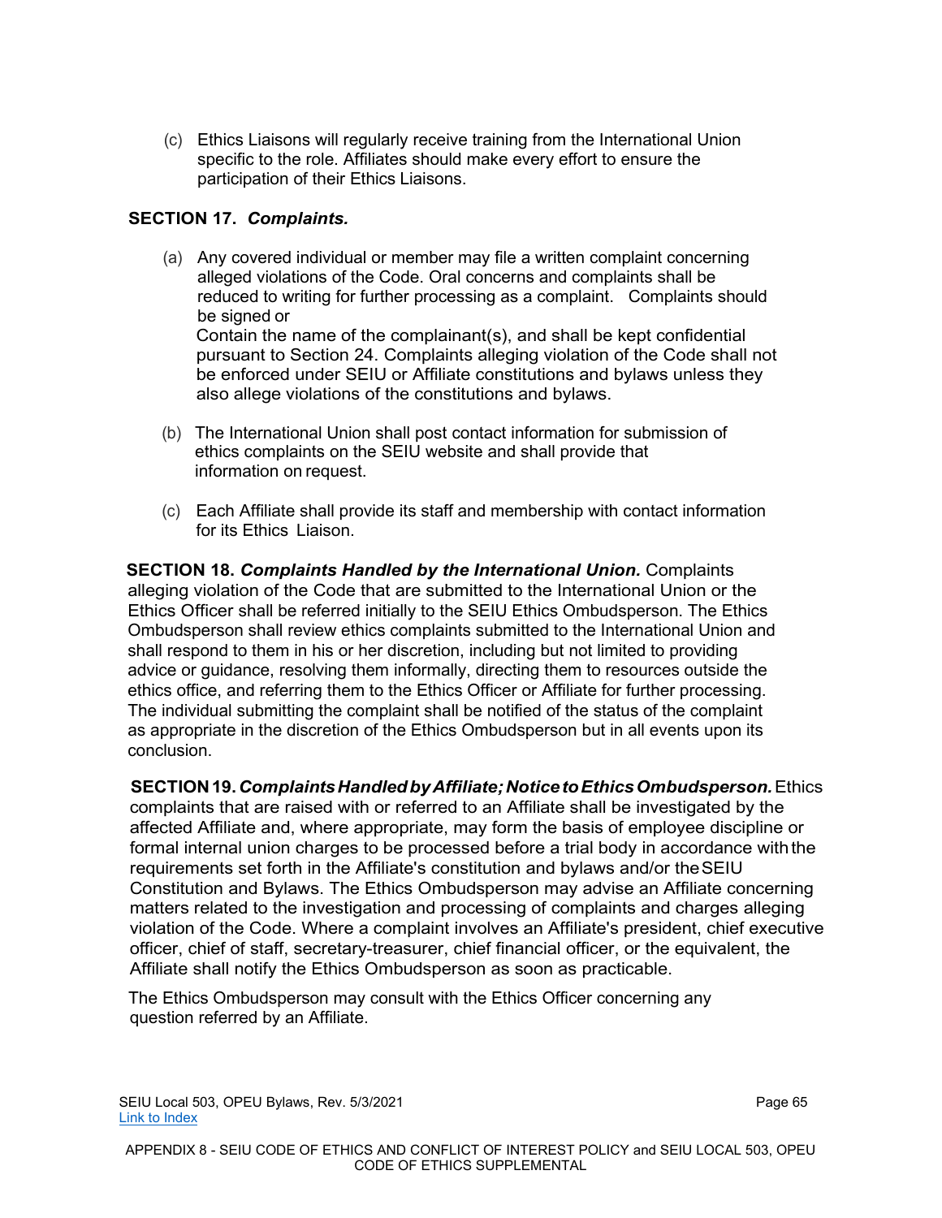(c) Ethics Liaisons will regularly receive training from the International Union specific to the role. Affiliates should make every effort to ensure the participation of their Ethics Liaisons.

**SECTION 17.** ***Complaints.***

(a) Any covered individual or member may file a written complaint concerning alleged violations of the Code. Oral concerns and complaints shall be reduced to writing for further processing as a complaint. Complaints should be signed or
Contain the name of the complainant(s), and shall be kept confidential pursuant to Section 24. Complaints alleging violation of the Code shall not be enforced under SEIU or Affiliate constitutions and bylaws unless they also allege violations of the constitutions and bylaws.

(b) The International Union shall post contact information for submission of ethics complaints on the SEIU website and shall provide that information on request.

(c) Each Affiliate shall provide its staff and membership with contact information for its Ethics Liaison.

**SECTION 18.** ***Complaints Handled by the International Union.*** Complaints alleging violation of the Code that are submitted to the International Union or the Ethics Officer shall be referred initially to the SEIU Ethics Ombudsperson. The Ethics Ombudsperson shall review ethics complaints submitted to the International Union and shall respond to them in his or her discretion, including but not limited to providing advice or guidance, resolving them informally, directing them to resources outside the ethics office, and referring them to the Ethics Officer or Affiliate for further processing. The individual submitting the complaint shall be notified of the status of the complaint as appropriate in the discretion of the Ethics Ombudsperson but in all events upon its conclusion.

**SECTION 19.** ***Complaints Handled by Affiliate; Notice to Ethics Ombudsperson.*** Ethics complaints that are raised with or referred to an Affiliate shall be investigated by the affected Affiliate and, where appropriate, may form the basis of employee discipline or formal internal union charges to be processed before a trial body in accordance with the requirements set forth in the Affiliate's constitution and bylaws and/or the SEIU Constitution and Bylaws. The Ethics Ombudsperson may advise an Affiliate concerning matters related to the investigation and processing of complaints and charges alleging violation of the Code. Where a complaint involves an Affiliate's president, chief executive officer, chief of staff, secretary-treasurer, chief financial officer, or the equivalent, the Affiliate shall notify the Ethics Ombudsperson as soon as practicable.

The Ethics Ombudsperson may consult with the Ethics Officer concerning any question referred by an Affiliate.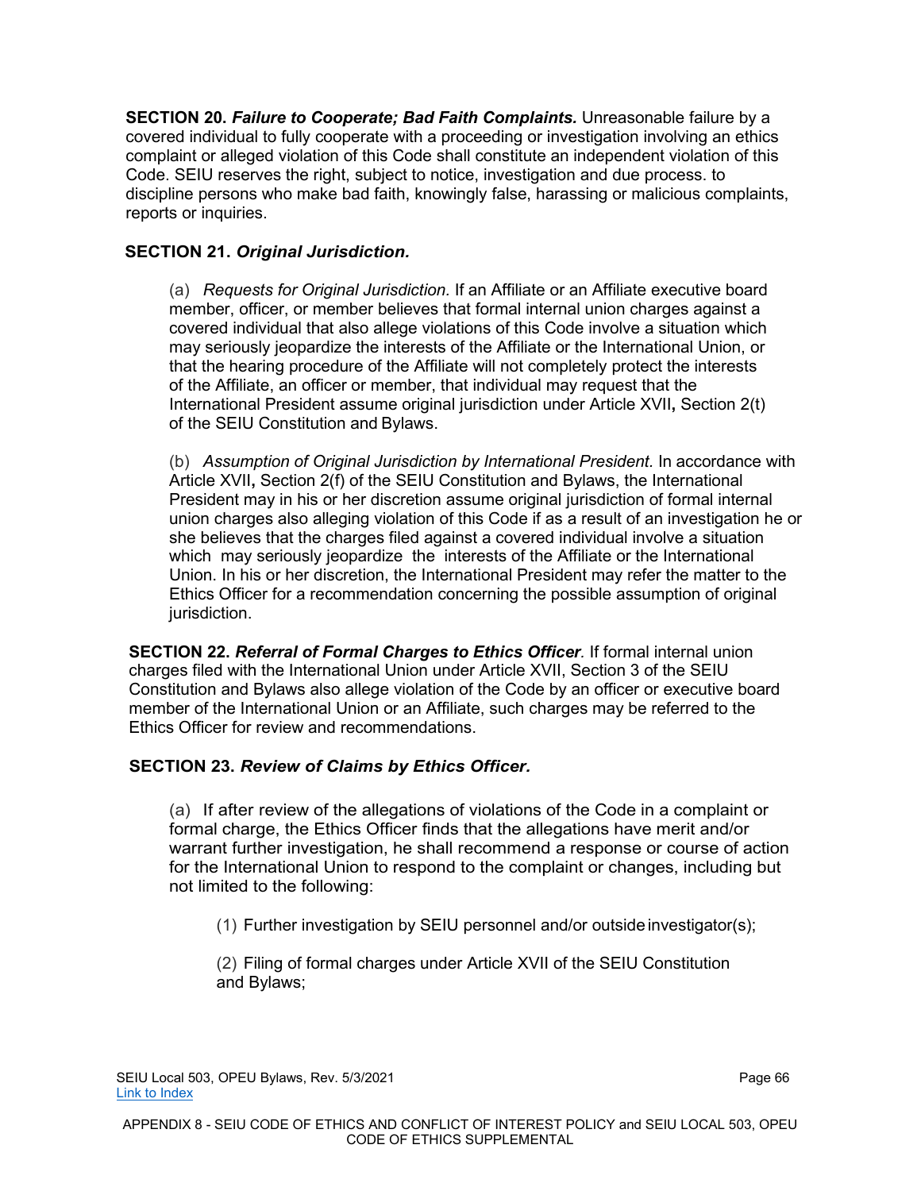**SECTION 20. *Failure to Cooperate; Bad Faith Complaints.*** Unreasonable failure by a covered individual to fully cooperate with a proceeding or investigation involving an ethics complaint or alleged violation of this Code shall constitute an independent violation of this Code. SEIU reserves the right, subject to notice, investigation and due process. to discipline persons who make bad faith, knowingly false, harassing or malicious complaints, reports or inquiries.

**SECTION 21. *Original Jurisdiction.***

(a) *Requests for Original Jurisdiction.* If an Affiliate or an Affiliate executive board member, officer, or member believes that formal internal union charges against a covered individual that also allege violations of this Code involve a situation which may seriously jeopardize the interests of the Affiliate or the International Union, or that the hearing procedure of the Affiliate will not completely protect the interests of the Affiliate, an officer or member, that individual may request that the International President assume original jurisdiction under Article XVII**,** Section 2(t) of the SEIU Constitution and Bylaws.

(b) *Assumption of Original Jurisdiction by International President.* In accordance with Article XVII**,** Section 2(f) of the SEIU Constitution and Bylaws, the International President may in his or her discretion assume original jurisdiction of formal internal union charges also alleging violation of this Code if as a result of an investigation he or she believes that the charges filed against a covered individual involve a situation which may seriously jeopardize the interests of the Affiliate or the International Union. In his or her discretion, the International President may refer the matter to the Ethics Officer for a recommendation concerning the possible assumption of original jurisdiction.

**SECTION 22. *Referral of Formal Charges to Ethics Officer*.** If formal internal union charges filed with the International Union under Article XVII, Section 3 of the SEIU Constitution and Bylaws also allege violation of the Code by an officer or executive board member of the International Union or an Affiliate, such charges may be referred to the Ethics Officer for review and recommendations.

**SECTION 23. *Review of Claims by Ethics Officer.***

(a) If after review of the allegations of violations of the Code in a complaint or formal charge, the Ethics Officer finds that the allegations have merit and/or warrant further investigation, he shall recommend a response or course of action for the International Union to respond to the complaint or changes, including but not limited to the following:

(1) Further investigation by SEIU personnel and/or outside investigator(s);

(2) Filing of formal charges under Article XVII of the SEIU Constitution and Bylaws;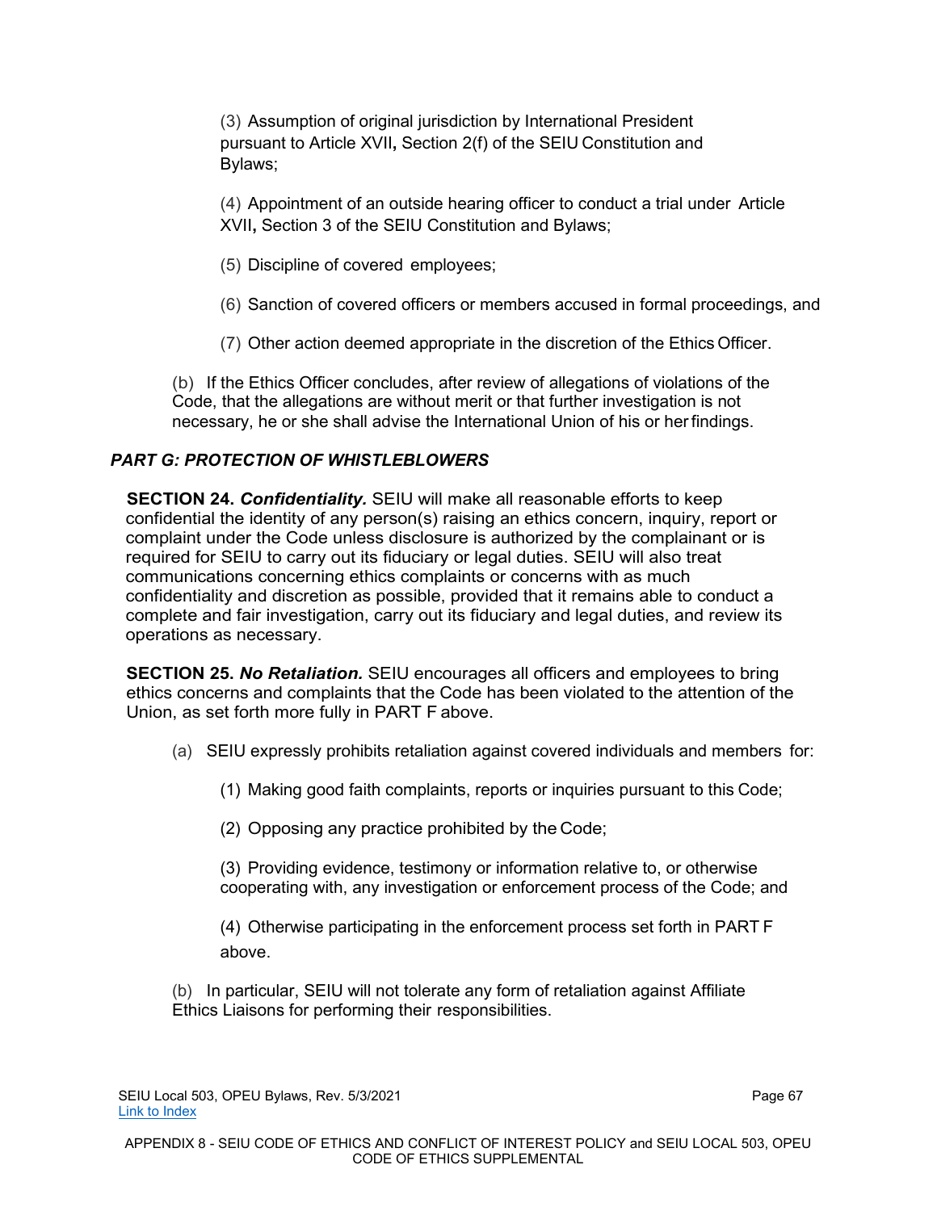(3) Assumption of original jurisdiction by International President pursuant to Article XVII, Section 2(f) of the SEIU Constitution and Bylaws;

(4) Appointment of an outside hearing officer to conduct a trial under Article XVII, Section 3 of the SEIU Constitution and Bylaws;

(5) Discipline of covered employees;

(6) Sanction of covered officers or members accused in formal proceedings, and

(7) Other action deemed appropriate in the discretion of the Ethics Officer.

(b) If the Ethics Officer concludes, after review of allegations of violations of the Code, that the allegations are without merit or that further investigation is not necessary, he or she shall advise the International Union of his or her findings.

### *PART G: PROTECTION OF WHISTLEBLOWERS*

**SECTION 24. *Confidentiality.*** SEIU will make all reasonable efforts to keep confidential the identity of any person(s) raising an ethics concern, inquiry, report or complaint under the Code unless disclosure is authorized by the complainant or is required for SEIU to carry out its fiduciary or legal duties. SEIU will also treat communications concerning ethics complaints or concerns with as much confidentiality and discretion as possible, provided that it remains able to conduct a complete and fair investigation, carry out its fiduciary and legal duties, and review its operations as necessary.

**SECTION 25. *No Retaliation.*** SEIU encourages all officers and employees to bring ethics concerns and complaints that the Code has been violated to the attention of the Union, as set forth more fully in PART F above.

(a) SEIU expressly prohibits retaliation against covered individuals and members for:

(1) Making good faith complaints, reports or inquiries pursuant to this Code;

(2) Opposing any practice prohibited by the Code;

(3) Providing evidence, testimony or information relative to, or otherwise cooperating with, any investigation or enforcement process of the Code; and

(4) Otherwise participating in the enforcement process set forth in PART F above.

(b) In particular, SEIU will not tolerate any form of retaliation against Affiliate Ethics Liaisons for performing their responsibilities.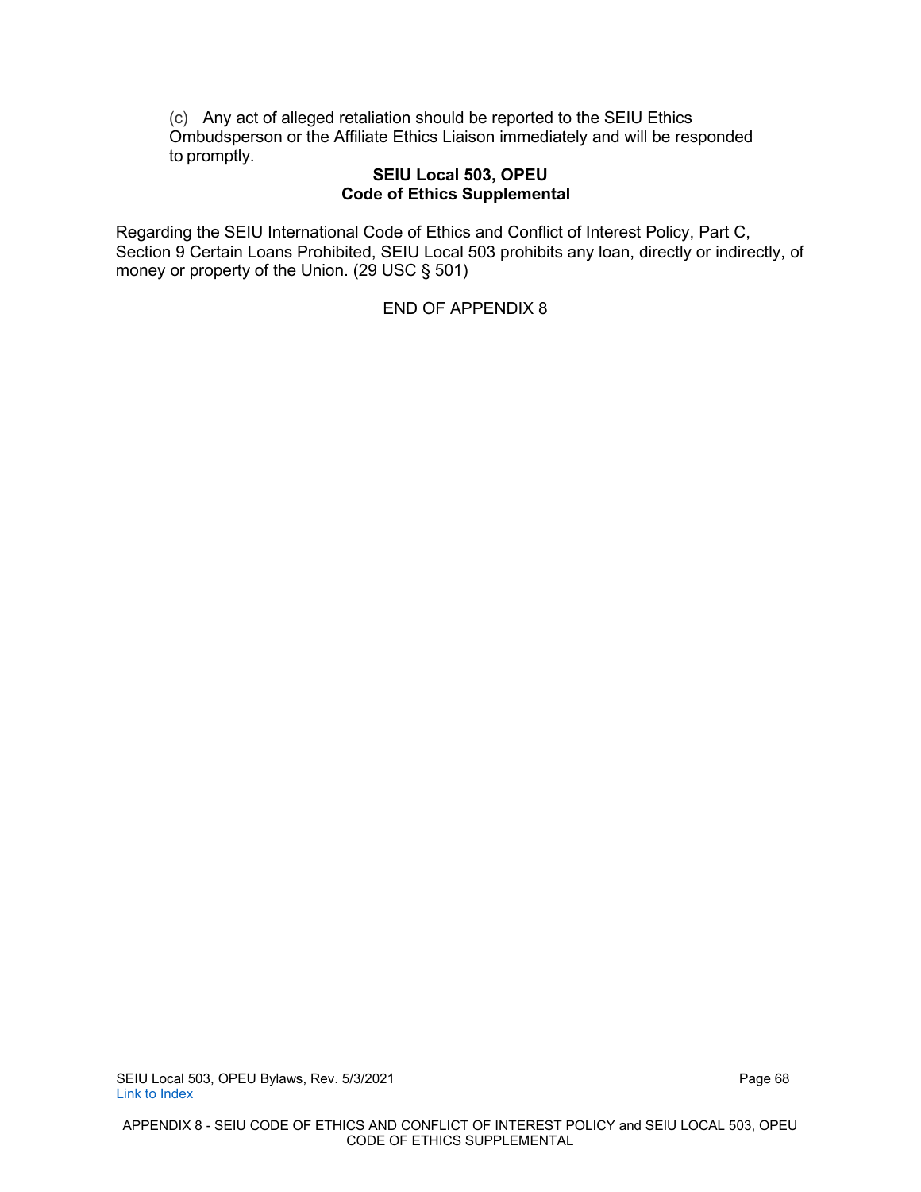(c) Any act of alleged retaliation should be reported to the SEIU Ethics Ombudsperson or the Affiliate Ethics Liaison immediately and will be responded to promptly.

**SEIU Local 503, OPEU**
**Code of Ethics Supplemental**

Regarding the SEIU International Code of Ethics and Conflict of Interest Policy, Part C, Section 9 Certain Loans Prohibited, SEIU Local 503 prohibits any loan, directly or indirectly, of money or property of the Union. (29 USC § 501)

END OF APPENDIX 8